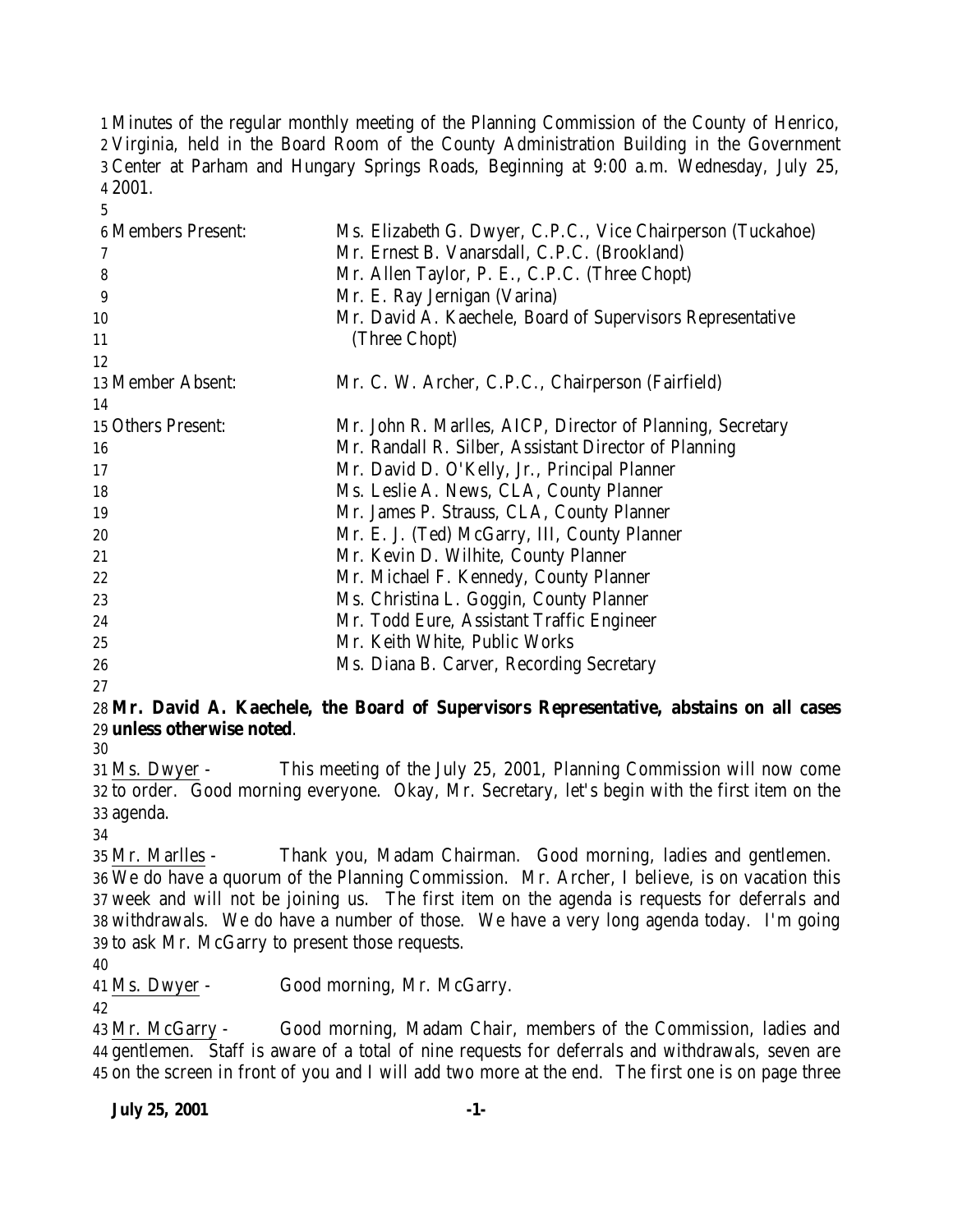Minutes of the regular monthly meeting of the Planning Commission of the County of Henrico, Virginia, held in the Board Room of the County Administration Building in the Government Center at Parham and Hungary Springs Roads, Beginning at 9:00 a.m. Wednesday, July 25, 2001.

| | |
|---|---|
| Members Present: | Ms. Elizabeth G. Dwyer, C.P.C., Vice Chairperson (Tuckahoe) |
| | Mr. Ernest B. Vanarsdall, C.P.C. (Brookland) |
| | Mr. Allen Taylor, P. E., C.P.C. (Three Chopt) |
| | Mr. E. Ray Jernigan (Varina) |
| | Mr. David A. Kaechele, Board of Supervisors Representative (Three Chopt) |
| Member Absent: | Mr. C. W. Archer, C.P.C., Chairperson (Fairfield) |
| Others Present: | Mr. John R. Marlles, AICP, Director of Planning, Secretary |
| | Mr. Randall R. Silber, Assistant Director of Planning |
| | Mr. David D. O'Kelly, Jr., Principal Planner |
| | Ms. Leslie A. News, CLA, County Planner |
| | Mr. James P. Strauss, CLA, County Planner |
| | Mr. E. J. (Ted) McGarry, III, County Planner |
| | Mr. Kevin D. Wilhite, County Planner |
| | Mr. Michael F. Kennedy, County Planner |
| | Ms. Christina L. Goggin, County Planner |
| | Mr. Todd Eure, Assistant Traffic Engineer |
| | Mr. Keith White, Public Works |
| | Ms. Diana B. Carver, Recording Secretary |

**Mr. David A. Kaechele, the Board of Supervisors Representative, abstains on all cases unless otherwise noted**.

Ms. Dwyer - This meeting of the July 25, 2001, Planning Commission will now come to order. Good morning everyone. Okay, Mr. Secretary, let's begin with the first item on the agenda.

Mr. Marlles - Thank you, Madam Chairman. Good morning, ladies and gentlemen. We do have a quorum of the Planning Commission. Mr. Archer, I believe, is on vacation this week and will not be joining us. The first item on the agenda is requests for deferrals and withdrawals. We do have a number of those. We have a very long agenda today. I'm going to ask Mr. McGarry to present those requests.

Ms. Dwyer - Good morning, Mr. McGarry.

Mr. McGarry - Good morning, Madam Chair, members of the Commission, ladies and gentlemen. Staff is aware of a total of nine requests for deferrals and withdrawals, seven are on the screen in front of you and I will add two more at the end. The first one is on page three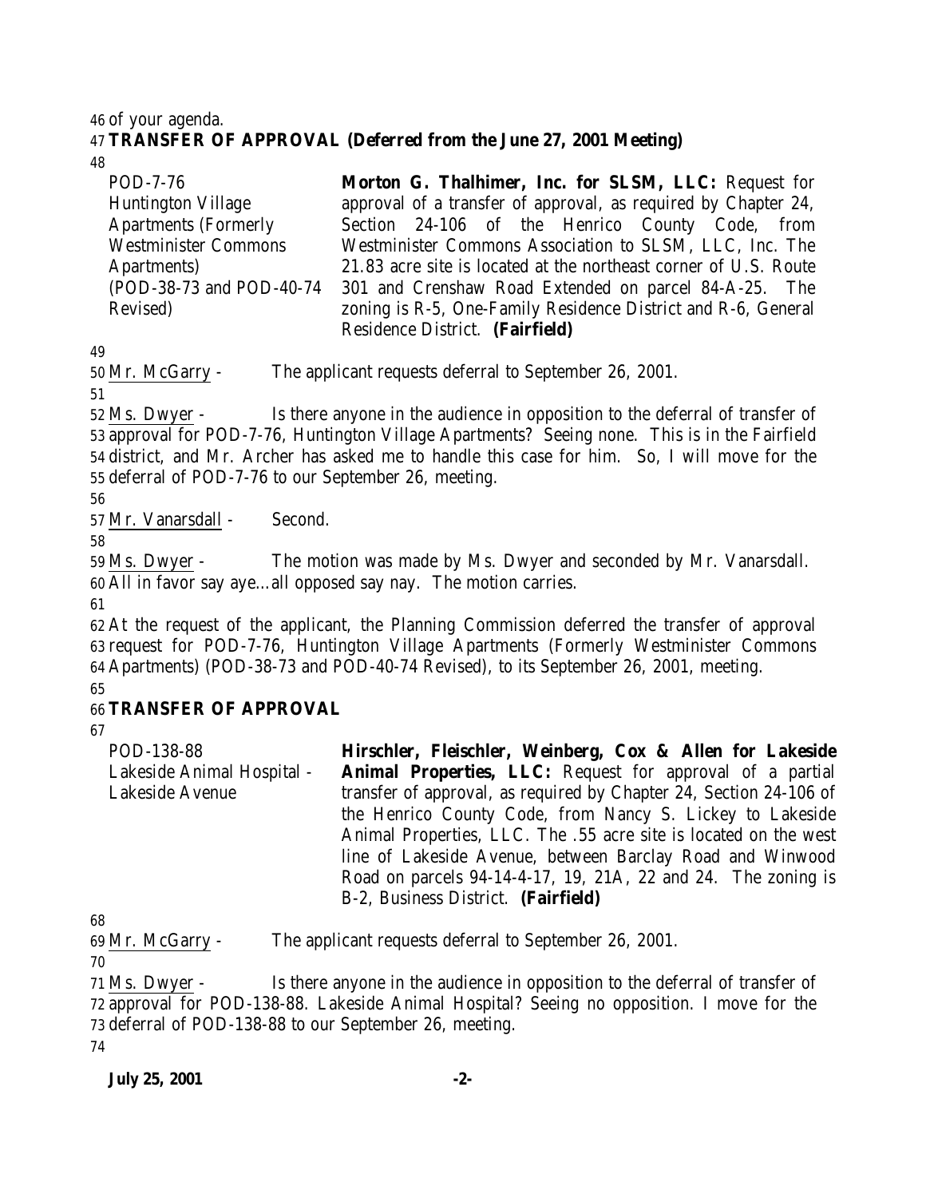of your agenda.

**TRANSFER OF APPROVAL (Deferred from the June 27, 2001 Meeting)**

| | |
|---|---|
| POD-7-76<br>Huntington Village Apartments (Formerly Westminister Commons Apartments)<br>(POD-38-73 and POD-40-74 Revised) | **Morton G. Thalhimer, Inc. for SLSM, LLC:** Request for approval of a transfer of approval, as required by Chapter 24, Section 24-106 of the Henrico County Code, from Westminister Commons Association to SLSM, LLC, Inc. The 21.83 acre site is located at the northeast corner of U.S. Route 301 and Crenshaw Road Extended on parcel 84-A-25. The zoning is R-5, One-Family Residence District and R-6, General Residence District. **(Fairfield)** |

Mr. McGarry - The applicant requests deferral to September 26, 2001.

Ms. Dwyer - Is there anyone in the audience in opposition to the deferral of transfer of approval for POD-7-76, Huntington Village Apartments? Seeing none. This is in the Fairfield district, and Mr. Archer has asked me to handle this case for him. So, I will move for the deferral of POD-7-76 to our September 26, meeting.

Mr. Vanarsdall - Second.

Ms. Dwyer - The motion was made by Ms. Dwyer and seconded by Mr. Vanarsdall. All in favor say aye…all opposed say nay. The motion carries.

At the request of the applicant, the Planning Commission deferred the transfer of approval request for POD-7-76, Huntington Village Apartments (Formerly Westminister Commons Apartments) (POD-38-73 and POD-40-74 Revised), to its September 26, 2001, meeting.

**TRANSFER OF APPROVAL**

| | |
|---|---|
| POD-138-88<br>Lakeside Animal Hospital - Lakeside Avenue | **Hirschler, Fleischler, Weinberg, Cox & Allen for Lakeside Animal Properties, LLC:** Request for approval of a partial transfer of approval, as required by Chapter 24, Section 24-106 of the Henrico County Code, from Nancy S. Lickey to Lakeside Animal Properties, LLC. The .55 acre site is located on the west line of Lakeside Avenue, between Barclay Road and Winwood Road on parcels 94-14-4-17, 19, 21A, 22 and 24. The zoning is B-2, Business District. **(Fairfield)** |

Mr. McGarry - The applicant requests deferral to September 26, 2001.

Ms. Dwyer - Is there anyone in the audience in opposition to the deferral of transfer of approval for POD-138-88. Lakeside Animal Hospital? Seeing no opposition. I move for the deferral of POD-138-88 to our September 26, meeting.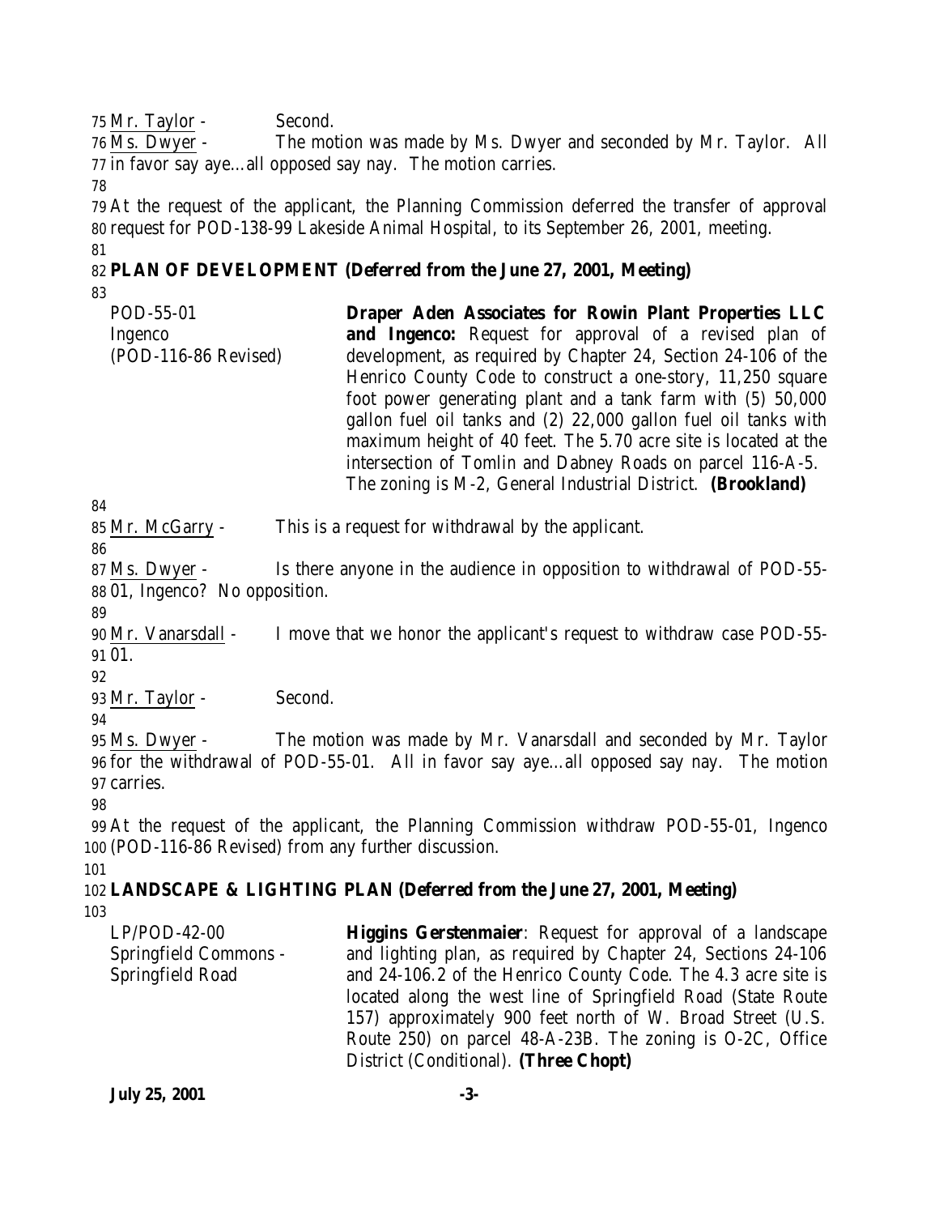Mr. Taylor - Second.

Ms. Dwyer - The motion was made by Ms. Dwyer and seconded by Mr. Taylor. All in favor say aye…all opposed say nay. The motion carries.

At the request of the applicant, the Planning Commission deferred the transfer of approval request for POD-138-99 Lakeside Animal Hospital, to its September 26, 2001, meeting.

**PLAN OF DEVELOPMENT (Deferred from the June 27, 2001, Meeting)**

| | |
|---|---|
| POD-55-01<br>Ingenco<br>(POD-116-86 Revised) | **Draper Aden Associates for Rowin Plant Properties LLC and Ingenco:** Request for approval of a revised plan of development, as required by Chapter 24, Section 24-106 of the Henrico County Code to construct a one-story, 11,250 square foot power generating plant and a tank farm with (5) 50,000 gallon fuel oil tanks and (2) 22,000 gallon fuel oil tanks with maximum height of 40 feet. The 5.70 acre site is located at the intersection of Tomlin and Dabney Roads on parcel 116-A-5. The zoning is M-2, General Industrial District. **(Brookland)** |

Mr. McGarry - This is a request for withdrawal by the applicant.

Ms. Dwyer - Is there anyone in the audience in opposition to withdrawal of POD-55-01, Ingenco? No opposition.

Mr. Vanarsdall - I move that we honor the applicant's request to withdraw case POD-55-01.

Mr. Taylor - Second.

Ms. Dwyer - The motion was made by Mr. Vanarsdall and seconded by Mr. Taylor for the withdrawal of POD-55-01. All in favor say aye…all opposed say nay. The motion carries.

At the request of the applicant, the Planning Commission withdraw POD-55-01, Ingenco (POD-116-86 Revised) from any further discussion.

**LANDSCAPE & LIGHTING PLAN (Deferred from the June 27, 2001, Meeting)**

| | |
|---|---|
| LP/POD-42-00<br>Springfield Commons - Springfield Road | **Higgins Gerstenmaier**: Request for approval of a landscape and lighting plan, as required by Chapter 24, Sections 24-106 and 24-106.2 of the Henrico County Code. The 4.3 acre site is located along the west line of Springfield Road (State Route 157) approximately 900 feet north of W. Broad Street (U.S. Route 250) on parcel 48-A-23B. The zoning is O-2C, Office District (Conditional). **(Three Chopt)** |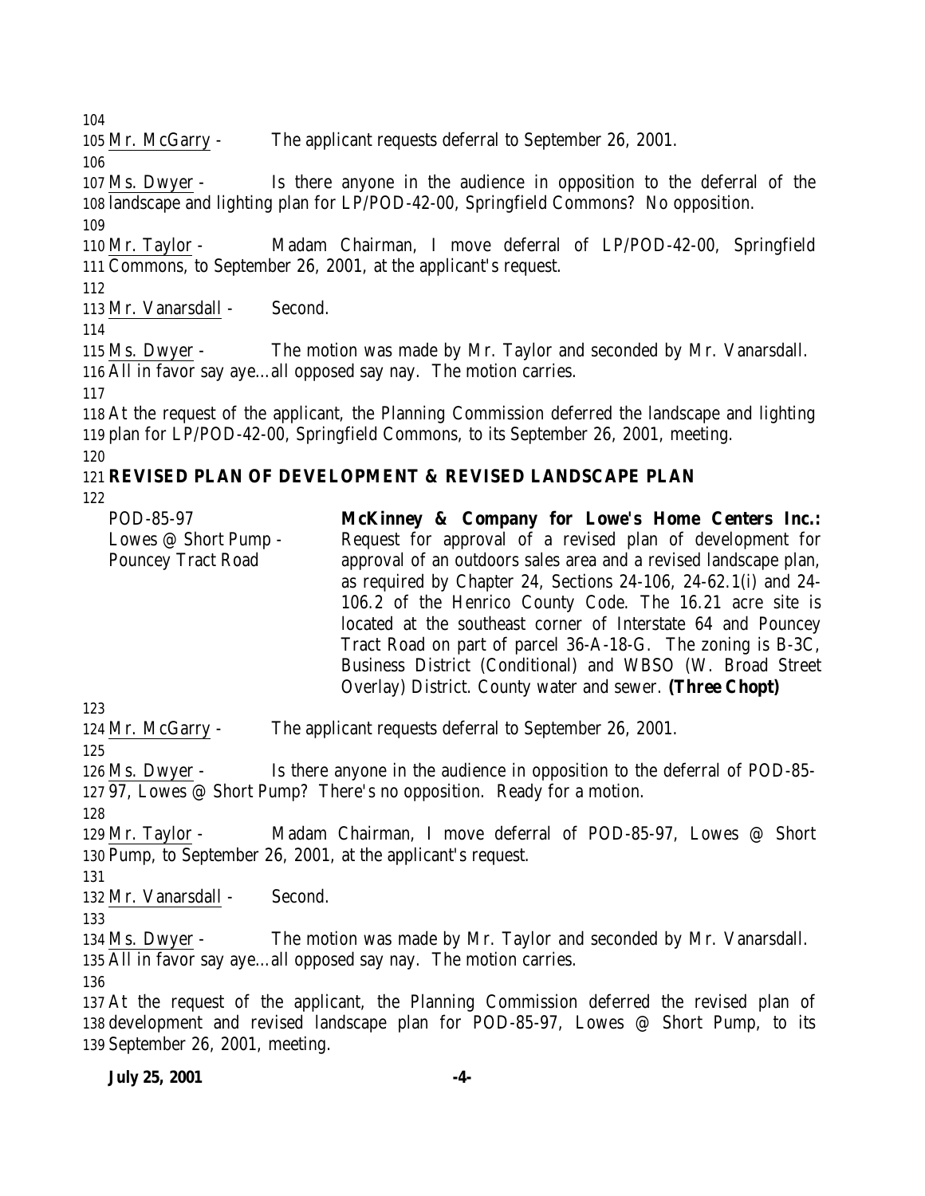Mr. McGarry - The applicant requests deferral to September 26, 2001.

Ms. Dwyer - Is there anyone in the audience in opposition to the deferral of the landscape and lighting plan for LP/POD-42-00, Springfield Commons? No opposition.

Mr. Taylor - Madam Chairman, I move deferral of LP/POD-42-00, Springfield Commons, to September 26, 2001, at the applicant's request.

Mr. Vanarsdall - Second.

Ms. Dwyer - The motion was made by Mr. Taylor and seconded by Mr. Vanarsdall. All in favor say aye…all opposed say nay. The motion carries.

At the request of the applicant, the Planning Commission deferred the landscape and lighting plan for LP/POD-42-00, Springfield Commons, to its September 26, 2001, meeting.

**REVISED PLAN OF DEVELOPMENT & REVISED LANDSCAPE PLAN**

| | |
|---|---|
| POD-85-97<br>Lowes @ Short Pump - Pouncey Tract Road | **McKinney & Company for Lowe's Home Centers Inc.:** Request for approval of a revised plan of development for approval of an outdoors sales area and a revised landscape plan, as required by Chapter 24, Sections 24-106, 24-62.1(i) and 24-106.2 of the Henrico County Code. The 16.21 acre site is located at the southeast corner of Interstate 64 and Pouncey Tract Road on part of parcel 36-A-18-G. The zoning is B-3C, Business District (Conditional) and WBSO (W. Broad Street Overlay) District. County water and sewer. **(Three Chopt)** |

Mr. McGarry - The applicant requests deferral to September 26, 2001.

Ms. Dwyer - Is there anyone in the audience in opposition to the deferral of POD-85-97, Lowes @ Short Pump? There's no opposition. Ready for a motion.

Mr. Taylor - Madam Chairman, I move deferral of POD-85-97, Lowes @ Short Pump, to September 26, 2001, at the applicant's request.

Mr. Vanarsdall - Second.

Ms. Dwyer - The motion was made by Mr. Taylor and seconded by Mr. Vanarsdall. All in favor say aye…all opposed say nay. The motion carries.

At the request of the applicant, the Planning Commission deferred the revised plan of development and revised landscape plan for POD-85-97, Lowes @ Short Pump, to its September 26, 2001, meeting.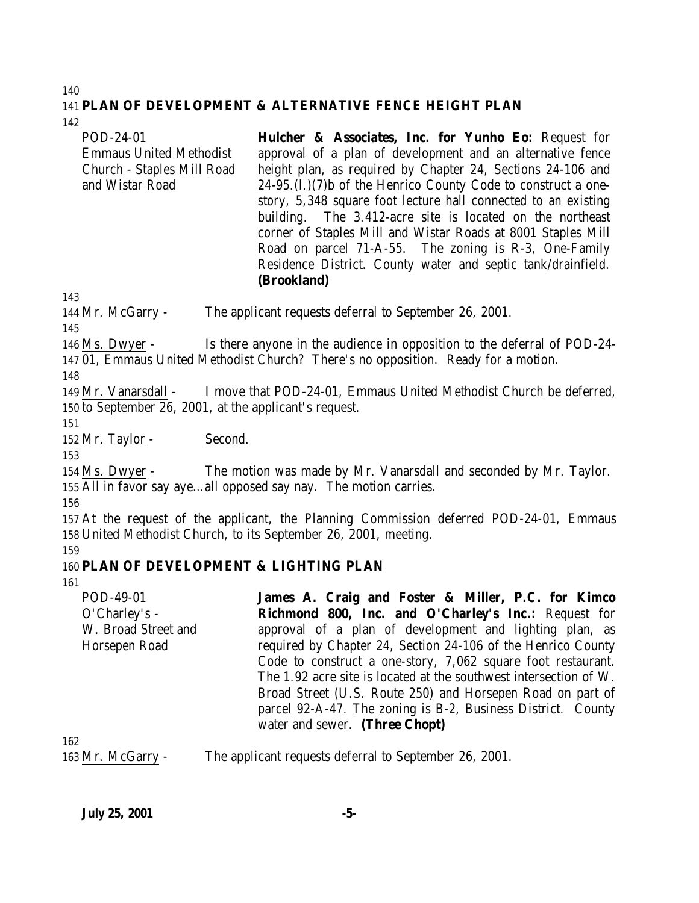**PLAN OF DEVELOPMENT & ALTERNATIVE FENCE HEIGHT PLAN**

| | |
|---|---|
| POD-24-01<br>Emmaus United Methodist Church - Staples Mill Road and Wistar Road | **Hulcher & Associates, Inc. for Yunho Eo:** Request for approval of a plan of development and an alternative fence height plan, as required by Chapter 24, Sections 24-106 and 24-95.(l.)(7)b of the Henrico County Code to construct a one-story, 5,348 square foot lecture hall connected to an existing building. The 3.412-acre site is located on the northeast corner of Staples Mill and Wistar Roads at 8001 Staples Mill Road on parcel 71-A-55. The zoning is R-3, One-Family Residence District. County water and septic tank/drainfield. **(Brookland)** |

Mr. McGarry - The applicant requests deferral to September 26, 2001.

Ms. Dwyer - Is there anyone in the audience in opposition to the deferral of POD-24-01, Emmaus United Methodist Church? There's no opposition. Ready for a motion.

Mr. Vanarsdall - I move that POD-24-01, Emmaus United Methodist Church be deferred, to September 26, 2001, at the applicant's request.

Mr. Taylor - Second.

Ms. Dwyer - The motion was made by Mr. Vanarsdall and seconded by Mr. Taylor. All in favor say aye…all opposed say nay. The motion carries.

At the request of the applicant, the Planning Commission deferred POD-24-01, Emmaus United Methodist Church, to its September 26, 2001, meeting.

**PLAN OF DEVELOPMENT & LIGHTING PLAN**

| | |
|---|---|
| POD-49-01<br>O'Charley's -<br>W. Broad Street and Horsepen Road | **James A. Craig and Foster & Miller, P.C. for Kimco Richmond 800, Inc. and O'Charley's Inc.:** Request for approval of a plan of development and lighting plan, as required by Chapter 24, Section 24-106 of the Henrico County Code to construct a one-story, 7,062 square foot restaurant. The 1.92 acre site is located at the southwest intersection of W. Broad Street (U.S. Route 250) and Horsepen Road on part of parcel 92-A-47. The zoning is B-2, Business District. County water and sewer. **(Three Chopt)** |

Mr. McGarry - The applicant requests deferral to September 26, 2001.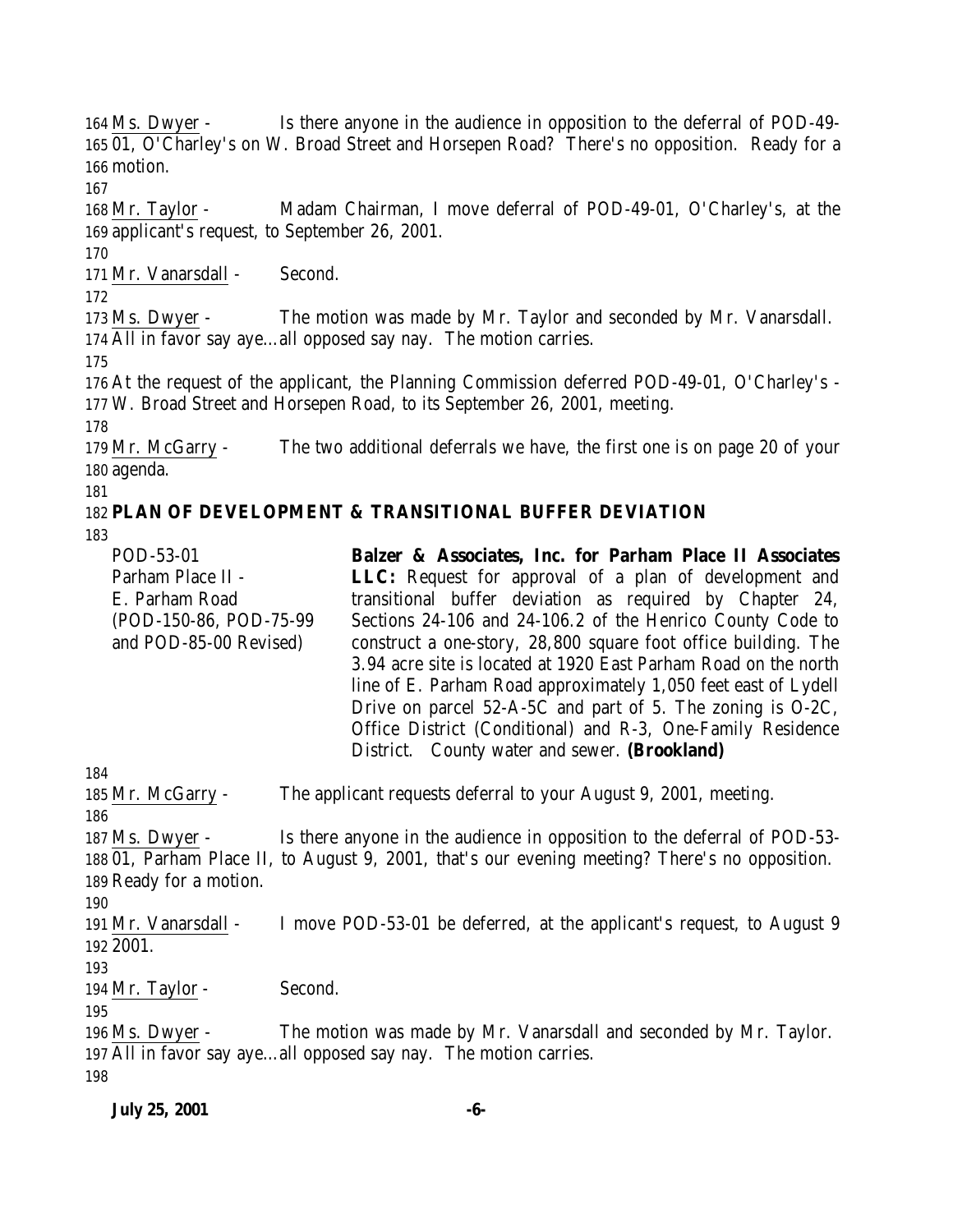164 Ms. Dwyer - Is there anyone in the audience in opposition to the deferral of POD-49-
165 01, O'Charley's on W. Broad Street and Horsepen Road? There's no opposition. Ready for a
166 motion.

167

168 Mr. Taylor - Madam Chairman, I move deferral of POD-49-01, O'Charley's, at the
169 applicant's request, to September 26, 2001.

170

171 Mr. Vanarsdall - Second.

172

173 Ms. Dwyer - The motion was made by Mr. Taylor and seconded by Mr. Vanarsdall.
174 All in favor say aye…all opposed say nay. The motion carries.

175

176 At the request of the applicant, the Planning Commission deferred POD-49-01, O'Charley's -
177 W. Broad Street and Horsepen Road, to its September 26, 2001, meeting.

178

179 Mr. McGarry - The two additional deferrals we have, the first one is on page 20 of your
180 agenda.

181

182 **PLAN OF DEVELOPMENT & TRANSITIONAL BUFFER DEVIATION**

183

| | |
|---|---|
| POD-53-01<br>Parham Place II -<br>E. Parham Road<br>(POD-150-86, POD-75-99<br>and POD-85-00 Revised) | **Balzer & Associates, Inc. for Parham Place II Associates LLC:** Request for approval of a plan of development and transitional buffer deviation as required by Chapter 24, Sections 24-106 and 24-106.2 of the Henrico County Code to construct a one-story, 28,800 square foot office building. The 3.94 acre site is located at 1920 East Parham Road on the north line of E. Parham Road approximately 1,050 feet east of Lydell Drive on parcel 52-A-5C and part of 5. The zoning is O-2C, Office District (Conditional) and R-3, One-Family Residence District. County water and sewer. **(Brookland)** |

184

185 Mr. McGarry - The applicant requests deferral to your August 9, 2001, meeting.

186

187 Ms. Dwyer - Is there anyone in the audience in opposition to the deferral of POD-53-
188 01, Parham Place II, to August 9, 2001, that's our evening meeting? There's no opposition.
189 Ready for a motion.

190

191 Mr. Vanarsdall - I move POD-53-01 be deferred, at the applicant's request, to August 9
192 2001.

193

194 Mr. Taylor - Second.

195

196 Ms. Dwyer - The motion was made by Mr. Vanarsdall and seconded by Mr. Taylor.
197 All in favor say aye…all opposed say nay. The motion carries.

198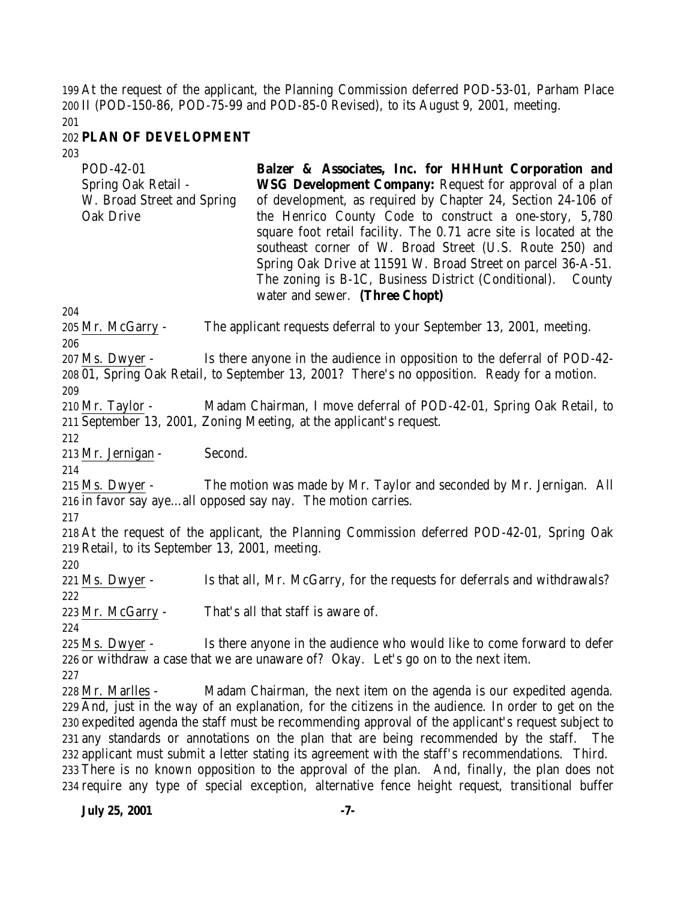At the request of the applicant, the Planning Commission deferred POD-53-01, Parham Place II (POD-150-86, POD-75-99 and POD-85-0 Revised), to its August 9, 2001, meeting.

## PLAN OF DEVELOPMENT

| | |
|---|---|
| POD-42-01<br>Spring Oak Retail -<br>W. Broad Street and Spring Oak Drive | **Balzer & Associates, Inc. for HHHunt Corporation and WSG Development Company:** Request for approval of a plan of development, as required by Chapter 24, Section 24-106 of the Henrico County Code to construct a one-story, 5,780 square foot retail facility. The 0.71 acre site is located at the southeast corner of W. Broad Street (U.S. Route 250) and Spring Oak Drive at 11591 W. Broad Street on parcel 36-A-51. The zoning is B-1C, Business District (Conditional). County water and sewer. **(Three Chopt)** |

Mr. McGarry - The applicant requests deferral to your September 13, 2001, meeting.

Ms. Dwyer - Is there anyone in the audience in opposition to the deferral of POD-42-01, Spring Oak Retail, to September 13, 2001? There's no opposition. Ready for a motion.

Mr. Taylor - Madam Chairman, I move deferral of POD-42-01, Spring Oak Retail, to September 13, 2001, Zoning Meeting, at the applicant's request.

Mr. Jernigan - Second.

Ms. Dwyer - The motion was made by Mr. Taylor and seconded by Mr. Jernigan. All in favor say aye…all opposed say nay. The motion carries.

At the request of the applicant, the Planning Commission deferred POD-42-01, Spring Oak Retail, to its September 13, 2001, meeting.

Ms. Dwyer - Is that all, Mr. McGarry, for the requests for deferrals and withdrawals?

Mr. McGarry - That's all that staff is aware of.

Ms. Dwyer - Is there anyone in the audience who would like to come forward to defer or withdraw a case that we are unaware of? Okay. Let's go on to the next item.

Mr. Marlles - Madam Chairman, the next item on the agenda is our expedited agenda. And, just in the way of an explanation, for the citizens in the audience. In order to get on the expedited agenda the staff must be recommending approval of the applicant's request subject to any standards or annotations on the plan that are being recommended by the staff. The applicant must submit a letter stating its agreement with the staff's recommendations. Third. There is no known opposition to the approval of the plan. And, finally, the plan does not require any type of special exception, alternative fence height request, transitional buffer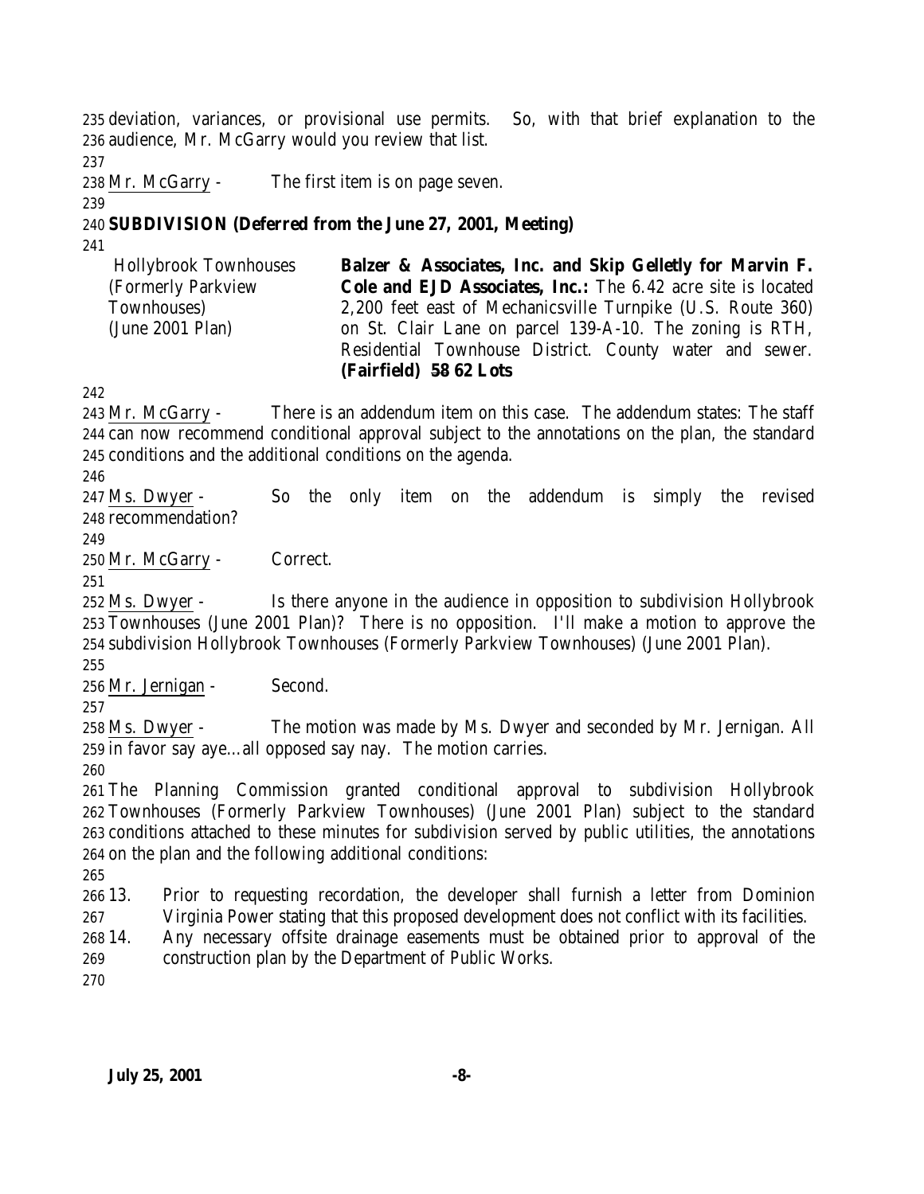deviation, variances, or provisional use permits. So, with that brief explanation to the audience, Mr. McGarry would you review that list.

Mr. McGarry - The first item is on page seven.

**SUBDIVISION (Deferred from the June 27, 2001, Meeting)**

| | |
|---|---|
| Hollybrook Townhouses (Formerly Parkview Townhouses) (June 2001 Plan) | **Balzer & Associates, Inc. and Skip Gelletly for Marvin F. Cole and EJD Associates, Inc.:** The 6.42 acre site is located 2,200 feet east of Mechanicsville Turnpike (U.S. Route 360) on St. Clair Lane on parcel 139-A-10. The zoning is RTH, Residential Townhouse District. County water and sewer. **(Fairfield) ~~58~~ 62 Lots** |

Mr. McGarry - There is an addendum item on this case. The addendum states: The staff can now recommend conditional approval subject to the annotations on the plan, the standard conditions and the additional conditions on the agenda.

Ms. Dwyer - So the only item on the addendum is simply the revised recommendation?

Mr. McGarry - Correct.

Ms. Dwyer - Is there anyone in the audience in opposition to subdivision Hollybrook Townhouses (June 2001 Plan)? There is no opposition. I'll make a motion to approve the subdivision Hollybrook Townhouses (Formerly Parkview Townhouses) (June 2001 Plan).

Mr. Jernigan - Second.

Ms. Dwyer - The motion was made by Ms. Dwyer and seconded by Mr. Jernigan. All in favor say aye…all opposed say nay. The motion carries.

The Planning Commission granted conditional approval to subdivision Hollybrook Townhouses (Formerly Parkview Townhouses) (June 2001 Plan) subject to the standard conditions attached to these minutes for subdivision served by public utilities, the annotations on the plan and the following additional conditions:

13. Prior to requesting recordation, the developer shall furnish a letter from Dominion Virginia Power stating that this proposed development does not conflict with its facilities.
14. Any necessary offsite drainage easements must be obtained prior to approval of the construction plan by the Department of Public Works.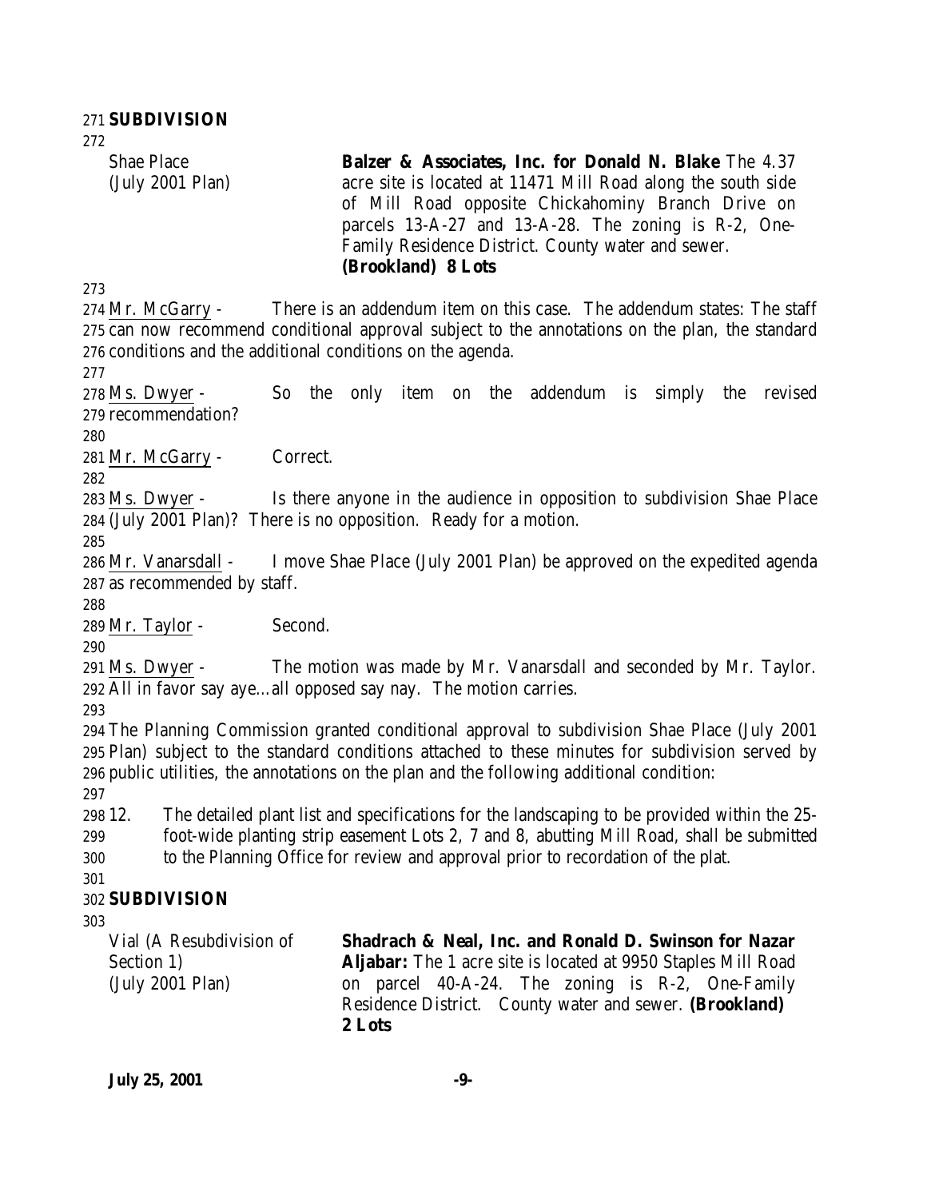**SUBDIVISION**

| | |
|---|---|
| Shae Place (July 2001 Plan) | **Balzer & Associates, Inc. for Donald N. Blake** The 4.37 acre site is located at 11471 Mill Road along the south side of Mill Road opposite Chickahominy Branch Drive on parcels 13-A-27 and 13-A-28. The zoning is R-2, One-Family Residence District. County water and sewer. **(Brookland) 8 Lots** |

Mr. McGarry - There is an addendum item on this case. The addendum states: The staff can now recommend conditional approval subject to the annotations on the plan, the standard conditions and the additional conditions on the agenda.

Ms. Dwyer - So the only item on the addendum is simply the revised recommendation?

Mr. McGarry - Correct.

Ms. Dwyer - Is there anyone in the audience in opposition to subdivision Shae Place (July 2001 Plan)? There is no opposition. Ready for a motion.

Mr. Vanarsdall - I move Shae Place (July 2001 Plan) be approved on the expedited agenda as recommended by staff.

Mr. Taylor - Second.

Ms. Dwyer - The motion was made by Mr. Vanarsdall and seconded by Mr. Taylor. All in favor say aye…all opposed say nay. The motion carries.

The Planning Commission granted conditional approval to subdivision Shae Place (July 2001 Plan) subject to the standard conditions attached to these minutes for subdivision served by public utilities, the annotations on the plan and the following additional condition:

12. The detailed plant list and specifications for the landscaping to be provided within the 25-foot-wide planting strip easement Lots 2, 7 and 8, abutting Mill Road, shall be submitted to the Planning Office for review and approval prior to recordation of the plat.

**SUBDIVISION**

| | |
|---|---|
| Vial (A Resubdivision of Section 1) (July 2001 Plan) | **Shadrach & Neal, Inc. and Ronald D. Swinson for Nazar Aljabar:** The 1 acre site is located at 9950 Staples Mill Road on parcel 40-A-24. The zoning is R-2, One-Family Residence District. County water and sewer. **(Brookland) 2 Lots** |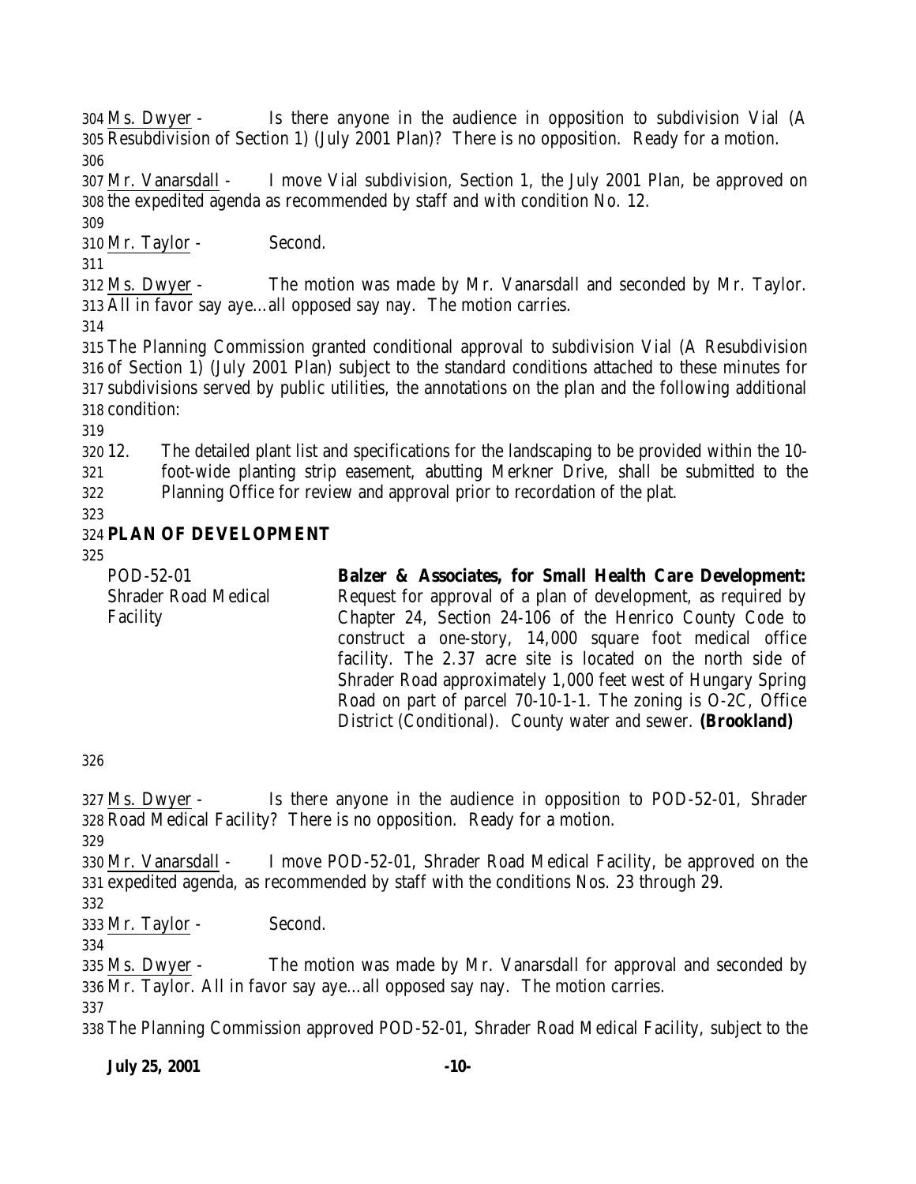Ms. Dwyer - Is there anyone in the audience in opposition to subdivision Vial (A Resubdivision of Section 1) (July 2001 Plan)? There is no opposition. Ready for a motion.

Mr. Vanarsdall - I move Vial subdivision, Section 1, the July 2001 Plan, be approved on the expedited agenda as recommended by staff and with condition No. 12.

Mr. Taylor - Second.

Ms. Dwyer - The motion was made by Mr. Vanarsdall and seconded by Mr. Taylor. All in favor say aye…all opposed say nay. The motion carries.

The Planning Commission granted conditional approval to subdivision Vial (A Resubdivision of Section 1) (July 2001 Plan) subject to the standard conditions attached to these minutes for subdivisions served by public utilities, the annotations on the plan and the following additional condition:

12. The detailed plant list and specifications for the landscaping to be provided within the 10-foot-wide planting strip easement, abutting Merkner Drive, shall be submitted to the Planning Office for review and approval prior to recordation of the plat.

## PLAN OF DEVELOPMENT

POD-52-01
Shrader Road Medical Facility

**Balzer & Associates, for Small Health Care Development:** Request for approval of a plan of development, as required by Chapter 24, Section 24-106 of the Henrico County Code to construct a one-story, 14,000 square foot medical office facility. The 2.37 acre site is located on the north side of Shrader Road approximately 1,000 feet west of Hungary Spring Road on part of parcel 70-10-1-1. The zoning is O-2C, Office District (Conditional). County water and sewer. **(Brookland)**

Ms. Dwyer - Is there anyone in the audience in opposition to POD-52-01, Shrader Road Medical Facility? There is no opposition. Ready for a motion.

Mr. Vanarsdall - I move POD-52-01, Shrader Road Medical Facility, be approved on the expedited agenda, as recommended by staff with the conditions Nos. 23 through 29.

Mr. Taylor - Second.

Ms. Dwyer - The motion was made by Mr. Vanarsdall for approval and seconded by Mr. Taylor. All in favor say aye…all opposed say nay. The motion carries.

The Planning Commission approved POD-52-01, Shrader Road Medical Facility, subject to the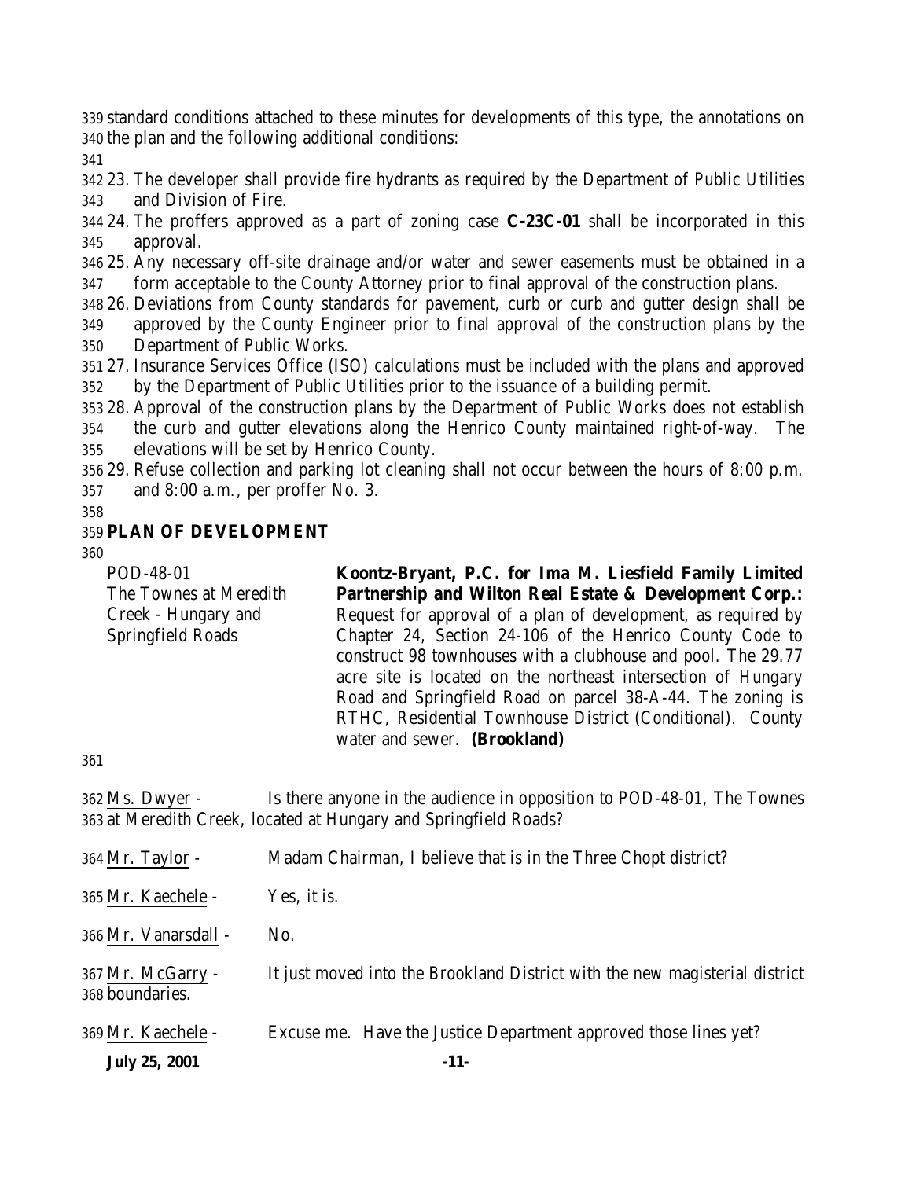standard conditions attached to these minutes for developments of this type, the annotations on the plan and the following additional conditions:

23. The developer shall provide fire hydrants as required by the Department of Public Utilities and Division of Fire.
24. The proffers approved as a part of zoning case **C-23C-01** shall be incorporated in this approval.
25. Any necessary off-site drainage and/or water and sewer easements must be obtained in a form acceptable to the County Attorney prior to final approval of the construction plans.
26. Deviations from County standards for pavement, curb or curb and gutter design shall be approved by the County Engineer prior to final approval of the construction plans by the Department of Public Works.
27. Insurance Services Office (ISO) calculations must be included with the plans and approved by the Department of Public Utilities prior to the issuance of a building permit.
28. Approval of the construction plans by the Department of Public Works does not establish the curb and gutter elevations along the Henrico County maintained right-of-way. The elevations will be set by Henrico County.
29. Refuse collection and parking lot cleaning shall not occur between the hours of 8:00 p.m. and 8:00 a.m., per proffer No. 3.

## PLAN OF DEVELOPMENT

POD-48-01
The Townes at Meredith Creek - Hungary and Springfield Roads

**Koontz-Bryant, P.C. for Ima M. Liesfield Family Limited Partnership and Wilton Real Estate & Development Corp.:** Request for approval of a plan of development, as required by Chapter 24, Section 24-106 of the Henrico County Code to construct 98 townhouses with a clubhouse and pool. The 29.77 acre site is located on the northeast intersection of Hungary Road and Springfield Road on parcel 38-A-44. The zoning is RTHC, Residential Townhouse District (Conditional). County water and sewer. **(Brookland)**

Ms. Dwyer - Is there anyone in the audience in opposition to POD-48-01, The Townes at Meredith Creek, located at Hungary and Springfield Roads?

Mr. Taylor - Madam Chairman, I believe that is in the Three Chopt district?

Mr. Kaechele - Yes, it is.

Mr. Vanarsdall - No.

Mr. McGarry - It just moved into the Brookland District with the new magisterial district boundaries.

Mr. Kaechele - Excuse me. Have the Justice Department approved those lines yet?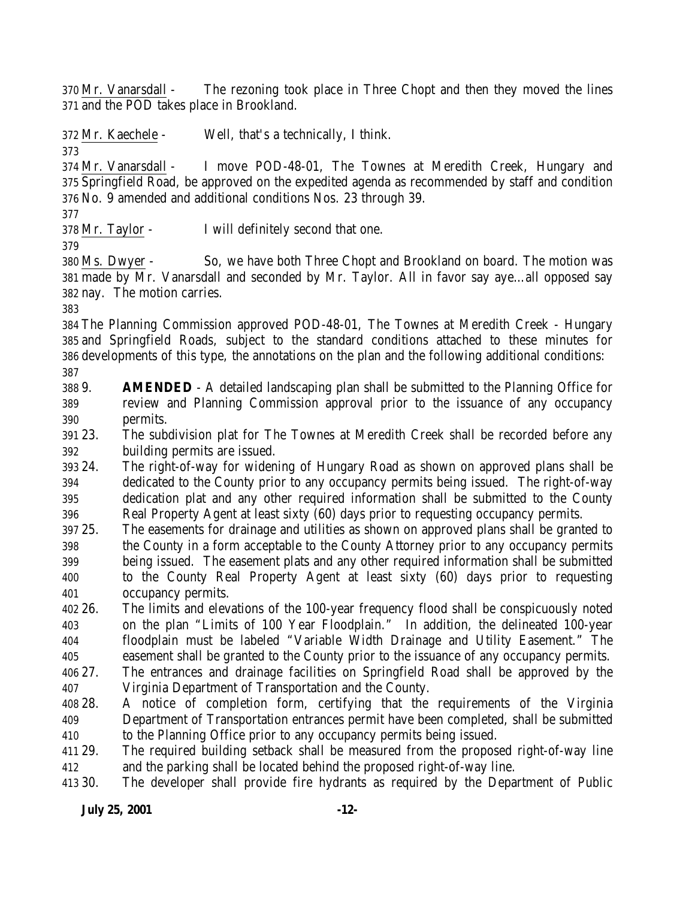Mr. Vanarsdall - The rezoning took place in Three Chopt and then they moved the lines and the POD takes place in Brookland.

Mr. Kaechele - Well, that's a technically, I think.

Mr. Vanarsdall - I move POD-48-01, The Townes at Meredith Creek, Hungary and Springfield Road, be approved on the expedited agenda as recommended by staff and condition No. 9 amended and additional conditions Nos. 23 through 39.

Mr. Taylor - I will definitely second that one.

Ms. Dwyer - So, we have both Three Chopt and Brookland on board. The motion was made by Mr. Vanarsdall and seconded by Mr. Taylor. All in favor say aye…all opposed say nay. The motion carries.

The Planning Commission approved POD-48-01, The Townes at Meredith Creek - Hungary and Springfield Roads, subject to the standard conditions attached to these minutes for developments of this type, the annotations on the plan and the following additional conditions:

9. **AMENDED** - A detailed landscaping plan shall be submitted to the Planning Office for review and Planning Commission approval prior to the issuance of any occupancy permits.
23. The subdivision plat for The Townes at Meredith Creek shall be recorded before any building permits are issued.
24. The right-of-way for widening of Hungary Road as shown on approved plans shall be dedicated to the County prior to any occupancy permits being issued. The right-of-way dedication plat and any other required information shall be submitted to the County Real Property Agent at least sixty (60) days prior to requesting occupancy permits.
25. The easements for drainage and utilities as shown on approved plans shall be granted to the County in a form acceptable to the County Attorney prior to any occupancy permits being issued. The easement plats and any other required information shall be submitted to the County Real Property Agent at least sixty (60) days prior to requesting occupancy permits.
26. The limits and elevations of the 100-year frequency flood shall be conspicuously noted on the plan "Limits of 100 Year Floodplain." In addition, the delineated 100-year floodplain must be labeled "Variable Width Drainage and Utility Easement." The easement shall be granted to the County prior to the issuance of any occupancy permits.
27. The entrances and drainage facilities on Springfield Road shall be approved by the Virginia Department of Transportation and the County.
28. A notice of completion form, certifying that the requirements of the Virginia Department of Transportation entrances permit have been completed, shall be submitted to the Planning Office prior to any occupancy permits being issued.
29. The required building setback shall be measured from the proposed right-of-way line and the parking shall be located behind the proposed right-of-way line.
30. The developer shall provide fire hydrants as required by the Department of Public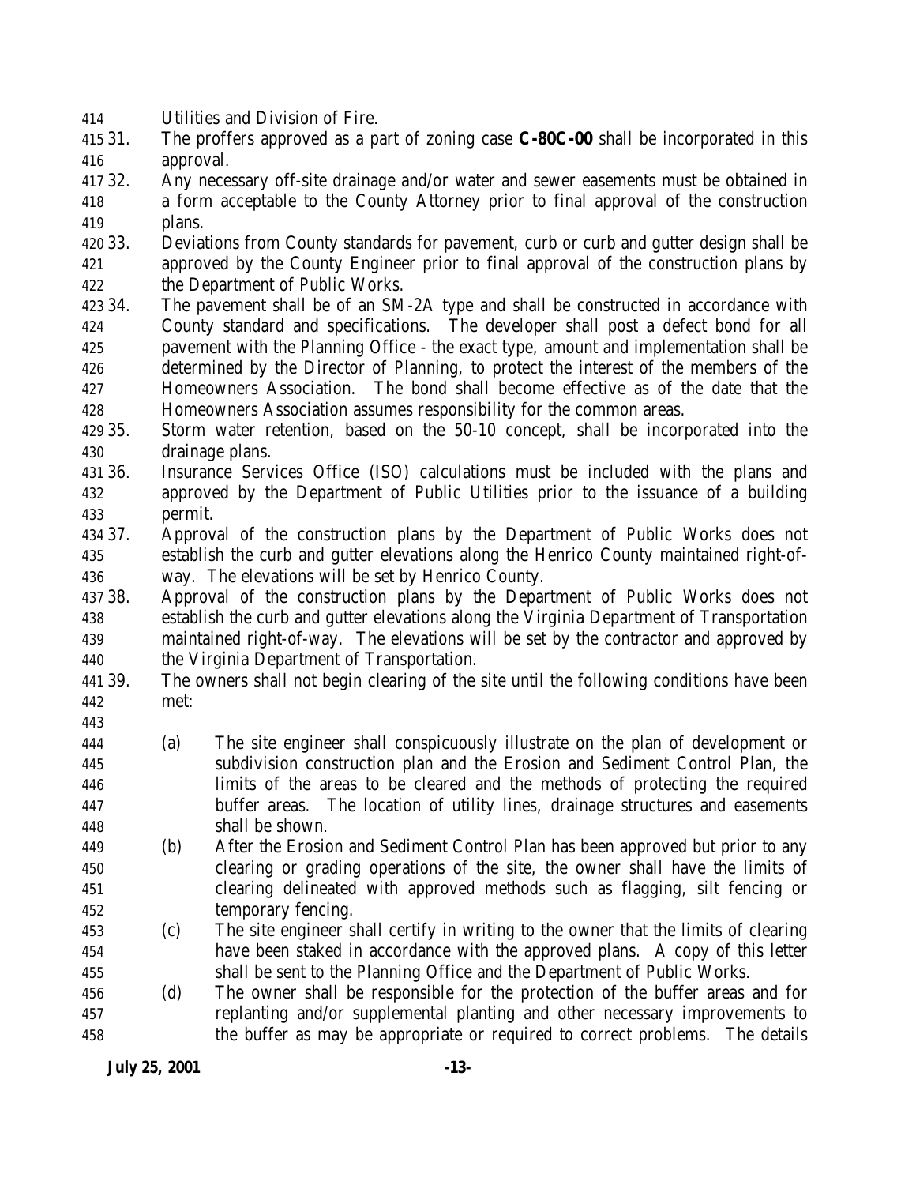Utilities and Division of Fire.

31. The proffers approved as a part of zoning case **C-80C-00** shall be incorporated in this approval.
32. Any necessary off-site drainage and/or water and sewer easements must be obtained in a form acceptable to the County Attorney prior to final approval of the construction plans.
33. Deviations from County standards for pavement, curb or curb and gutter design shall be approved by the County Engineer prior to final approval of the construction plans by the Department of Public Works.
34. The pavement shall be of an SM-2A type and shall be constructed in accordance with County standard and specifications. The developer shall post a defect bond for all pavement with the Planning Office - the exact type, amount and implementation shall be determined by the Director of Planning, to protect the interest of the members of the Homeowners Association. The bond shall become effective as of the date that the Homeowners Association assumes responsibility for the common areas.
35. Storm water retention, based on the 50-10 concept, shall be incorporated into the drainage plans.
36. Insurance Services Office (ISO) calculations must be included with the plans and approved by the Department of Public Utilities prior to the issuance of a building permit.
37. Approval of the construction plans by the Department of Public Works does not establish the curb and gutter elevations along the Henrico County maintained right-of-way. The elevations will be set by Henrico County.
38. Approval of the construction plans by the Department of Public Works does not establish the curb and gutter elevations along the Virginia Department of Transportation maintained right-of-way. The elevations will be set by the contractor and approved by the Virginia Department of Transportation.
39. The owners shall not begin clearing of the site until the following conditions have been met:

    (a) The site engineer shall conspicuously illustrate on the plan of development or subdivision construction plan and the Erosion and Sediment Control Plan, the limits of the areas to be cleared and the methods of protecting the required buffer areas. The location of utility lines, drainage structures and easements shall be shown.
    (b) After the Erosion and Sediment Control Plan has been approved but prior to any clearing or grading operations of the site, the owner shall have the limits of clearing delineated with approved methods such as flagging, silt fencing or temporary fencing.
    (c) The site engineer shall certify in writing to the owner that the limits of clearing have been staked in accordance with the approved plans. A copy of this letter shall be sent to the Planning Office and the Department of Public Works.
    (d) The owner shall be responsible for the protection of the buffer areas and for replanting and/or supplemental planting and other necessary improvements to the buffer as may be appropriate or required to correct problems. The details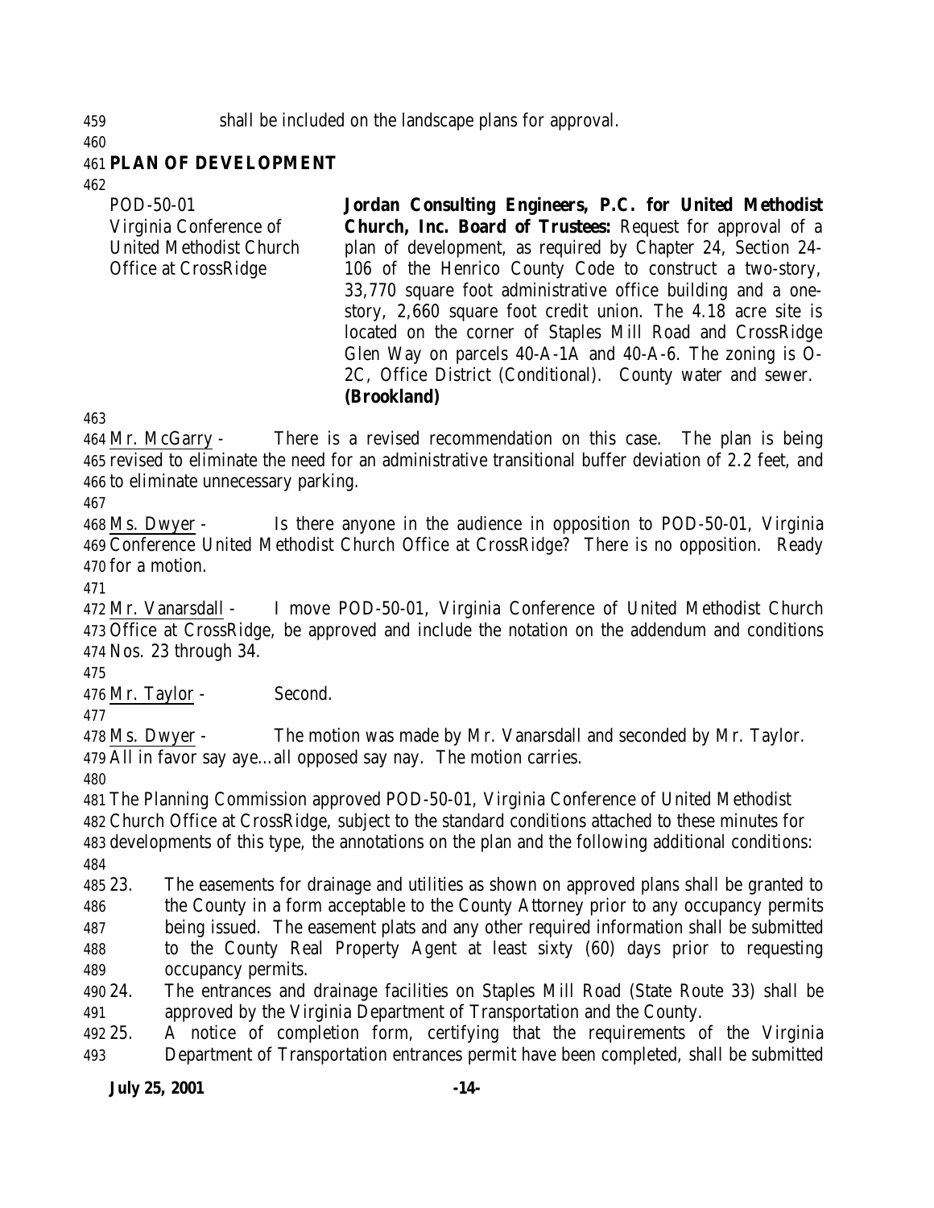shall be included on the landscape plans for approval.

## PLAN OF DEVELOPMENT

POD-50-01
Virginia Conference of United Methodist Church Office at CrossRidge

**Jordan Consulting Engineers, P.C. for United Methodist Church, Inc. Board of Trustees:** Request for approval of a plan of development, as required by Chapter 24, Section 24-106 of the Henrico County Code to construct a two-story, 33,770 square foot administrative office building and a one-story, 2,660 square foot credit union. The 4.18 acre site is located on the corner of Staples Mill Road and CrossRidge Glen Way on parcels 40-A-1A and 40-A-6. The zoning is O-2C, Office District (Conditional). County water and sewer. **(Brookland)**

Mr. McGarry - There is a revised recommendation on this case. The plan is being revised to eliminate the need for an administrative transitional buffer deviation of 2.2 feet, and to eliminate unnecessary parking.

Ms. Dwyer - Is there anyone in the audience in opposition to POD-50-01, Virginia Conference United Methodist Church Office at CrossRidge? There is no opposition. Ready for a motion.

Mr. Vanarsdall - I move POD-50-01, Virginia Conference of United Methodist Church Office at CrossRidge, be approved and include the notation on the addendum and conditions Nos. 23 through 34.

Mr. Taylor - Second.

Ms. Dwyer - The motion was made by Mr. Vanarsdall and seconded by Mr. Taylor. All in favor say aye…all opposed say nay. The motion carries.

The Planning Commission approved POD-50-01, Virginia Conference of United Methodist Church Office at CrossRidge, subject to the standard conditions attached to these minutes for developments of this type, the annotations on the plan and the following additional conditions:

23. The easements for drainage and utilities as shown on approved plans shall be granted to the County in a form acceptable to the County Attorney prior to any occupancy permits being issued. The easement plats and any other required information shall be submitted to the County Real Property Agent at least sixty (60) days prior to requesting occupancy permits.
24. The entrances and drainage facilities on Staples Mill Road (State Route 33) shall be approved by the Virginia Department of Transportation and the County.
25. A notice of completion form, certifying that the requirements of the Virginia Department of Transportation entrances permit have been completed, shall be submitted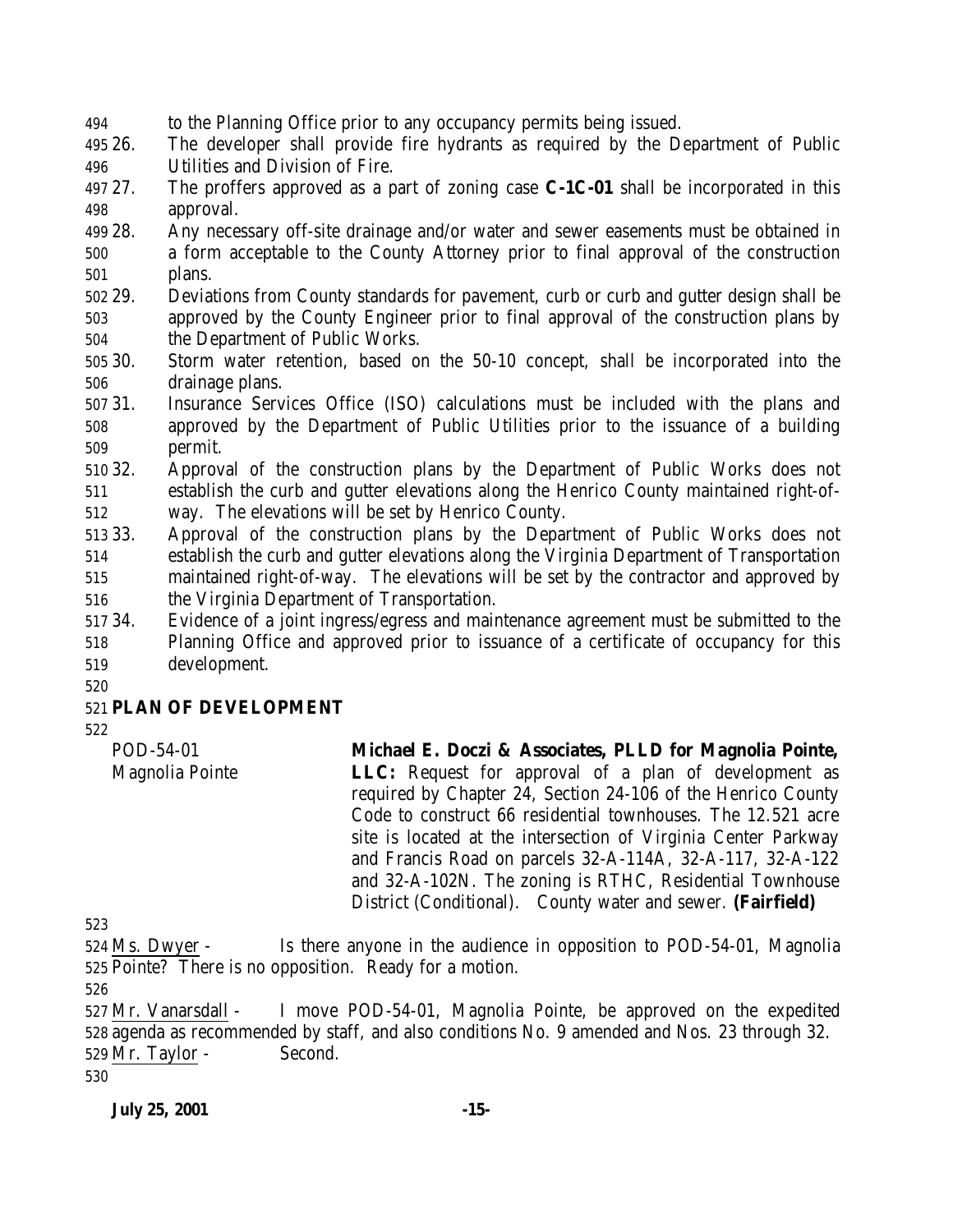to the Planning Office prior to any occupancy permits being issued.

26. The developer shall provide fire hydrants as required by the Department of Public Utilities and Division of Fire.
27. The proffers approved as a part of zoning case **C-1C-01** shall be incorporated in this approval.
28. Any necessary off-site drainage and/or water and sewer easements must be obtained in a form acceptable to the County Attorney prior to final approval of the construction plans.
29. Deviations from County standards for pavement, curb or curb and gutter design shall be approved by the County Engineer prior to final approval of the construction plans by the Department of Public Works.
30. Storm water retention, based on the 50-10 concept, shall be incorporated into the drainage plans.
31. Insurance Services Office (ISO) calculations must be included with the plans and approved by the Department of Public Utilities prior to the issuance of a building permit.
32. Approval of the construction plans by the Department of Public Works does not establish the curb and gutter elevations along the Henrico County maintained right-of-way. The elevations will be set by Henrico County.
33. Approval of the construction plans by the Department of Public Works does not establish the curb and gutter elevations along the Virginia Department of Transportation maintained right-of-way. The elevations will be set by the contractor and approved by the Virginia Department of Transportation.
34. Evidence of a joint ingress/egress and maintenance agreement must be submitted to the Planning Office and approved prior to issuance of a certificate of occupancy for this development.

## PLAN OF DEVELOPMENT

POD-54-01
Magnolia Pointe

**Michael E. Doczi & Associates, PLLD for Magnolia Pointe, LLC:** Request for approval of a plan of development as required by Chapter 24, Section 24-106 of the Henrico County Code to construct 66 residential townhouses. The 12.521 acre site is located at the intersection of Virginia Center Parkway and Francis Road on parcels 32-A-114A, 32-A-117, 32-A-122 and 32-A-102N. The zoning is RTHC, Residential Townhouse District (Conditional). County water and sewer. **(Fairfield)**

Ms. Dwyer - Is there anyone in the audience in opposition to POD-54-01, Magnolia Pointe? There is no opposition. Ready for a motion.

Mr. Vanarsdall - I move POD-54-01, Magnolia Pointe, be approved on the expedited agenda as recommended by staff, and also conditions No. 9 amended and Nos. 23 through 32.

Mr. Taylor - Second.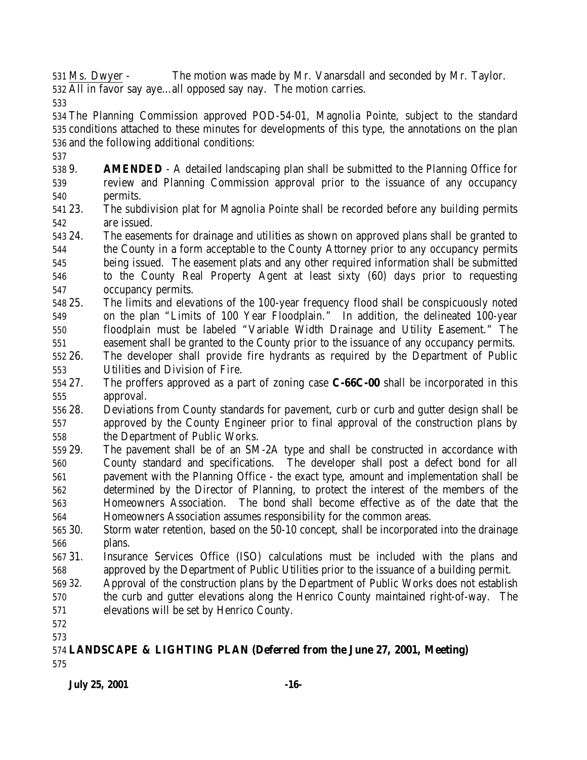Ms. Dwyer - The motion was made by Mr. Vanarsdall and seconded by Mr. Taylor. All in favor say aye…all opposed say nay. The motion carries.

The Planning Commission approved POD-54-01, Magnolia Pointe, subject to the standard conditions attached to these minutes for developments of this type, the annotations on the plan and the following additional conditions:

9. **AMENDED** - A detailed landscaping plan shall be submitted to the Planning Office for review and Planning Commission approval prior to the issuance of any occupancy permits.
23. The subdivision plat for Magnolia Pointe shall be recorded before any building permits are issued.
24. The easements for drainage and utilities as shown on approved plans shall be granted to the County in a form acceptable to the County Attorney prior to any occupancy permits being issued. The easement plats and any other required information shall be submitted to the County Real Property Agent at least sixty (60) days prior to requesting occupancy permits.
25. The limits and elevations of the 100-year frequency flood shall be conspicuously noted on the plan "Limits of 100 Year Floodplain." In addition, the delineated 100-year floodplain must be labeled "Variable Width Drainage and Utility Easement." The easement shall be granted to the County prior to the issuance of any occupancy permits.
26. The developer shall provide fire hydrants as required by the Department of Public Utilities and Division of Fire.
27. The proffers approved as a part of zoning case **C-66C-00** shall be incorporated in this approval.
28. Deviations from County standards for pavement, curb or curb and gutter design shall be approved by the County Engineer prior to final approval of the construction plans by the Department of Public Works.
29. The pavement shall be of an SM-2A type and shall be constructed in accordance with County standard and specifications. The developer shall post a defect bond for all pavement with the Planning Office - the exact type, amount and implementation shall be determined by the Director of Planning, to protect the interest of the members of the Homeowners Association. The bond shall become effective as of the date that the Homeowners Association assumes responsibility for the common areas.
30. Storm water retention, based on the 50-10 concept, shall be incorporated into the drainage plans.
31. Insurance Services Office (ISO) calculations must be included with the plans and approved by the Department of Public Utilities prior to the issuance of a building permit.
32. Approval of the construction plans by the Department of Public Works does not establish the curb and gutter elevations along the Henrico County maintained right-of-way. The elevations will be set by Henrico County.

**LANDSCAPE & LIGHTING PLAN (Deferred from the June 27, 2001, Meeting)**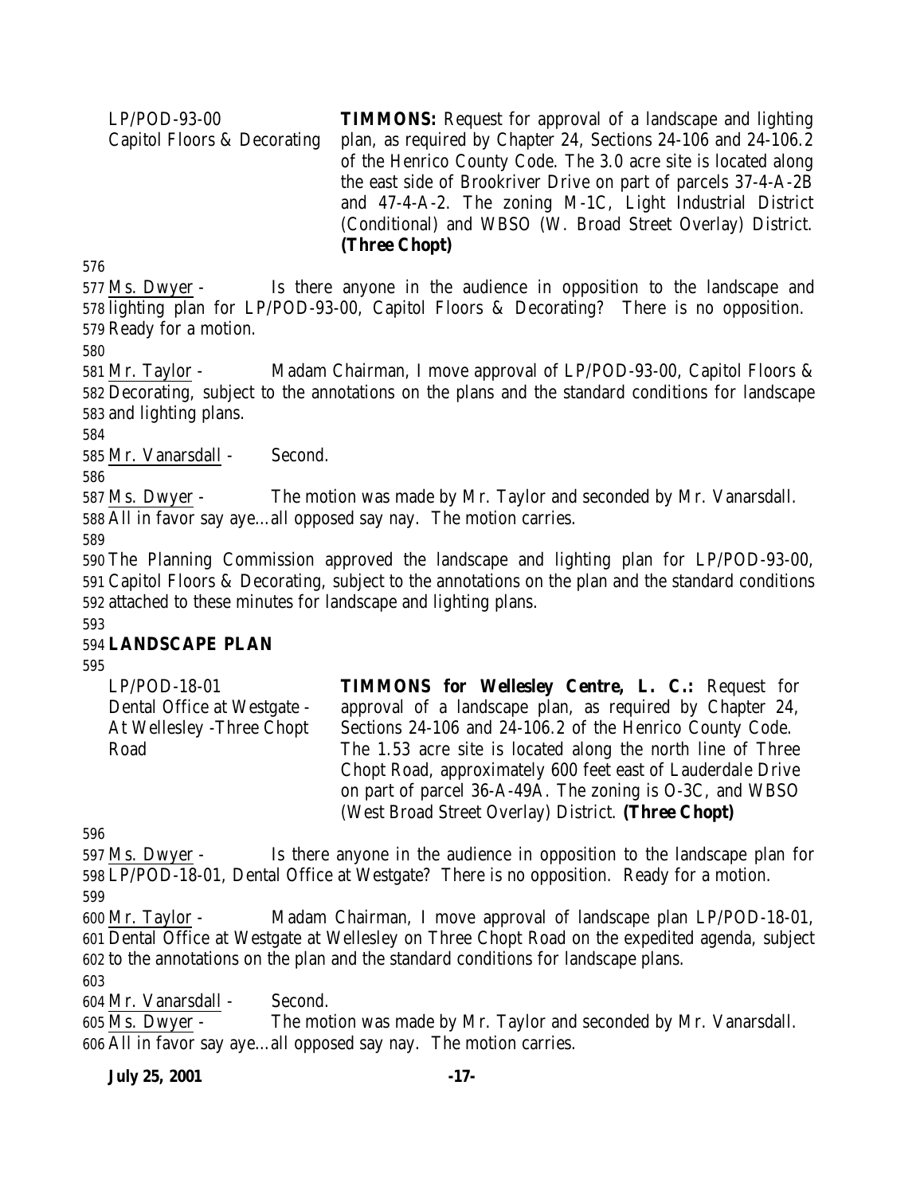LP/POD-93-00
Capitol Floors & Decorating

**TIMMONS:** Request for approval of a landscape and lighting plan, as required by Chapter 24, Sections 24-106 and 24-106.2 of the Henrico County Code. The 3.0 acre site is located along the east side of Brookriver Drive on part of parcels 37-4-A-2B and 47-4-A-2. The zoning M-1C, Light Industrial District (Conditional) and WBSO (W. Broad Street Overlay) District. **(Three Chopt)**

576

577 Ms. Dwyer - Is there anyone in the audience in opposition to the landscape and
578 lighting plan for LP/POD-93-00, Capitol Floors & Decorating? There is no opposition.
579 Ready for a motion.

580

581 Mr. Taylor - Madam Chairman, I move approval of LP/POD-93-00, Capitol Floors &
582 Decorating, subject to the annotations on the plans and the standard conditions for landscape
583 and lighting plans.

584

585 Mr. Vanarsdall - Second.

586

587 Ms. Dwyer - The motion was made by Mr. Taylor and seconded by Mr. Vanarsdall.
588 All in favor say aye…all opposed say nay. The motion carries.

589

590 The Planning Commission approved the landscape and lighting plan for LP/POD-93-00,
591 Capitol Floors & Decorating, subject to the annotations on the plan and the standard conditions
592 attached to these minutes for landscape and lighting plans.

593

594 **LANDSCAPE PLAN**

595

LP/POD-18-01
Dental Office at Westgate -
At Wellesley -Three Chopt
Road

**TIMMONS for Wellesley Centre, L. C.:** Request for approval of a landscape plan, as required by Chapter 24, Sections 24-106 and 24-106.2 of the Henrico County Code. The 1.53 acre site is located along the north line of Three Chopt Road, approximately 600 feet east of Lauderdale Drive on part of parcel 36-A-49A. The zoning is O-3C, and WBSO (West Broad Street Overlay) District. **(Three Chopt)**

596

597 Ms. Dwyer - Is there anyone in the audience in opposition to the landscape plan for
598 LP/POD-18-01, Dental Office at Westgate? There is no opposition. Ready for a motion.

599

600 Mr. Taylor - Madam Chairman, I move approval of landscape plan LP/POD-18-01,
601 Dental Office at Westgate at Wellesley on Three Chopt Road on the expedited agenda, subject
602 to the annotations on the plan and the standard conditions for landscape plans.

603

604 Mr. Vanarsdall - Second.
605 Ms. Dwyer - The motion was made by Mr. Taylor and seconded by Mr. Vanarsdall.
606 All in favor say aye…all opposed say nay. The motion carries.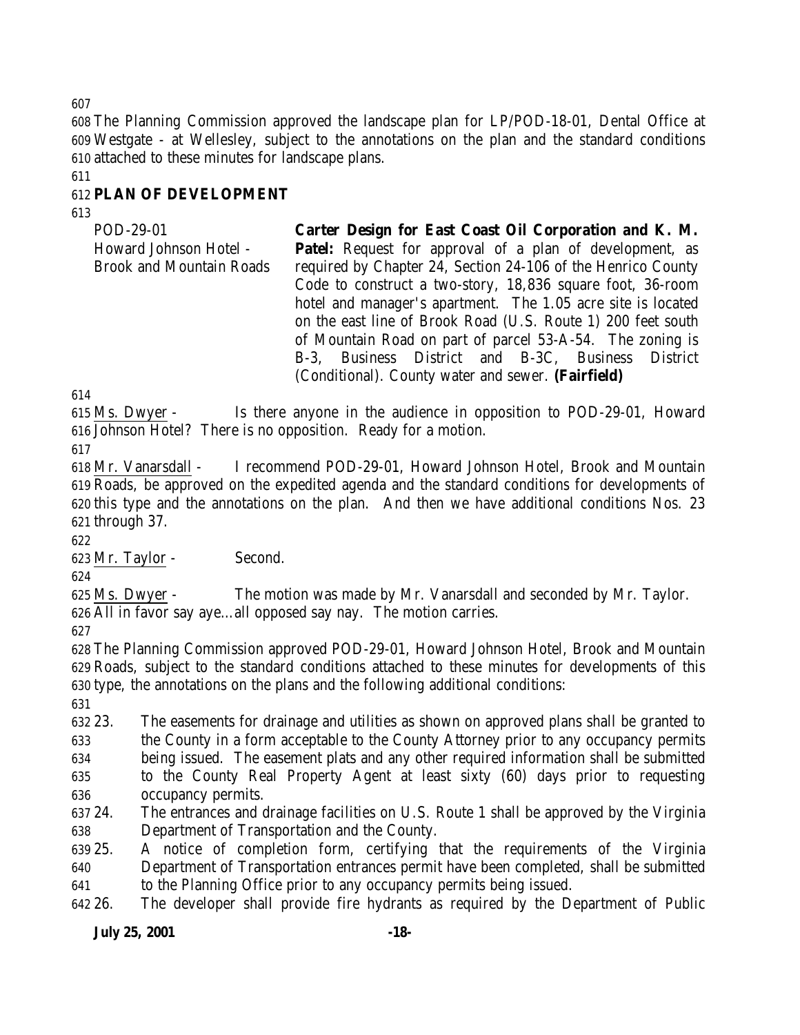The Planning Commission approved the landscape plan for LP/POD-18-01, Dental Office at Westgate - at Wellesley, subject to the annotations on the plan and the standard conditions attached to these minutes for landscape plans.

## PLAN OF DEVELOPMENT

| | |
|---|---|
| POD-29-01<br>Howard Johnson Hotel - Brook and Mountain Roads | **Carter Design for East Coast Oil Corporation and K. M. Patel:** Request for approval of a plan of development, as required by Chapter 24, Section 24-106 of the Henrico County Code to construct a two-story, 18,836 square foot, 36-room hotel and manager's apartment. The 1.05 acre site is located on the east line of Brook Road (U.S. Route 1) 200 feet south of Mountain Road on part of parcel 53-A-54. The zoning is B-3, Business District and B-3C, Business District (Conditional). County water and sewer. **(Fairfield)** |

Ms. Dwyer - Is there anyone in the audience in opposition to POD-29-01, Howard Johnson Hotel? There is no opposition. Ready for a motion.

Mr. Vanarsdall - I recommend POD-29-01, Howard Johnson Hotel, Brook and Mountain Roads, be approved on the expedited agenda and the standard conditions for developments of this type and the annotations on the plan. And then we have additional conditions Nos. 23 through 37.

Mr. Taylor - Second.

Ms. Dwyer - The motion was made by Mr. Vanarsdall and seconded by Mr. Taylor. All in favor say aye…all opposed say nay. The motion carries.

The Planning Commission approved POD-29-01, Howard Johnson Hotel, Brook and Mountain Roads, subject to the standard conditions attached to these minutes for developments of this type, the annotations on the plans and the following additional conditions:

23. The easements for drainage and utilities as shown on approved plans shall be granted to the County in a form acceptable to the County Attorney prior to any occupancy permits being issued. The easement plats and any other required information shall be submitted to the County Real Property Agent at least sixty (60) days prior to requesting occupancy permits.
24. The entrances and drainage facilities on U.S. Route 1 shall be approved by the Virginia Department of Transportation and the County.
25. A notice of completion form, certifying that the requirements of the Virginia Department of Transportation entrances permit have been completed, shall be submitted to the Planning Office prior to any occupancy permits being issued.
26. The developer shall provide fire hydrants as required by the Department of Public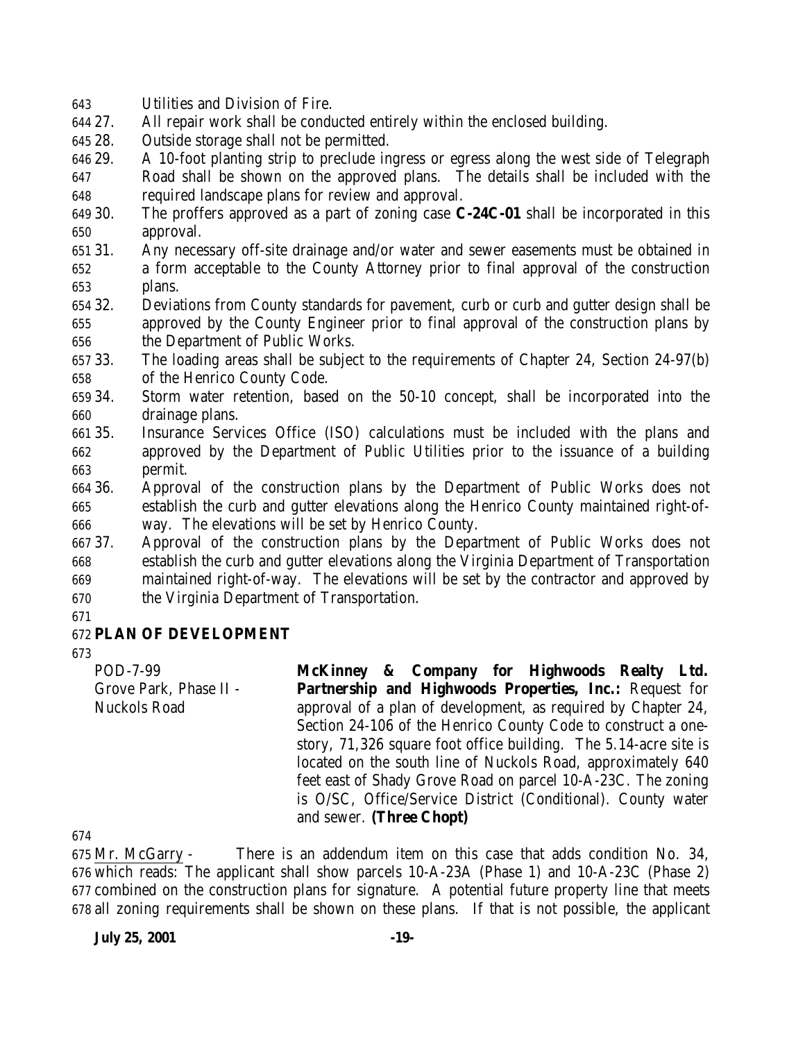Utilities and Division of Fire.

27. All repair work shall be conducted entirely within the enclosed building.
28. Outside storage shall not be permitted.
29. A 10-foot planting strip to preclude ingress or egress along the west side of Telegraph Road shall be shown on the approved plans. The details shall be included with the required landscape plans for review and approval.
30. The proffers approved as a part of zoning case **C-24C-01** shall be incorporated in this approval.
31. Any necessary off-site drainage and/or water and sewer easements must be obtained in a form acceptable to the County Attorney prior to final approval of the construction plans.
32. Deviations from County standards for pavement, curb or curb and gutter design shall be approved by the County Engineer prior to final approval of the construction plans by the Department of Public Works.
33. The loading areas shall be subject to the requirements of Chapter 24, Section 24-97(b) of the Henrico County Code.
34. Storm water retention, based on the 50-10 concept, shall be incorporated into the drainage plans.
35. Insurance Services Office (ISO) calculations must be included with the plans and approved by the Department of Public Utilities prior to the issuance of a building permit.
36. Approval of the construction plans by the Department of Public Works does not establish the curb and gutter elevations along the Henrico County maintained right-of-way. The elevations will be set by Henrico County.
37. Approval of the construction plans by the Department of Public Works does not establish the curb and gutter elevations along the Virginia Department of Transportation maintained right-of-way. The elevations will be set by the contractor and approved by the Virginia Department of Transportation.

**PLAN OF DEVELOPMENT**

POD-7-99
Grove Park, Phase II - Nuckols Road

**McKinney & Company for Highwoods Realty Ltd. Partnership and Highwoods Properties, Inc.:** Request for approval of a plan of development, as required by Chapter 24, Section 24-106 of the Henrico County Code to construct a one-story, 71,326 square foot office building. The 5.14-acre site is located on the south line of Nuckols Road, approximately 640 feet east of Shady Grove Road on parcel 10-A-23C. The zoning is O/SC, Office/Service District (Conditional). County water and sewer. **(Three Chopt)**

Mr. McGarry - There is an addendum item on this case that adds condition No. 34, which reads: The applicant shall show parcels 10-A-23A (Phase 1) and 10-A-23C (Phase 2) combined on the construction plans for signature. A potential future property line that meets all zoning requirements shall be shown on these plans. If that is not possible, the applicant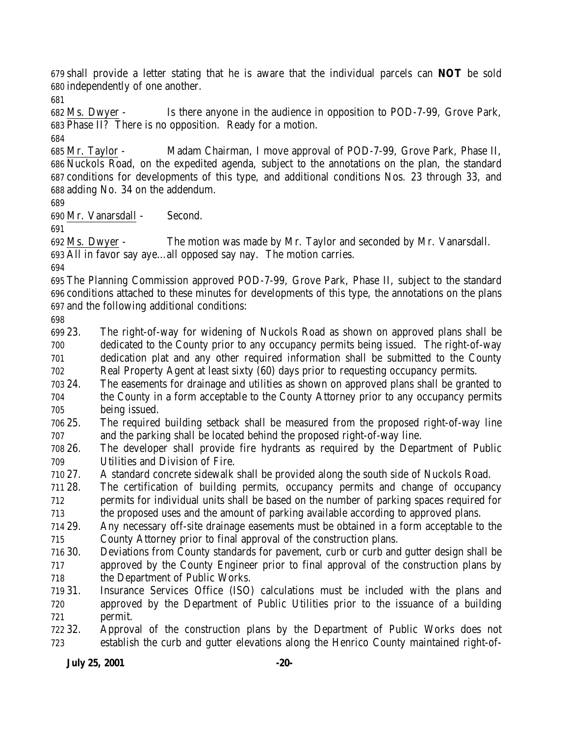shall provide a letter stating that he is aware that the individual parcels can **NOT** be sold independently of one another.

Ms. Dwyer - Is there anyone in the audience in opposition to POD-7-99, Grove Park, Phase II? There is no opposition. Ready for a motion.

Mr. Taylor - Madam Chairman, I move approval of POD-7-99, Grove Park, Phase II, Nuckols Road, on the expedited agenda, subject to the annotations on the plan, the standard conditions for developments of this type, and additional conditions Nos. 23 through 33, and adding No. 34 on the addendum.

Mr. Vanarsdall - Second.

Ms. Dwyer - The motion was made by Mr. Taylor and seconded by Mr. Vanarsdall. All in favor say aye…all opposed say nay. The motion carries.

The Planning Commission approved POD-7-99, Grove Park, Phase II, subject to the standard conditions attached to these minutes for developments of this type, the annotations on the plans and the following additional conditions:

23. The right-of-way for widening of Nuckols Road as shown on approved plans shall be dedicated to the County prior to any occupancy permits being issued. The right-of-way dedication plat and any other required information shall be submitted to the County Real Property Agent at least sixty (60) days prior to requesting occupancy permits.
24. The easements for drainage and utilities as shown on approved plans shall be granted to the County in a form acceptable to the County Attorney prior to any occupancy permits being issued.
25. The required building setback shall be measured from the proposed right-of-way line and the parking shall be located behind the proposed right-of-way line.
26. The developer shall provide fire hydrants as required by the Department of Public Utilities and Division of Fire.
27. A standard concrete sidewalk shall be provided along the south side of Nuckols Road.
28. The certification of building permits, occupancy permits and change of occupancy permits for individual units shall be based on the number of parking spaces required for the proposed uses and the amount of parking available according to approved plans.
29. Any necessary off-site drainage easements must be obtained in a form acceptable to the County Attorney prior to final approval of the construction plans.
30. Deviations from County standards for pavement, curb or curb and gutter design shall be approved by the County Engineer prior to final approval of the construction plans by the Department of Public Works.
31. Insurance Services Office (ISO) calculations must be included with the plans and approved by the Department of Public Utilities prior to the issuance of a building permit.
32. Approval of the construction plans by the Department of Public Works does not establish the curb and gutter elevations along the Henrico County maintained right-of-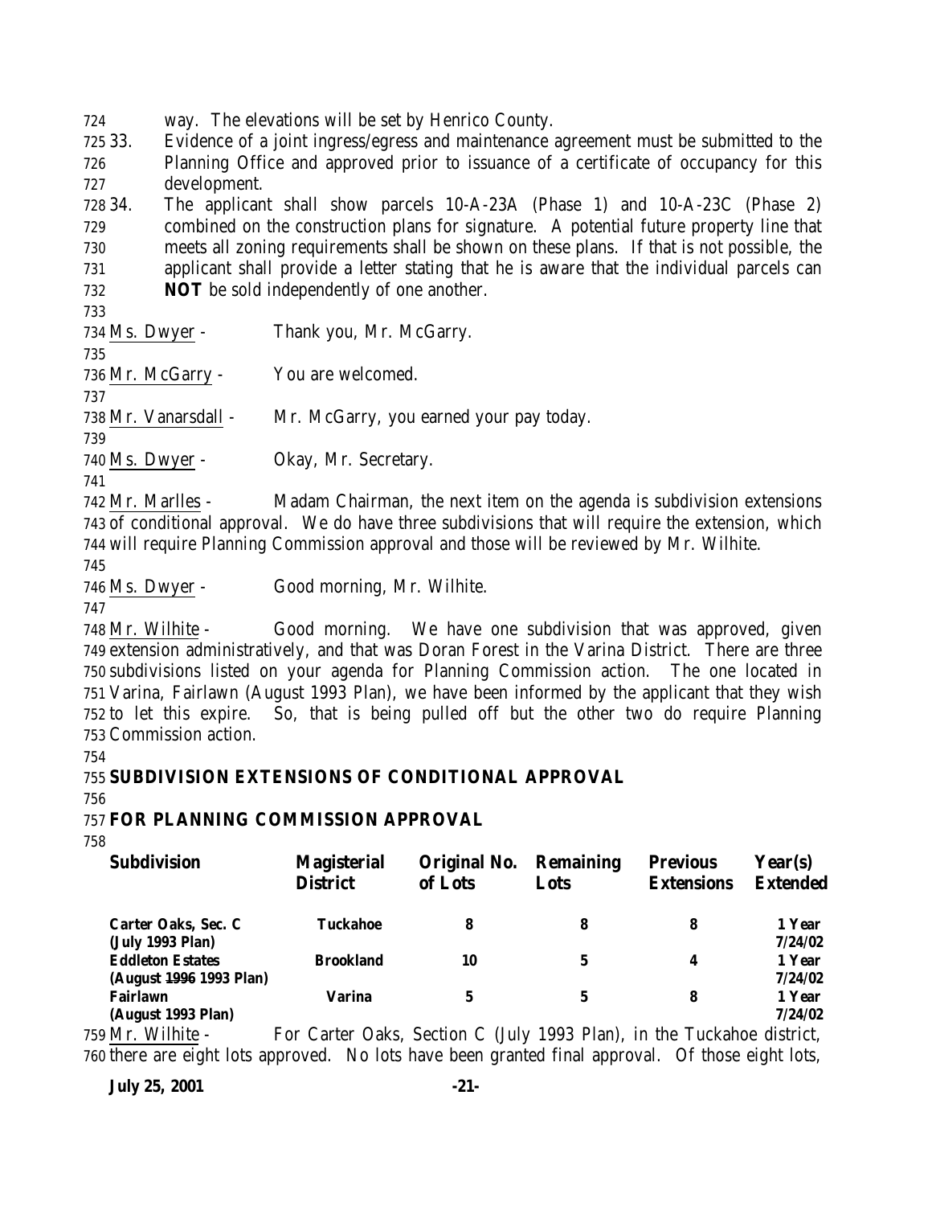way. The elevations will be set by Henrico County.

33. Evidence of a joint ingress/egress and maintenance agreement must be submitted to the Planning Office and approved prior to issuance of a certificate of occupancy for this development.

34. The applicant shall show parcels 10-A-23A (Phase 1) and 10-A-23C (Phase 2) combined on the construction plans for signature. A potential future property line that meets all zoning requirements shall be shown on these plans. If that is not possible, the applicant shall provide a letter stating that he is aware that the individual parcels can **NOT** be sold independently of one another.

Ms. Dwyer - Thank you, Mr. McGarry.

Mr. McGarry - You are welcomed.

Mr. Vanarsdall - Mr. McGarry, you earned your pay today.

Ms. Dwyer - Okay, Mr. Secretary.

Mr. Marlles - Madam Chairman, the next item on the agenda is subdivision extensions of conditional approval. We do have three subdivisions that will require the extension, which will require Planning Commission approval and those will be reviewed by Mr. Wilhite.

Ms. Dwyer - Good morning, Mr. Wilhite.

Mr. Wilhite - Good morning. We have one subdivision that was approved, given extension administratively, and that was Doran Forest in the Varina District. There are three subdivisions listed on your agenda for Planning Commission action. The one located in Varina, Fairlawn (August 1993 Plan), we have been informed by the applicant that they wish to let this expire. So, that is being pulled off but the other two do require Planning Commission action.

**SUBDIVISION EXTENSIONS OF CONDITIONAL APPROVAL**

**FOR PLANNING COMMISSION APPROVAL**

| Subdivision | Magisterial District | Original No. of Lots | Remaining Lots | Previous Extensions | Year(s) Extended |
|---|---|---|---|---|---|
| **Carter Oaks, Sec. C (July 1993 Plan)** | **Tuckahoe** | **8** | **8** | **8** | **1 Year 7/24/02** |
| **Eddleton Estates (August ~~1996~~ 1993 Plan)** | **Brookland** | **10** | **5** | **4** | **1 Year 7/24/02** |
| **Fairlawn (August 1993 Plan)** | **Varina** | **5** | **5** | **8** | **1 Year 7/24/02** |

Mr. Wilhite - For Carter Oaks, Section C (July 1993 Plan), in the Tuckahoe district, there are eight lots approved. No lots have been granted final approval. Of those eight lots,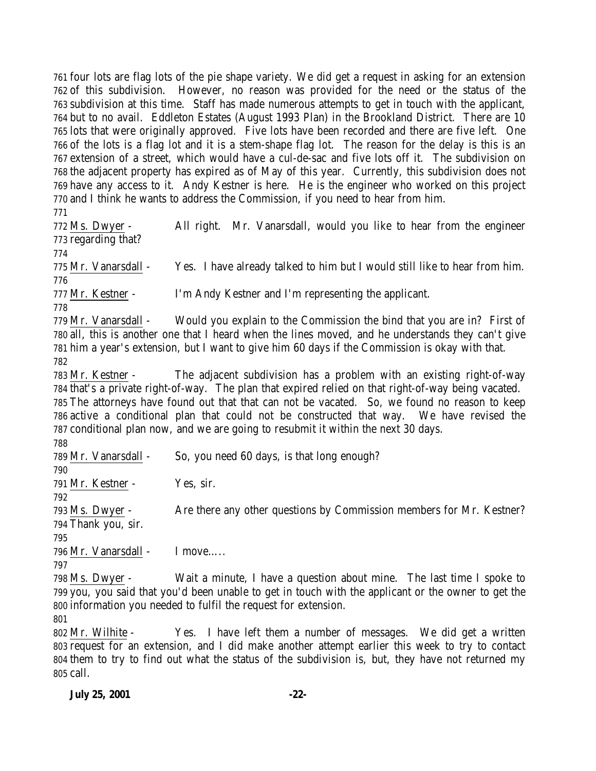four lots are flag lots of the pie shape variety. We did get a request in asking for an extension of this subdivision. However, no reason was provided for the need or the status of the subdivision at this time. Staff has made numerous attempts to get in touch with the applicant, but to no avail. Eddleton Estates (August 1993 Plan) in the Brookland District. There are 10 lots that were originally approved. Five lots have been recorded and there are five left. One of the lots is a flag lot and it is a stem-shape flag lot. The reason for the delay is this is an extension of a street, which would have a cul-de-sac and five lots off it. The subdivision on the adjacent property has expired as of May of this year. Currently, this subdivision does not have any access to it. Andy Kestner is here. He is the engineer who worked on this project and I think he wants to address the Commission, if you need to hear from him.

Ms. Dwyer - All right. Mr. Vanarsdall, would you like to hear from the engineer regarding that?

Mr. Vanarsdall - Yes. I have already talked to him but I would still like to hear from him.

Mr. Kestner - I'm Andy Kestner and I'm representing the applicant.

Mr. Vanarsdall - Would you explain to the Commission the bind that you are in? First of all, this is another one that I heard when the lines moved, and he understands they can't give him a year's extension, but I want to give him 60 days if the Commission is okay with that.

Mr. Kestner - The adjacent subdivision has a problem with an existing right-of-way that's a private right-of-way. The plan that expired relied on that right-of-way being vacated. The attorneys have found out that that can not be vacated. So, we found no reason to keep active a conditional plan that could not be constructed that way. We have revised the conditional plan now, and we are going to resubmit it within the next 30 days.

Mr. Vanarsdall - So, you need 60 days, is that long enough?

Mr. Kestner - Yes, sir.

Ms. Dwyer - Are there any other questions by Commission members for Mr. Kestner? Thank you, sir.

Mr. Vanarsdall - I move…..

Ms. Dwyer - Wait a minute, I have a question about mine. The last time I spoke to you, you said that you'd been unable to get in touch with the applicant or the owner to get the information you needed to fulfil the request for extension.

Mr. Wilhite - Yes. I have left them a number of messages. We did get a written request for an extension, and I did make another attempt earlier this week to try to contact them to try to find out what the status of the subdivision is, but, they have not returned my call.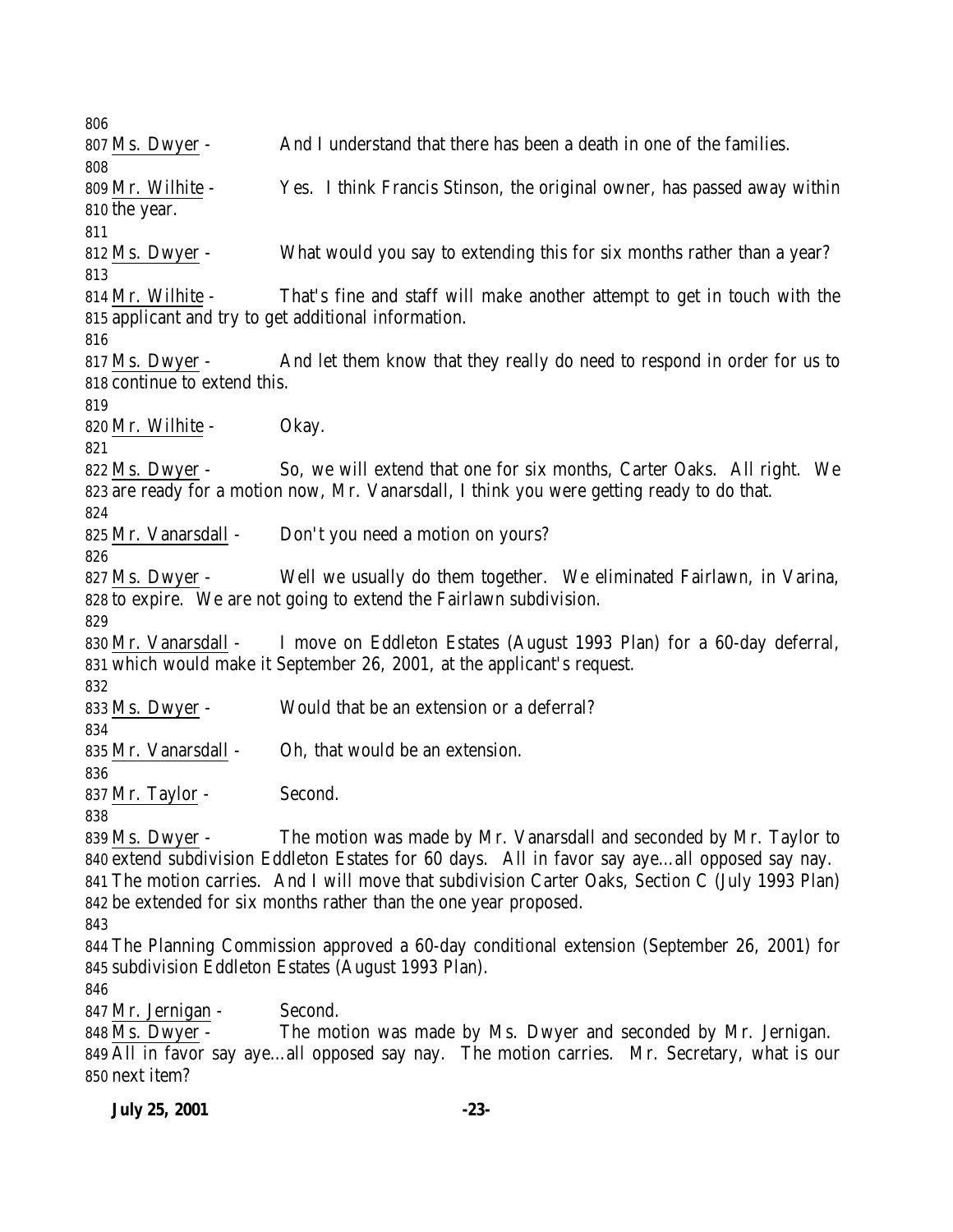Ms. Dwyer - And I understand that there has been a death in one of the families.

Mr. Wilhite - Yes. I think Francis Stinson, the original owner, has passed away within the year.

Ms. Dwyer - What would you say to extending this for six months rather than a year?

Mr. Wilhite - That's fine and staff will make another attempt to get in touch with the applicant and try to get additional information.

Ms. Dwyer - And let them know that they really do need to respond in order for us to continue to extend this.

Mr. Wilhite - Okay.

Ms. Dwyer - So, we will extend that one for six months, Carter Oaks. All right. We are ready for a motion now, Mr. Vanarsdall, I think you were getting ready to do that.

Mr. Vanarsdall - Don't you need a motion on yours?

Ms. Dwyer - Well we usually do them together. We eliminated Fairlawn, in Varina, to expire. We are not going to extend the Fairlawn subdivision.

Mr. Vanarsdall - I move on Eddleton Estates (August 1993 Plan) for a 60-day deferral, which would make it September 26, 2001, at the applicant's request.

Ms. Dwyer - Would that be an extension or a deferral?

Mr. Vanarsdall - Oh, that would be an extension.

Mr. Taylor - Second.

Ms. Dwyer - The motion was made by Mr. Vanarsdall and seconded by Mr. Taylor to extend subdivision Eddleton Estates for 60 days. All in favor say aye…all opposed say nay. The motion carries. And I will move that subdivision Carter Oaks, Section C (July 1993 Plan) be extended for six months rather than the one year proposed.

The Planning Commission approved a 60-day conditional extension (September 26, 2001) for subdivision Eddleton Estates (August 1993 Plan).

Mr. Jernigan - Second.

Ms. Dwyer - The motion was made by Ms. Dwyer and seconded by Mr. Jernigan. All in favor say aye…all opposed say nay. The motion carries. Mr. Secretary, what is our next item?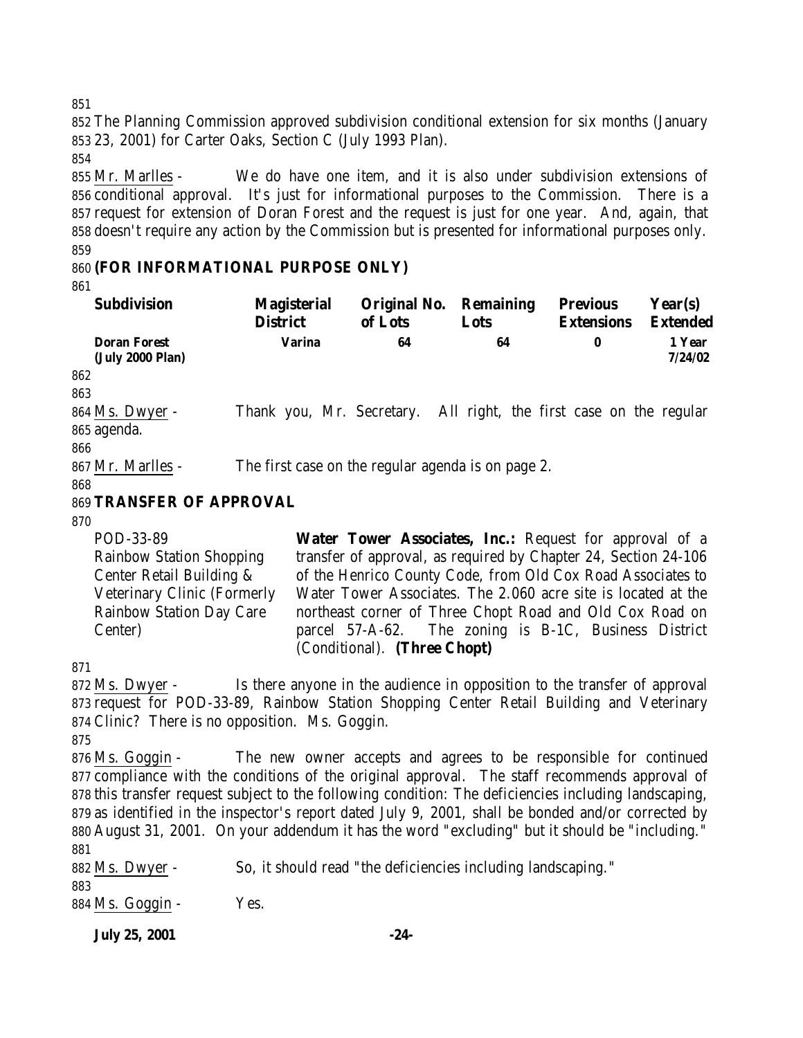The Planning Commission approved subdivision conditional extension for six months (January 23, 2001) for Carter Oaks, Section C (July 1993 Plan).

Mr. Marlles - We do have one item, and it is also under subdivision extensions of conditional approval. It's just for informational purposes to the Commission. There is a request for extension of Doran Forest and the request is just for one year. And, again, that doesn't require any action by the Commission but is presented for informational purposes only.

**(FOR INFORMATIONAL PURPOSE ONLY)**

| Subdivision | Magisterial District | Original No. of Lots | Remaining Lots | Previous Extensions | Year(s) Extended |
|---|---|---|---|---|---|
| **Doran Forest (July 2000 Plan)** | **Varina** | **64** | **64** | **0** | **1 Year 7/24/02** |

Ms. Dwyer - Thank you, Mr. Secretary. All right, the first case on the regular agenda.

Mr. Marlles - The first case on the regular agenda is on page 2.

**TRANSFER OF APPROVAL**

POD-33-89
Rainbow Station Shopping Center Retail Building & Veterinary Clinic (Formerly Rainbow Station Day Care Center)

**Water Tower Associates, Inc.:** Request for approval of a transfer of approval, as required by Chapter 24, Section 24-106 of the Henrico County Code, from Old Cox Road Associates to Water Tower Associates. The 2.060 acre site is located at the northeast corner of Three Chopt Road and Old Cox Road on parcel 57-A-62. The zoning is B-1C, Business District (Conditional). **(Three Chopt)**

Ms. Dwyer - Is there anyone in the audience in opposition to the transfer of approval request for POD-33-89, Rainbow Station Shopping Center Retail Building and Veterinary Clinic? There is no opposition. Ms. Goggin.

Ms. Goggin - The new owner accepts and agrees to be responsible for continued compliance with the conditions of the original approval. The staff recommends approval of this transfer request subject to the following condition: The deficiencies including landscaping, as identified in the inspector's report dated July 9, 2001, shall be bonded and/or corrected by August 31, 2001. On your addendum it has the word "excluding" but it should be "including."

Ms. Dwyer - So, it should read "the deficiencies including landscaping."

Ms. Goggin - Yes.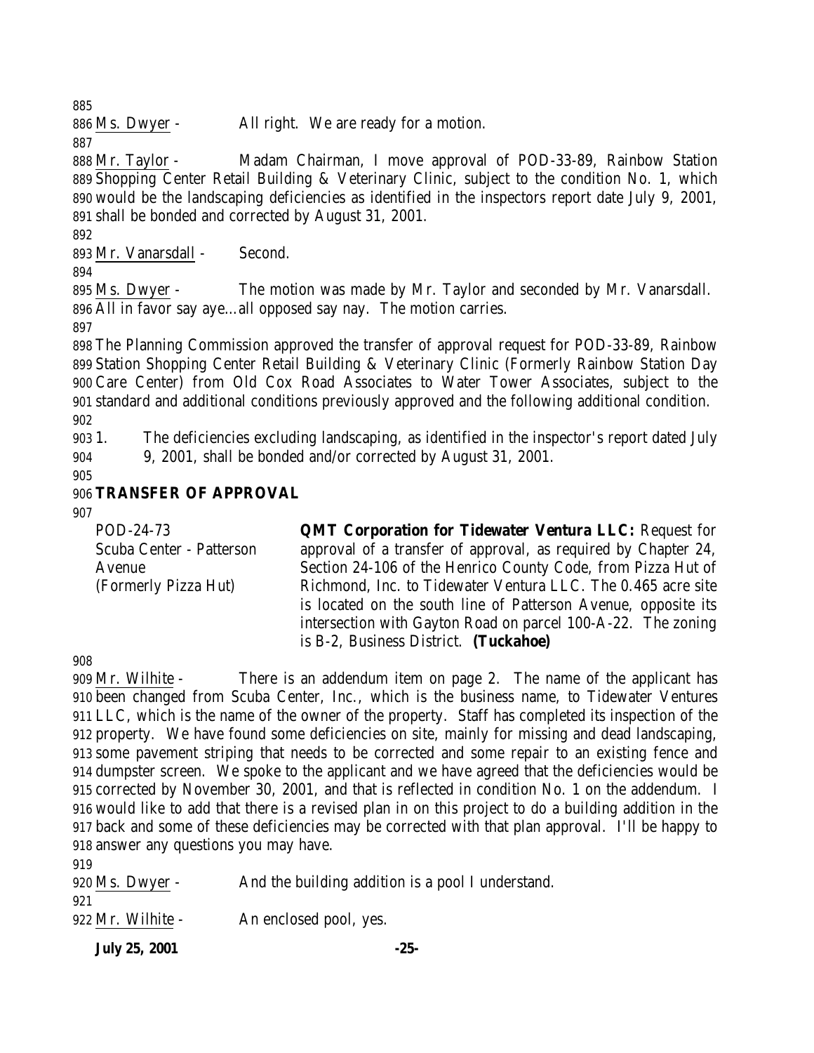Ms. Dwyer - All right. We are ready for a motion.

Mr. Taylor - Madam Chairman, I move approval of POD-33-89, Rainbow Station Shopping Center Retail Building & Veterinary Clinic, subject to the condition No. 1, which would be the landscaping deficiencies as identified in the inspectors report date July 9, 2001, shall be bonded and corrected by August 31, 2001.

Mr. Vanarsdall - Second.

Ms. Dwyer - The motion was made by Mr. Taylor and seconded by Mr. Vanarsdall. All in favor say aye…all opposed say nay. The motion carries.

The Planning Commission approved the transfer of approval request for POD-33-89, Rainbow Station Shopping Center Retail Building & Veterinary Clinic (Formerly Rainbow Station Day Care Center) from Old Cox Road Associates to Water Tower Associates, subject to the standard and additional conditions previously approved and the following additional condition.

1. The deficiencies excluding landscaping, as identified in the inspector's report dated July 9, 2001, shall be bonded and/or corrected by August 31, 2001.

**TRANSFER OF APPROVAL**

POD-24-73
Scuba Center - Patterson Avenue
(Formerly Pizza Hut)

**QMT Corporation for Tidewater Ventura LLC:** Request for approval of a transfer of approval, as required by Chapter 24, Section 24-106 of the Henrico County Code, from Pizza Hut of Richmond, Inc. to Tidewater Ventura LLC. The 0.465 acre site is located on the south line of Patterson Avenue, opposite its intersection with Gayton Road on parcel 100-A-22. The zoning is B-2, Business District. **(Tuckahoe)**

Mr. Wilhite - There is an addendum item on page 2. The name of the applicant has been changed from Scuba Center, Inc., which is the business name, to Tidewater Ventures LLC, which is the name of the owner of the property. Staff has completed its inspection of the property. We have found some deficiencies on site, mainly for missing and dead landscaping, some pavement striping that needs to be corrected and some repair to an existing fence and dumpster screen. We spoke to the applicant and we have agreed that the deficiencies would be corrected by November 30, 2001, and that is reflected in condition No. 1 on the addendum. I would like to add that there is a revised plan in on this project to do a building addition in the back and some of these deficiencies may be corrected with that plan approval. I'll be happy to answer any questions you may have.

Ms. Dwyer - And the building addition is a pool I understand.

Mr. Wilhite - An enclosed pool, yes.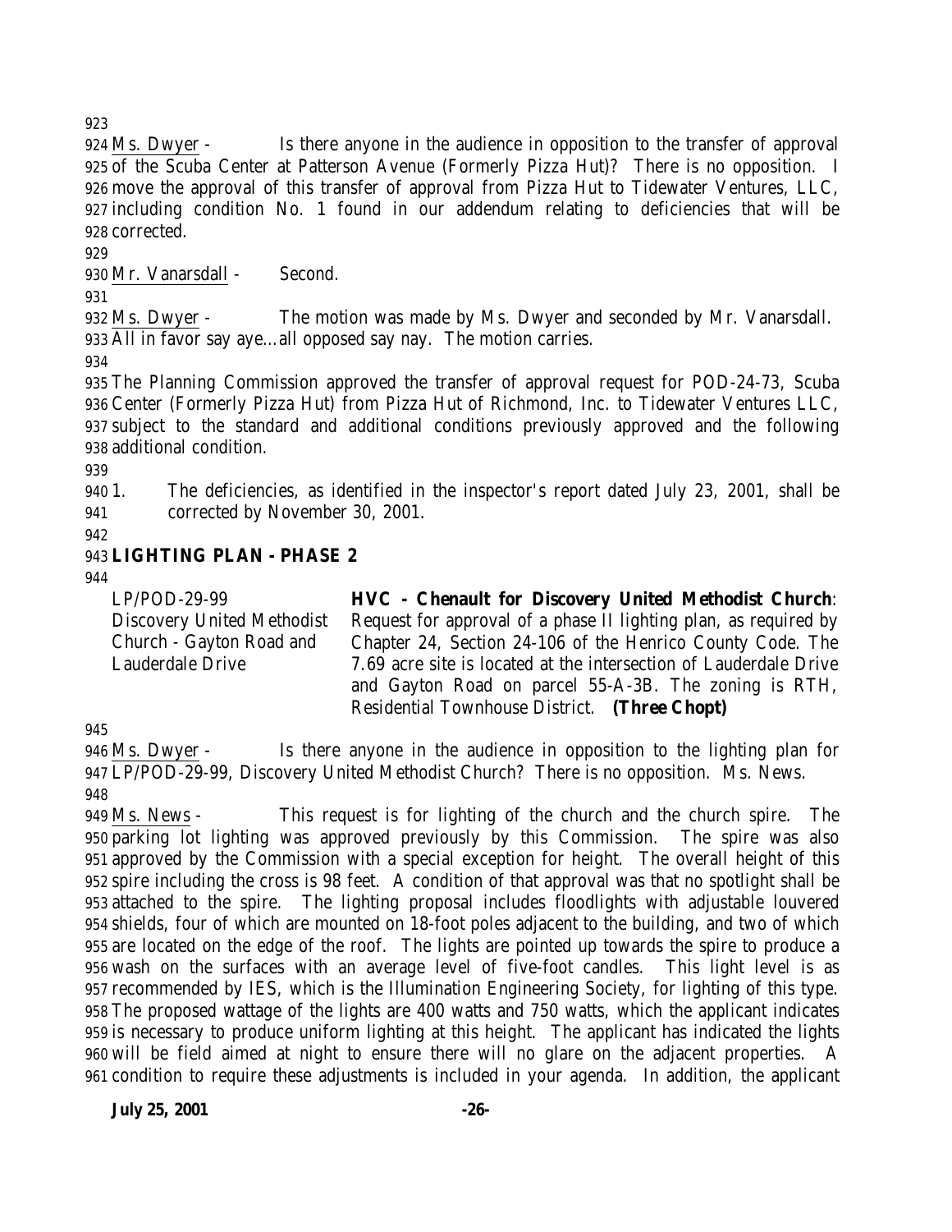Ms. Dwyer - Is there anyone in the audience in opposition to the transfer of approval of the Scuba Center at Patterson Avenue (Formerly Pizza Hut)? There is no opposition. I move the approval of this transfer of approval from Pizza Hut to Tidewater Ventures, LLC, including condition No. 1 found in our addendum relating to deficiencies that will be corrected.

Mr. Vanarsdall - Second.

Ms. Dwyer - The motion was made by Ms. Dwyer and seconded by Mr. Vanarsdall. All in favor say aye…all opposed say nay. The motion carries.

The Planning Commission approved the transfer of approval request for POD-24-73, Scuba Center (Formerly Pizza Hut) from Pizza Hut of Richmond, Inc. to Tidewater Ventures LLC, subject to the standard and additional conditions previously approved and the following additional condition.

1. The deficiencies, as identified in the inspector's report dated July 23, 2001, shall be corrected by November 30, 2001.

## LIGHTING PLAN - PHASE 2

| | |
|---|---|
| LP/POD-29-99 Discovery United Methodist Church - Gayton Road and Lauderdale Drive | **HVC - Chenault for Discovery United Methodist Church**: Request for approval of a phase II lighting plan, as required by Chapter 24, Section 24-106 of the Henrico County Code. The 7.69 acre site is located at the intersection of Lauderdale Drive and Gayton Road on parcel 55-A-3B. The zoning is RTH, Residential Townhouse District. **(Three Chopt)** |

Ms. Dwyer - Is there anyone in the audience in opposition to the lighting plan for LP/POD-29-99, Discovery United Methodist Church? There is no opposition. Ms. News.

Ms. News - This request is for lighting of the church and the church spire. The parking lot lighting was approved previously by this Commission. The spire was also approved by the Commission with a special exception for height. The overall height of this spire including the cross is 98 feet. A condition of that approval was that no spotlight shall be attached to the spire. The lighting proposal includes floodlights with adjustable louvered shields, four of which are mounted on 18-foot poles adjacent to the building, and two of which are located on the edge of the roof. The lights are pointed up towards the spire to produce a wash on the surfaces with an average level of five-foot candles. This light level is as recommended by IES, which is the Illumination Engineering Society, for lighting of this type. The proposed wattage of the lights are 400 watts and 750 watts, which the applicant indicates is necessary to produce uniform lighting at this height. The applicant has indicated the lights will be field aimed at night to ensure there will no glare on the adjacent properties. A condition to require these adjustments is included in your agenda. In addition, the applicant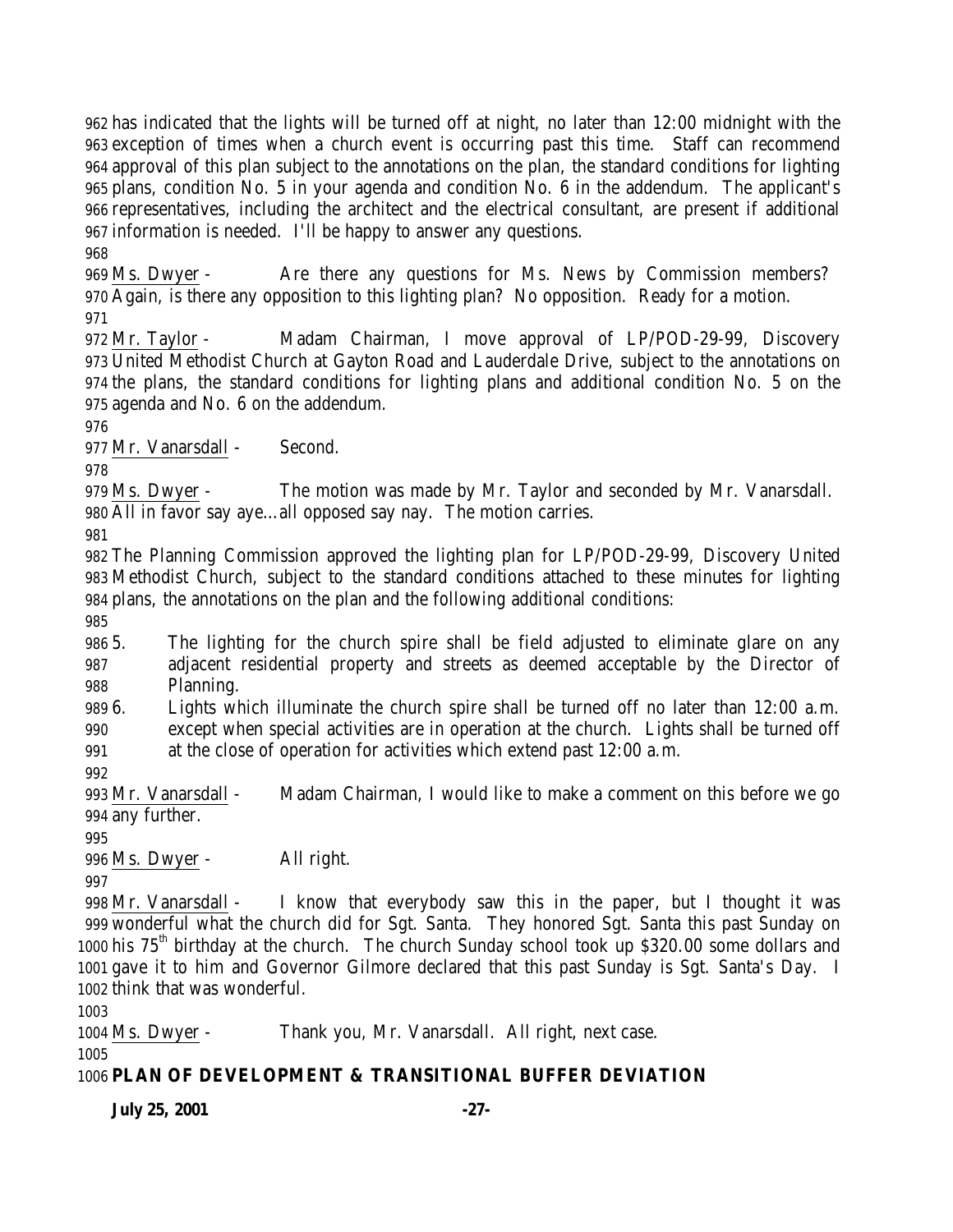has indicated that the lights will be turned off at night, no later than 12:00 midnight with the exception of times when a church event is occurring past this time. Staff can recommend approval of this plan subject to the annotations on the plan, the standard conditions for lighting plans, condition No. 5 in your agenda and condition No. 6 in the addendum. The applicant's representatives, including the architect and the electrical consultant, are present if additional information is needed. I'll be happy to answer any questions.

Ms. Dwyer - Are there any questions for Ms. News by Commission members? Again, is there any opposition to this lighting plan? No opposition. Ready for a motion.

Mr. Taylor - Madam Chairman, I move approval of LP/POD-29-99, Discovery United Methodist Church at Gayton Road and Lauderdale Drive, subject to the annotations on the plans, the standard conditions for lighting plans and additional condition No. 5 on the agenda and No. 6 on the addendum.

Mr. Vanarsdall - Second.

Ms. Dwyer - The motion was made by Mr. Taylor and seconded by Mr. Vanarsdall. All in favor say aye…all opposed say nay. The motion carries.

The Planning Commission approved the lighting plan for LP/POD-29-99, Discovery United Methodist Church, subject to the standard conditions attached to these minutes for lighting plans, the annotations on the plan and the following additional conditions:

5. The lighting for the church spire shall be field adjusted to eliminate glare on any adjacent residential property and streets as deemed acceptable by the Director of Planning.
6. Lights which illuminate the church spire shall be turned off no later than 12:00 a.m. except when special activities are in operation at the church. Lights shall be turned off at the close of operation for activities which extend past 12:00 a.m.

Mr. Vanarsdall - Madam Chairman, I would like to make a comment on this before we go any further.

Ms. Dwyer - All right.

Mr. Vanarsdall - I know that everybody saw this in the paper, but I thought it was wonderful what the church did for Sgt. Santa. They honored Sgt. Santa this past Sunday on his 75th birthday at the church. The church Sunday school took up $320.00 some dollars and gave it to him and Governor Gilmore declared that this past Sunday is Sgt. Santa's Day. I think that was wonderful.

Ms. Dwyer - Thank you, Mr. Vanarsdall. All right, next case.

**PLAN OF DEVELOPMENT & TRANSITIONAL BUFFER DEVIATION**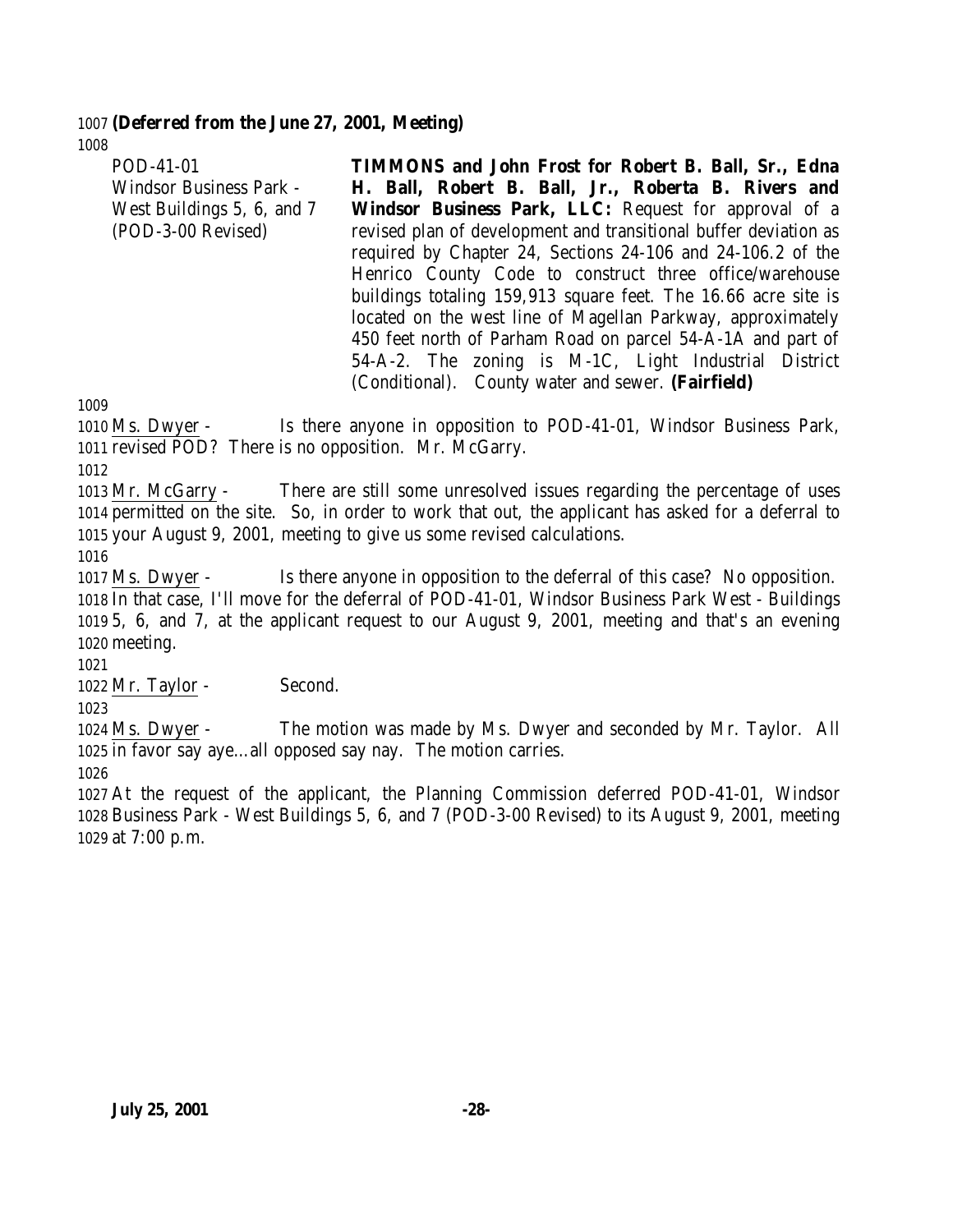**(Deferred from the June 27, 2001, Meeting)**

| | |
|---|---|
| POD-41-01<br>Windsor Business Park - West Buildings 5, 6, and 7<br>(POD-3-00 Revised) | **TIMMONS and John Frost for Robert B. Ball, Sr., Edna H. Ball, Robert B. Ball, Jr., Roberta B. Rivers and Windsor Business Park, LLC:** Request for approval of a revised plan of development and transitional buffer deviation as required by Chapter 24, Sections 24-106 and 24-106.2 of the Henrico County Code to construct three office/warehouse buildings totaling 159,913 square feet. The 16.66 acre site is located on the west line of Magellan Parkway, approximately 450 feet north of Parham Road on parcel 54-A-1A and part of 54-A-2. The zoning is M-1C, Light Industrial District (Conditional). County water and sewer. **(Fairfield)** |

Ms. Dwyer - Is there anyone in opposition to POD-41-01, Windsor Business Park, revised POD? There is no opposition. Mr. McGarry.

Mr. McGarry - There are still some unresolved issues regarding the percentage of uses permitted on the site. So, in order to work that out, the applicant has asked for a deferral to your August 9, 2001, meeting to give us some revised calculations.

Ms. Dwyer - Is there anyone in opposition to the deferral of this case? No opposition. In that case, I'll move for the deferral of POD-41-01, Windsor Business Park West - Buildings 5, 6, and 7, at the applicant request to our August 9, 2001, meeting and that's an evening meeting.

Mr. Taylor - Second.

Ms. Dwyer - The motion was made by Ms. Dwyer and seconded by Mr. Taylor. All in favor say aye…all opposed say nay. The motion carries.

At the request of the applicant, the Planning Commission deferred POD-41-01, Windsor Business Park - West Buildings 5, 6, and 7 (POD-3-00 Revised) to its August 9, 2001, meeting at 7:00 p.m.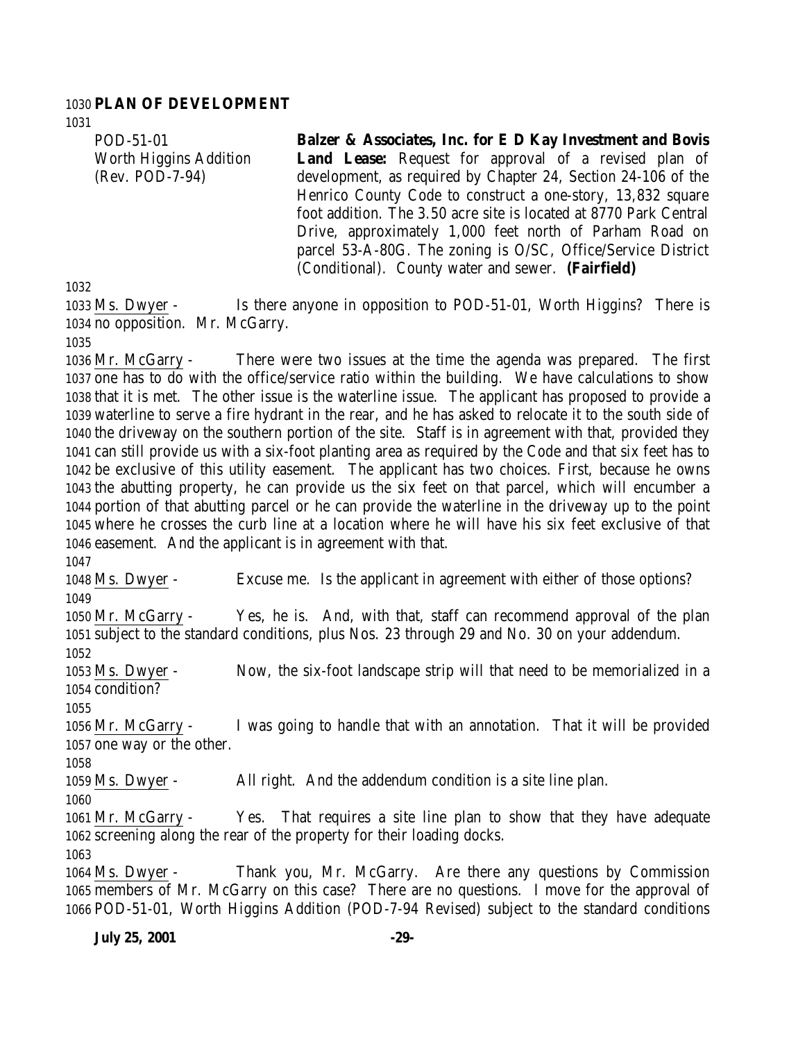**PLAN OF DEVELOPMENT**

POD-51-01
Worth Higgins Addition
(Rev. POD-7-94)

**Balzer & Associates, Inc. for E D Kay Investment and Bovis Land Lease:** Request for approval of a revised plan of development, as required by Chapter 24, Section 24-106 of the Henrico County Code to construct a one-story, 13,832 square foot addition. The 3.50 acre site is located at 8770 Park Central Drive, approximately 1,000 feet north of Parham Road on parcel 53-A-80G. The zoning is O/SC, Office/Service District (Conditional). County water and sewer. **(Fairfield)**

Ms. Dwyer - Is there anyone in opposition to POD-51-01, Worth Higgins? There is no opposition. Mr. McGarry.

Mr. McGarry - There were two issues at the time the agenda was prepared. The first one has to do with the office/service ratio within the building. We have calculations to show that it is met. The other issue is the waterline issue. The applicant has proposed to provide a waterline to serve a fire hydrant in the rear, and he has asked to relocate it to the south side of the driveway on the southern portion of the site. Staff is in agreement with that, provided they can still provide us with a six-foot planting area as required by the Code and that six feet has to be exclusive of this utility easement. The applicant has two choices. First, because he owns the abutting property, he can provide us the six feet on that parcel, which will encumber a portion of that abutting parcel or he can provide the waterline in the driveway up to the point where he crosses the curb line at a location where he will have his six feet exclusive of that easement. And the applicant is in agreement with that.

Ms. Dwyer - Excuse me. Is the applicant in agreement with either of those options?

Mr. McGarry - Yes, he is. And, with that, staff can recommend approval of the plan subject to the standard conditions, plus Nos. 23 through 29 and No. 30 on your addendum.

Ms. Dwyer - Now, the six-foot landscape strip will that need to be memorialized in a condition?

Mr. McGarry - I was going to handle that with an annotation. That it will be provided one way or the other.

Ms. Dwyer - All right. And the addendum condition is a site line plan.

Mr. McGarry - Yes. That requires a site line plan to show that they have adequate screening along the rear of the property for their loading docks.

Ms. Dwyer - Thank you, Mr. McGarry. Are there any questions by Commission members of Mr. McGarry on this case? There are no questions. I move for the approval of POD-51-01, Worth Higgins Addition (POD-7-94 Revised) subject to the standard conditions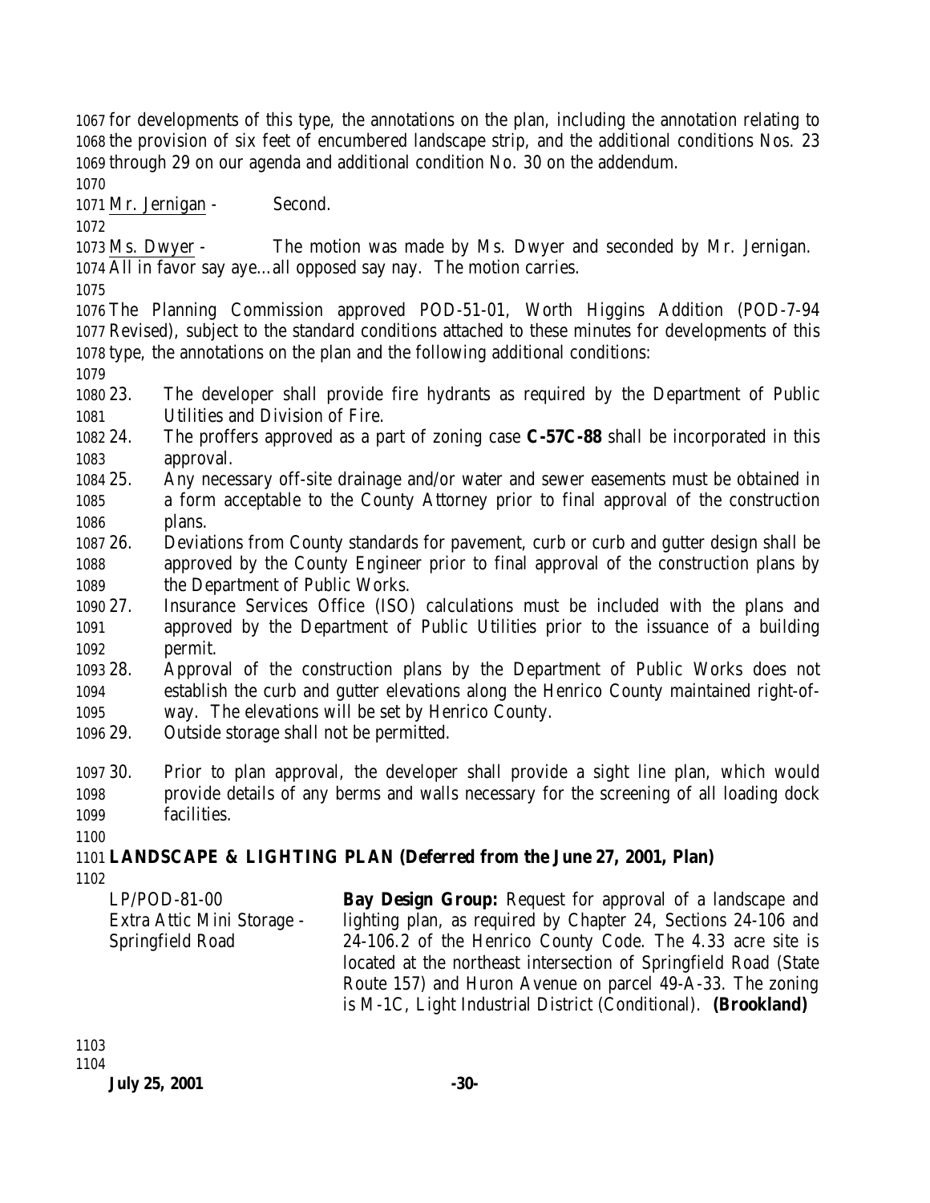for developments of this type, the annotations on the plan, including the annotation relating to the provision of six feet of encumbered landscape strip, and the additional conditions Nos. 23 through 29 on our agenda and additional condition No. 30 on the addendum.

Mr. Jernigan - Second.

Ms. Dwyer - The motion was made by Ms. Dwyer and seconded by Mr. Jernigan. All in favor say aye…all opposed say nay. The motion carries.

The Planning Commission approved POD-51-01, Worth Higgins Addition (POD-7-94 Revised), subject to the standard conditions attached to these minutes for developments of this type, the annotations on the plan and the following additional conditions:

23. The developer shall provide fire hydrants as required by the Department of Public Utilities and Division of Fire.
24. The proffers approved as a part of zoning case **C-57C-88** shall be incorporated in this approval.
25. Any necessary off-site drainage and/or water and sewer easements must be obtained in a form acceptable to the County Attorney prior to final approval of the construction plans.
26. Deviations from County standards for pavement, curb or curb and gutter design shall be approved by the County Engineer prior to final approval of the construction plans by the Department of Public Works.
27. Insurance Services Office (ISO) calculations must be included with the plans and approved by the Department of Public Utilities prior to the issuance of a building permit.
28. Approval of the construction plans by the Department of Public Works does not establish the curb and gutter elevations along the Henrico County maintained right-of-way. The elevations will be set by Henrico County.
29. Outside storage shall not be permitted.
30. Prior to plan approval, the developer shall provide a sight line plan, which would provide details of any berms and walls necessary for the screening of all loading dock facilities.

**LANDSCAPE & LIGHTING PLAN (Deferred from the June 27, 2001, Plan)**

LP/POD-81-00
Extra Attic Mini Storage - Springfield Road

**Bay Design Group:** Request for approval of a landscape and lighting plan, as required by Chapter 24, Sections 24-106 and 24-106.2 of the Henrico County Code. The 4.33 acre site is located at the northeast intersection of Springfield Road (State Route 157) and Huron Avenue on parcel 49-A-33. The zoning is M-1C, Light Industrial District (Conditional). **(Brookland)**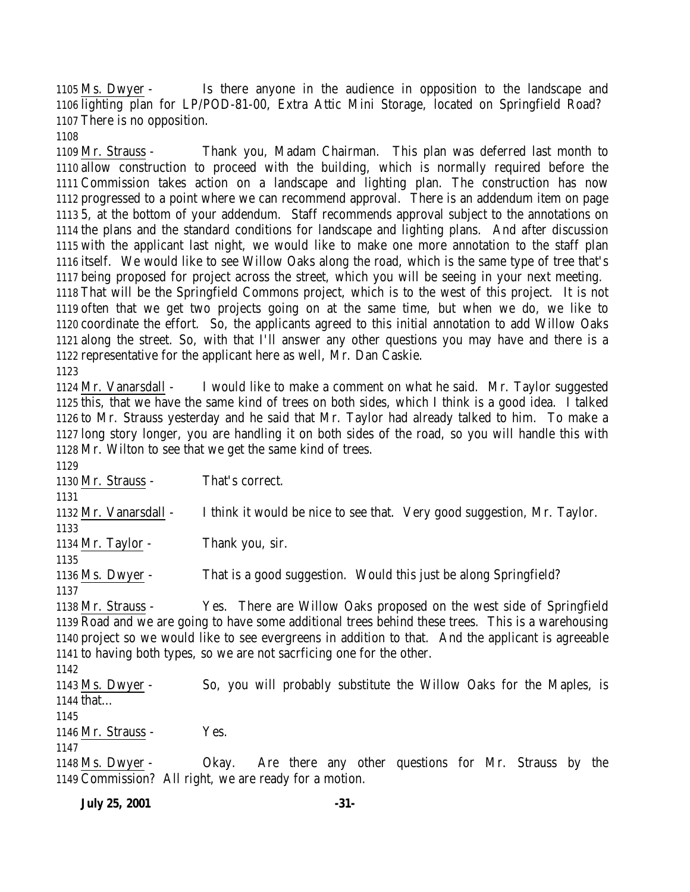1105 Ms. Dwyer - Is there anyone in the audience in opposition to the landscape and
1106 lighting plan for LP/POD-81-00, Extra Attic Mini Storage, located on Springfield Road?
1107 There is no opposition.
1108
1109 Mr. Strauss - Thank you, Madam Chairman. This plan was deferred last month to
1110 allow construction to proceed with the building, which is normally required before the
1111 Commission takes action on a landscape and lighting plan. The construction has now
1112 progressed to a point where we can recommend approval. There is an addendum item on page
1113 5, at the bottom of your addendum. Staff recommends approval subject to the annotations on
1114 the plans and the standard conditions for landscape and lighting plans. And after discussion
1115 with the applicant last night, we would like to make one more annotation to the staff plan
1116 itself. We would like to see Willow Oaks along the road, which is the same type of tree that's
1117 being proposed for project across the street, which you will be seeing in your next meeting.
1118 That will be the Springfield Commons project, which is to the west of this project. It is not
1119 often that we get two projects going on at the same time, but when we do, we like to
1120 coordinate the effort. So, the applicants agreed to this initial annotation to add Willow Oaks
1121 along the street. So, with that I'll answer any other questions you may have and there is a
1122 representative for the applicant here as well, Mr. Dan Caskie.
1123
1124 Mr. Vanarsdall - I would like to make a comment on what he said. Mr. Taylor suggested
1125 this, that we have the same kind of trees on both sides, which I think is a good idea. I talked
1126 to Mr. Strauss yesterday and he said that Mr. Taylor had already talked to him. To make a
1127 long story longer, you are handling it on both sides of the road, so you will handle this with
1128 Mr. Wilton to see that we get the same kind of trees.
1129
1130 Mr. Strauss - That's correct.
1131
1132 Mr. Vanarsdall - I think it would be nice to see that. Very good suggestion, Mr. Taylor.
1133
1134 Mr. Taylor - Thank you, sir.
1135
1136 Ms. Dwyer - That is a good suggestion. Would this just be along Springfield?
1137
1138 Mr. Strauss - Yes. There are Willow Oaks proposed on the west side of Springfield
1139 Road and we are going to have some additional trees behind these trees. This is a warehousing
1140 project so we would like to see evergreens in addition to that. And the applicant is agreeable
1141 to having both types, so we are not sacrficing one for the other.
1142
1143 Ms. Dwyer - So, you will probably substitute the Willow Oaks for the Maples, is
1144 that…
1145
1146 Mr. Strauss - Yes.
1147
1148 Ms. Dwyer - Okay. Are there any other questions for Mr. Strauss by the
1149 Commission? All right, we are ready for a motion.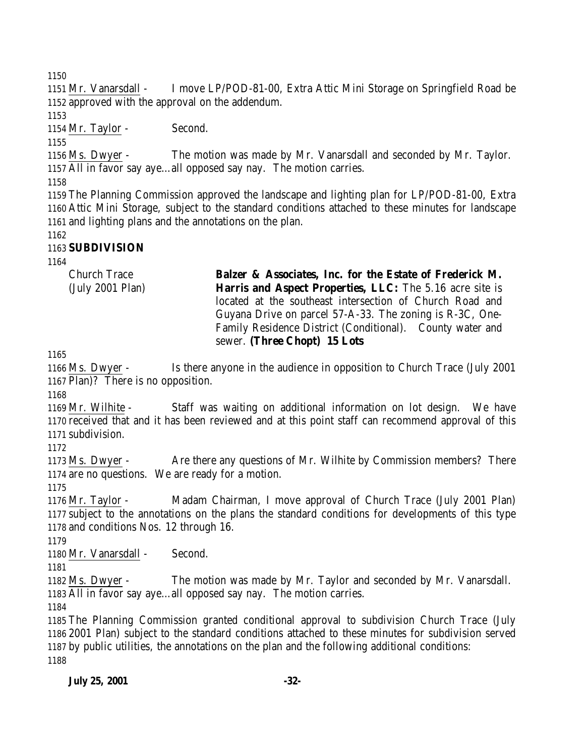Mr. Vanarsdall - I move LP/POD-81-00, Extra Attic Mini Storage on Springfield Road be approved with the approval on the addendum.

Mr. Taylor - Second.

Ms. Dwyer - The motion was made by Mr. Vanarsdall and seconded by Mr. Taylor. All in favor say aye…all opposed say nay. The motion carries.

The Planning Commission approved the landscape and lighting plan for LP/POD-81-00, Extra Attic Mini Storage, subject to the standard conditions attached to these minutes for landscape and lighting plans and the annotations on the plan.

**SUBDIVISION**

| | |
|---|---|
| Church Trace (July 2001 Plan) | **Balzer & Associates, Inc. for the Estate of Frederick M. Harris and Aspect Properties, LLC:** The 5.16 acre site is located at the southeast intersection of Church Road and Guyana Drive on parcel 57-A-33. The zoning is R-3C, One-Family Residence District (Conditional). County water and sewer. **(Three Chopt) 15 Lots** |

Ms. Dwyer - Is there anyone in the audience in opposition to Church Trace (July 2001 Plan)? There is no opposition.

Mr. Wilhite - Staff was waiting on additional information on lot design. We have received that and it has been reviewed and at this point staff can recommend approval of this subdivision.

Ms. Dwyer - Are there any questions of Mr. Wilhite by Commission members? There are no questions. We are ready for a motion.

Mr. Taylor - Madam Chairman, I move approval of Church Trace (July 2001 Plan) subject to the annotations on the plans the standard conditions for developments of this type and conditions Nos. 12 through 16.

Mr. Vanarsdall - Second.

Ms. Dwyer - The motion was made by Mr. Taylor and seconded by Mr. Vanarsdall. All in favor say aye…all opposed say nay. The motion carries.

The Planning Commission granted conditional approval to subdivision Church Trace (July 2001 Plan) subject to the standard conditions attached to these minutes for subdivision served by public utilities, the annotations on the plan and the following additional conditions: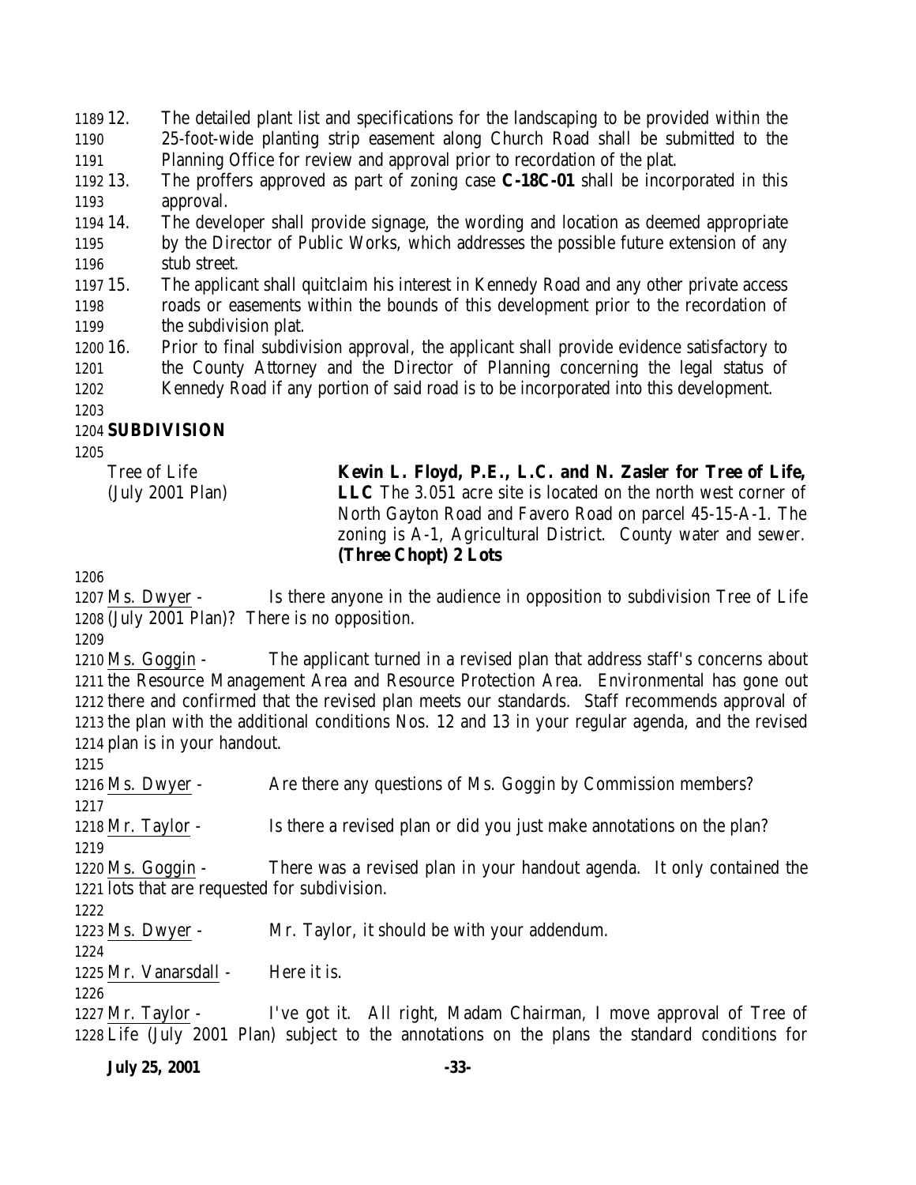12. The detailed plant list and specifications for the landscaping to be provided within the 25-foot-wide planting strip easement along Church Road shall be submitted to the Planning Office for review and approval prior to recordation of the plat.
13. The proffers approved as part of zoning case **C-18C-01** shall be incorporated in this approval.
14. The developer shall provide signage, the wording and location as deemed appropriate by the Director of Public Works, which addresses the possible future extension of any stub street.
15. The applicant shall quitclaim his interest in Kennedy Road and any other private access roads or easements within the bounds of this development prior to the recordation of the subdivision plat.
16. Prior to final subdivision approval, the applicant shall provide evidence satisfactory to the County Attorney and the Director of Planning concerning the legal status of Kennedy Road if any portion of said road is to be incorporated into this development.

**SUBDIVISION**

Tree of Life (July 2001 Plan)

**Kevin L. Floyd, P.E., L.C. and N. Zasler for Tree of Life, LLC** The 3.051 acre site is located on the north west corner of North Gayton Road and Favero Road on parcel 45-15-A-1. The zoning is A-1, Agricultural District. County water and sewer. **(Three Chopt) 2 Lots**

Ms. Dwyer - Is there anyone in the audience in opposition to subdivision Tree of Life (July 2001 Plan)? There is no opposition.

Ms. Goggin - The applicant turned in a revised plan that address staff's concerns about the Resource Management Area and Resource Protection Area. Environmental has gone out there and confirmed that the revised plan meets our standards. Staff recommends approval of the plan with the additional conditions Nos. 12 and 13 in your regular agenda, and the revised plan is in your handout.

Ms. Dwyer - Are there any questions of Ms. Goggin by Commission members?

Mr. Taylor - Is there a revised plan or did you just make annotations on the plan?

Ms. Goggin - There was a revised plan in your handout agenda. It only contained the lots that are requested for subdivision.

Ms. Dwyer - Mr. Taylor, it should be with your addendum.

Mr. Vanarsdall - Here it is.

Mr. Taylor - I've got it. All right, Madam Chairman, I move approval of Tree of Life (July 2001 Plan) subject to the annotations on the plans the standard conditions for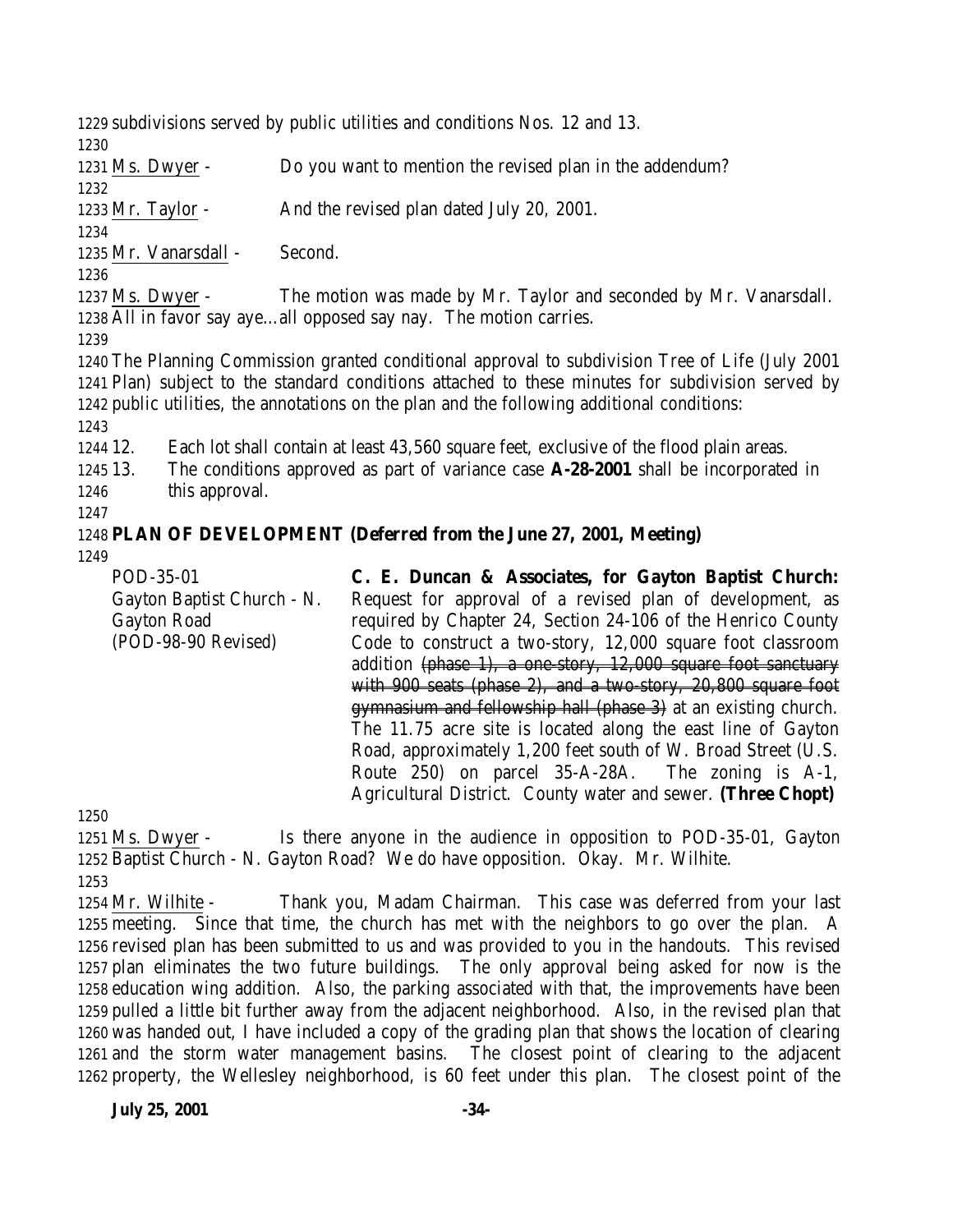subdivisions served by public utilities and conditions Nos. 12 and 13.

Ms. Dwyer - Do you want to mention the revised plan in the addendum?

Mr. Taylor - And the revised plan dated July 20, 2001.

Mr. Vanarsdall - Second.

Ms. Dwyer - The motion was made by Mr. Taylor and seconded by Mr. Vanarsdall. All in favor say aye…all opposed say nay. The motion carries.

The Planning Commission granted conditional approval to subdivision Tree of Life (July 2001 Plan) subject to the standard conditions attached to these minutes for subdivision served by public utilities, the annotations on the plan and the following additional conditions:

12. Each lot shall contain at least 43,560 square feet, exclusive of the flood plain areas.
13. The conditions approved as part of variance case **A-28-2001** shall be incorporated in this approval.

**PLAN OF DEVELOPMENT (Deferred from the June 27, 2001, Meeting)**

| | |
|---|---|
| POD-35-01<br>Gayton Baptist Church - N. Gayton Road<br>(POD-98-90 Revised) | **C. E. Duncan & Associates, for Gayton Baptist Church:** Request for approval of a revised plan of development, as required by Chapter 24, Section 24-106 of the Henrico County Code to construct a two-story, 12,000 square foot classroom addition ~~(phase 1), a one-story, 12,000 square foot sanctuary with 900 seats (phase 2), and a two-story, 20,800 square foot gymnasium and fellowship hall (phase 3)~~ at an existing church. The 11.75 acre site is located along the east line of Gayton Road, approximately 1,200 feet south of W. Broad Street (U.S. Route 250) on parcel 35-A-28A. The zoning is A-1, Agricultural District. County water and sewer. **(Three Chopt)** |

Ms. Dwyer - Is there anyone in the audience in opposition to POD-35-01, Gayton Baptist Church - N. Gayton Road? We do have opposition. Okay. Mr. Wilhite.

Mr. Wilhite - Thank you, Madam Chairman. This case was deferred from your last meeting. Since that time, the church has met with the neighbors to go over the plan. A revised plan has been submitted to us and was provided to you in the handouts. This revised plan eliminates the two future buildings. The only approval being asked for now is the education wing addition. Also, the parking associated with that, the improvements have been pulled a little bit further away from the adjacent neighborhood. Also, in the revised plan that was handed out, I have included a copy of the grading plan that shows the location of clearing and the storm water management basins. The closest point of clearing to the adjacent property, the Wellesley neighborhood, is 60 feet under this plan. The closest point of the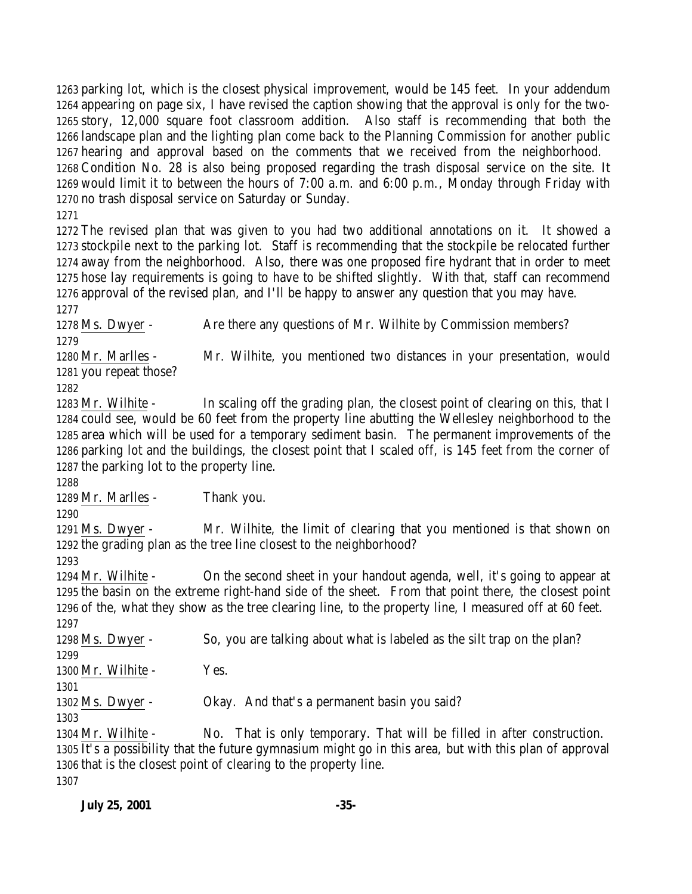parking lot, which is the closest physical improvement, would be 145 feet. In your addendum appearing on page six, I have revised the caption showing that the approval is only for the two-story, 12,000 square foot classroom addition. Also staff is recommending that both the landscape plan and the lighting plan come back to the Planning Commission for another public hearing and approval based on the comments that we received from the neighborhood. Condition No. 28 is also being proposed regarding the trash disposal service on the site. It would limit it to between the hours of 7:00 a.m. and 6:00 p.m., Monday through Friday with no trash disposal service on Saturday or Sunday.

The revised plan that was given to you had two additional annotations on it. It showed a stockpile next to the parking lot. Staff is recommending that the stockpile be relocated further away from the neighborhood. Also, there was one proposed fire hydrant that in order to meet hose lay requirements is going to have to be shifted slightly. With that, staff can recommend approval of the revised plan, and I'll be happy to answer any question that you may have.

Ms. Dwyer - Are there any questions of Mr. Wilhite by Commission members?

Mr. Marlles - Mr. Wilhite, you mentioned two distances in your presentation, would you repeat those?

Mr. Wilhite - In scaling off the grading plan, the closest point of clearing on this, that I could see, would be 60 feet from the property line abutting the Wellesley neighborhood to the area which will be used for a temporary sediment basin. The permanent improvements of the parking lot and the buildings, the closest point that I scaled off, is 145 feet from the corner of the parking lot to the property line.

Mr. Marlles - Thank you.

Ms. Dwyer - Mr. Wilhite, the limit of clearing that you mentioned is that shown on the grading plan as the tree line closest to the neighborhood?

Mr. Wilhite - On the second sheet in your handout agenda, well, it's going to appear at the basin on the extreme right-hand side of the sheet. From that point there, the closest point of the, what they show as the tree clearing line, to the property line, I measured off at 60 feet.

Ms. Dwyer - So, you are talking about what is labeled as the silt trap on the plan?

Mr. Wilhite - Yes.

Ms. Dwyer - Okay. And that's a permanent basin you said?

Mr. Wilhite - No. That is only temporary. That will be filled in after construction. It's a possibility that the future gymnasium might go in this area, but with this plan of approval that is the closest point of clearing to the property line.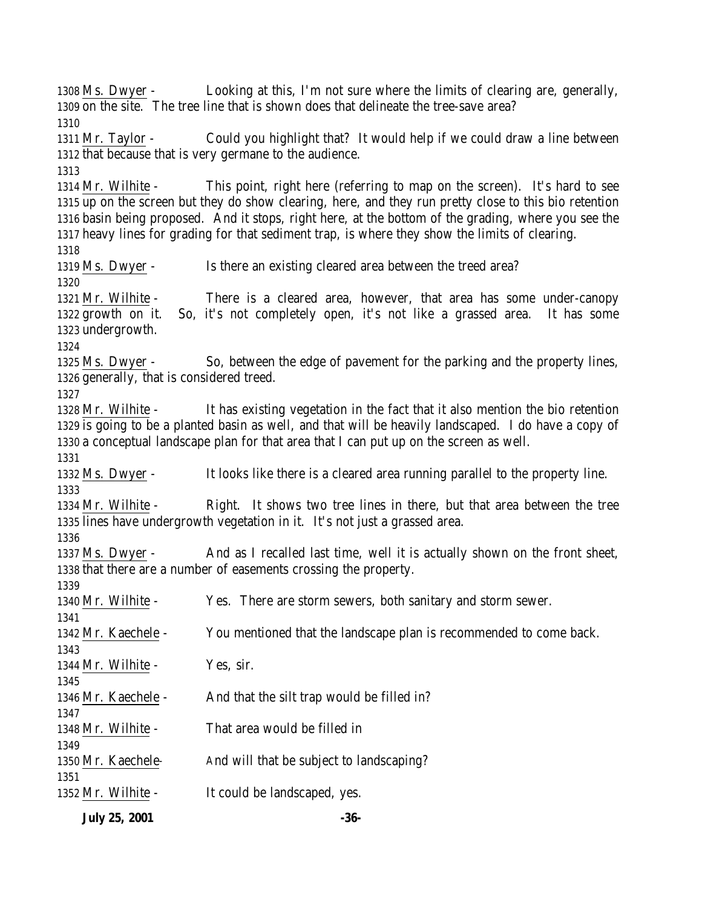Ms. Dwyer - Looking at this, I'm not sure where the limits of clearing are, generally, on the site. The tree line that is shown does that delineate the tree-save area?

Mr. Taylor - Could you highlight that? It would help if we could draw a line between that because that is very germane to the audience.

Mr. Wilhite - This point, right here (referring to map on the screen). It's hard to see up on the screen but they do show clearing, here, and they run pretty close to this bio retention basin being proposed. And it stops, right here, at the bottom of the grading, where you see the heavy lines for grading for that sediment trap, is where they show the limits of clearing.

Ms. Dwyer - Is there an existing cleared area between the treed area?

Mr. Wilhite - There is a cleared area, however, that area has some under-canopy growth on it. So, it's not completely open, it's not like a grassed area. It has some undergrowth.

Ms. Dwyer - So, between the edge of pavement for the parking and the property lines, generally, that is considered treed.

Mr. Wilhite - It has existing vegetation in the fact that it also mention the bio retention is going to be a planted basin as well, and that will be heavily landscaped. I do have a copy of a conceptual landscape plan for that area that I can put up on the screen as well.

Ms. Dwyer - It looks like there is a cleared area running parallel to the property line.

Mr. Wilhite - Right. It shows two tree lines in there, but that area between the tree lines have undergrowth vegetation in it. It's not just a grassed area.

Ms. Dwyer - And as I recalled last time, well it is actually shown on the front sheet, that there are a number of easements crossing the property.

Mr. Wilhite - Yes. There are storm sewers, both sanitary and storm sewer.

Mr. Kaechele - You mentioned that the landscape plan is recommended to come back.

Mr. Wilhite - Yes, sir.

Mr. Kaechele - And that the silt trap would be filled in?

Mr. Wilhite - That area would be filled in

Mr. Kaechele- And will that be subject to landscaping?

Mr. Wilhite - It could be landscaped, yes.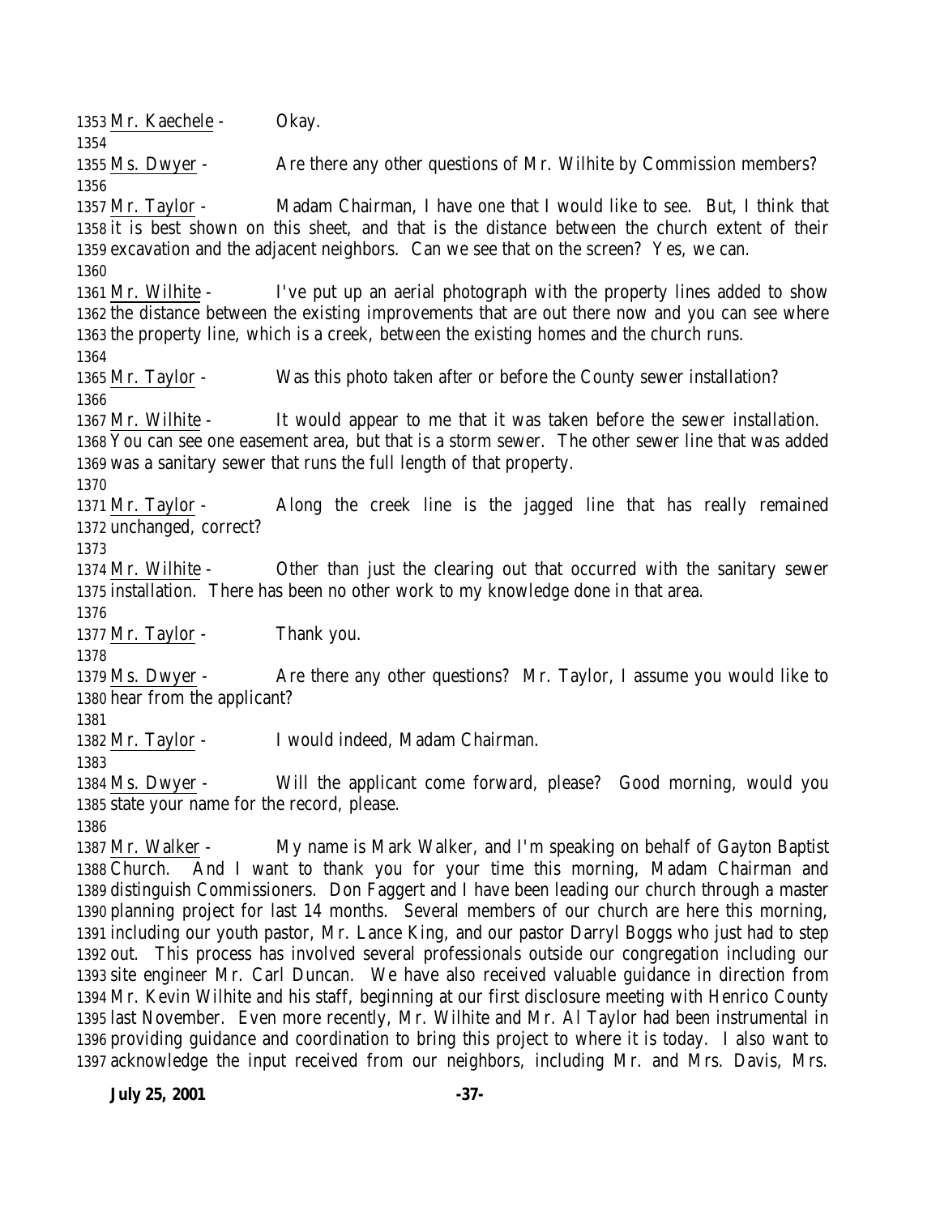Mr. Kaechele - Okay.

Ms. Dwyer - Are there any other questions of Mr. Wilhite by Commission members?

Mr. Taylor - Madam Chairman, I have one that I would like to see. But, I think that it is best shown on this sheet, and that is the distance between the church extent of their excavation and the adjacent neighbors. Can we see that on the screen? Yes, we can.

Mr. Wilhite - I've put up an aerial photograph with the property lines added to show the distance between the existing improvements that are out there now and you can see where the property line, which is a creek, between the existing homes and the church runs.

Mr. Taylor - Was this photo taken after or before the County sewer installation?

Mr. Wilhite - It would appear to me that it was taken before the sewer installation. You can see one easement area, but that is a storm sewer. The other sewer line that was added was a sanitary sewer that runs the full length of that property.

Mr. Taylor - Along the creek line is the jagged line that has really remained unchanged, correct?

Mr. Wilhite - Other than just the clearing out that occurred with the sanitary sewer installation. There has been no other work to my knowledge done in that area.

Mr. Taylor - Thank you.

Ms. Dwyer - Are there any other questions? Mr. Taylor, I assume you would like to hear from the applicant?

Mr. Taylor - I would indeed, Madam Chairman.

Ms. Dwyer - Will the applicant come forward, please? Good morning, would you state your name for the record, please.

Mr. Walker - My name is Mark Walker, and I'm speaking on behalf of Gayton Baptist Church. And I want to thank you for your time this morning, Madam Chairman and distinguish Commissioners. Don Faggert and I have been leading our church through a master planning project for last 14 months. Several members of our church are here this morning, including our youth pastor, Mr. Lance King, and our pastor Darryl Boggs who just had to step out. This process has involved several professionals outside our congregation including our site engineer Mr. Carl Duncan. We have also received valuable guidance in direction from Mr. Kevin Wilhite and his staff, beginning at our first disclosure meeting with Henrico County last November. Even more recently, Mr. Wilhite and Mr. Al Taylor had been instrumental in providing guidance and coordination to bring this project to where it is today. I also want to acknowledge the input received from our neighbors, including Mr. and Mrs. Davis, Mrs.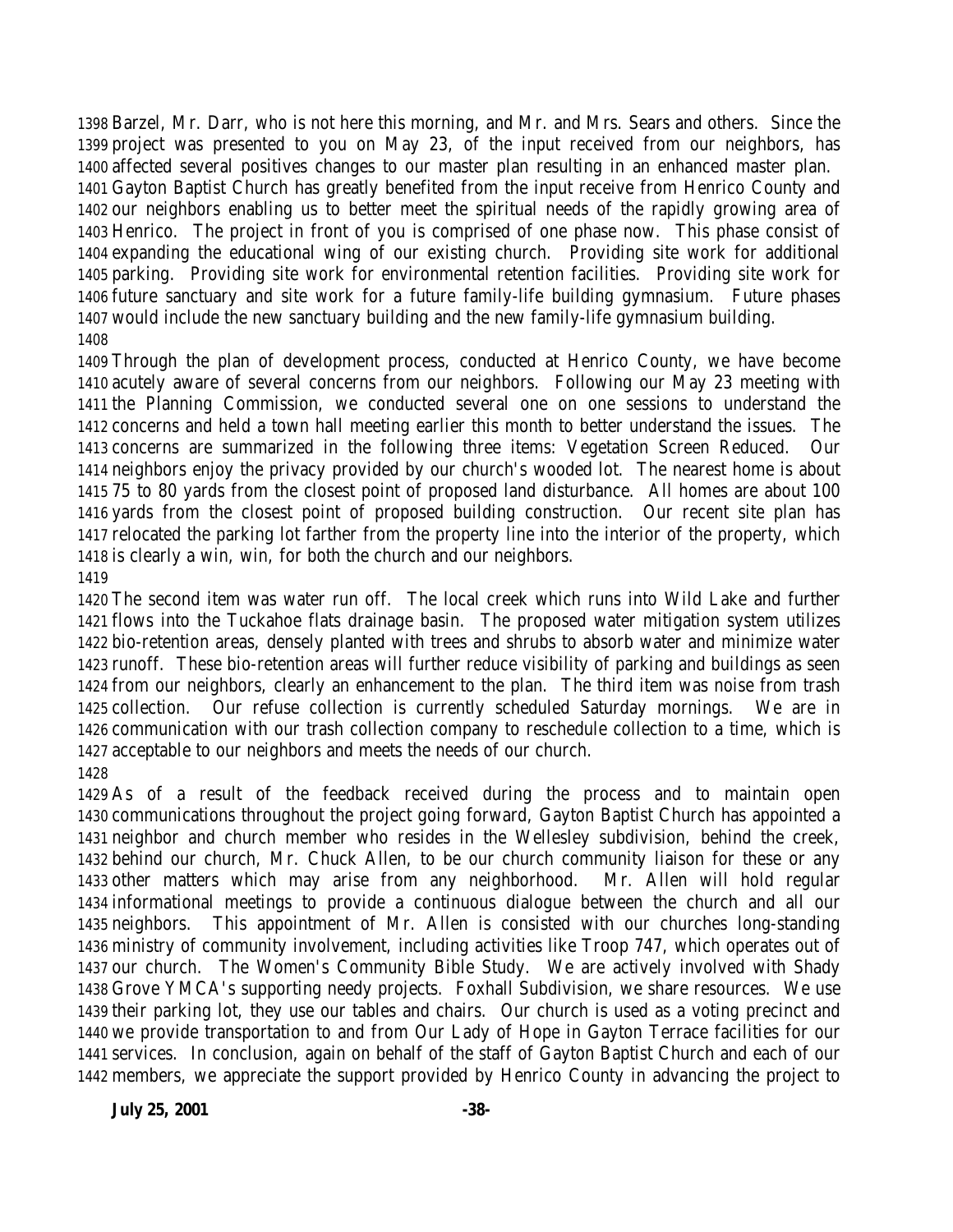Barzel, Mr. Darr, who is not here this morning, and Mr. and Mrs. Sears and others. Since the project was presented to you on May 23, of the input received from our neighbors, has affected several positives changes to our master plan resulting in an enhanced master plan. Gayton Baptist Church has greatly benefited from the input receive from Henrico County and our neighbors enabling us to better meet the spiritual needs of the rapidly growing area of Henrico. The project in front of you is comprised of one phase now. This phase consist of expanding the educational wing of our existing church. Providing site work for additional parking. Providing site work for environmental retention facilities. Providing site work for future sanctuary and site work for a future family-life building gymnasium. Future phases would include the new sanctuary building and the new family-life gymnasium building.

Through the plan of development process, conducted at Henrico County, we have become acutely aware of several concerns from our neighbors. Following our May 23 meeting with the Planning Commission, we conducted several one on one sessions to understand the concerns and held a town hall meeting earlier this month to better understand the issues. The concerns are summarized in the following three items: Vegetation Screen Reduced. Our neighbors enjoy the privacy provided by our church's wooded lot. The nearest home is about 75 to 80 yards from the closest point of proposed land disturbance. All homes are about 100 yards from the closest point of proposed building construction. Our recent site plan has relocated the parking lot farther from the property line into the interior of the property, which is clearly a win, win, for both the church and our neighbors.

The second item was water run off. The local creek which runs into Wild Lake and further flows into the Tuckahoe flats drainage basin. The proposed water mitigation system utilizes bio-retention areas, densely planted with trees and shrubs to absorb water and minimize water runoff. These bio-retention areas will further reduce visibility of parking and buildings as seen from our neighbors, clearly an enhancement to the plan. The third item was noise from trash collection. Our refuse collection is currently scheduled Saturday mornings. We are in communication with our trash collection company to reschedule collection to a time, which is acceptable to our neighbors and meets the needs of our church.

As of a result of the feedback received during the process and to maintain open communications throughout the project going forward, Gayton Baptist Church has appointed a neighbor and church member who resides in the Wellesley subdivision, behind the creek, behind our church, Mr. Chuck Allen, to be our church community liaison for these or any other matters which may arise from any neighborhood. Mr. Allen will hold regular informational meetings to provide a continuous dialogue between the church and all our neighbors. This appointment of Mr. Allen is consisted with our churches long-standing ministry of community involvement, including activities like Troop 747, which operates out of our church. The Women's Community Bible Study. We are actively involved with Shady Grove YMCA's supporting needy projects. Foxhall Subdivision, we share resources. We use their parking lot, they use our tables and chairs. Our church is used as a voting precinct and we provide transportation to and from Our Lady of Hope in Gayton Terrace facilities for our services. In conclusion, again on behalf of the staff of Gayton Baptist Church and each of our members, we appreciate the support provided by Henrico County in advancing the project to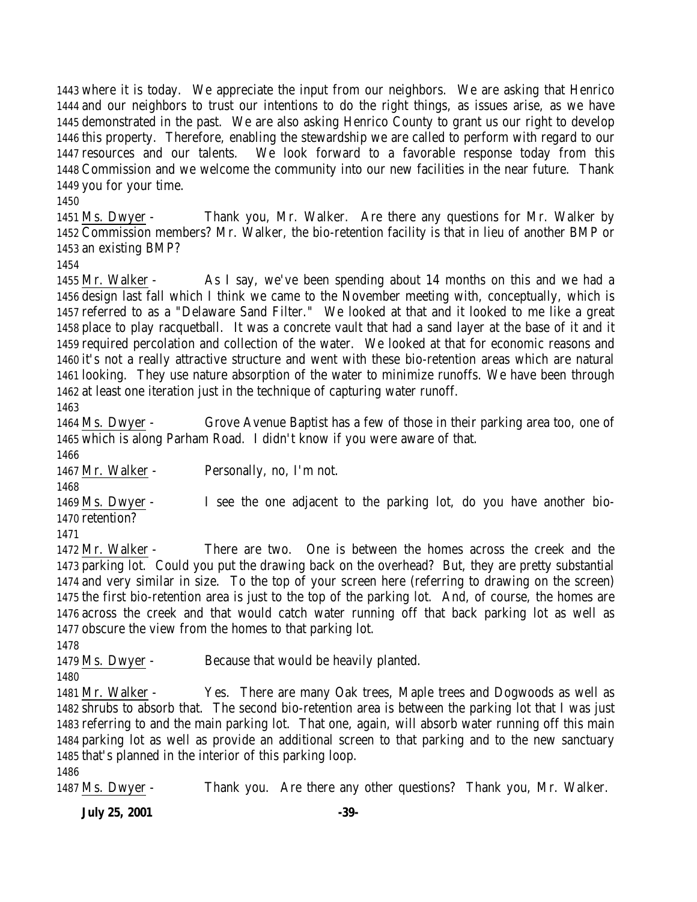where it is today. We appreciate the input from our neighbors. We are asking that Henrico and our neighbors to trust our intentions to do the right things, as issues arise, as we have demonstrated in the past. We are also asking Henrico County to grant us our right to develop this property. Therefore, enabling the stewardship we are called to perform with regard to our resources and our talents. We look forward to a favorable response today from this Commission and we welcome the community into our new facilities in the near future. Thank you for your time.

Ms. Dwyer - Thank you, Mr. Walker. Are there any questions for Mr. Walker by Commission members? Mr. Walker, the bio-retention facility is that in lieu of another BMP or an existing BMP?

Mr. Walker - As I say, we've been spending about 14 months on this and we had a design last fall which I think we came to the November meeting with, conceptually, which is referred to as a "Delaware Sand Filter." We looked at that and it looked to me like a great place to play racquetball. It was a concrete vault that had a sand layer at the base of it and it required percolation and collection of the water. We looked at that for economic reasons and it's not a really attractive structure and went with these bio-retention areas which are natural looking. They use nature absorption of the water to minimize runoffs. We have been through at least one iteration just in the technique of capturing water runoff.

Ms. Dwyer - Grove Avenue Baptist has a few of those in their parking area too, one of which is along Parham Road. I didn't know if you were aware of that.

Mr. Walker - Personally, no, I'm not.

Ms. Dwyer - I see the one adjacent to the parking lot, do you have another bio-retention?

Mr. Walker - There are two. One is between the homes across the creek and the parking lot. Could you put the drawing back on the overhead? But, they are pretty substantial and very similar in size. To the top of your screen here (referring to drawing on the screen) the first bio-retention area is just to the top of the parking lot. And, of course, the homes are across the creek and that would catch water running off that back parking lot as well as obscure the view from the homes to that parking lot.

Ms. Dwyer - Because that would be heavily planted.

Mr. Walker - Yes. There are many Oak trees, Maple trees and Dogwoods as well as shrubs to absorb that. The second bio-retention area is between the parking lot that I was just referring to and the main parking lot. That one, again, will absorb water running off this main parking lot as well as provide an additional screen to that parking and to the new sanctuary that's planned in the interior of this parking loop.

Ms. Dwyer - Thank you. Are there any other questions? Thank you, Mr. Walker.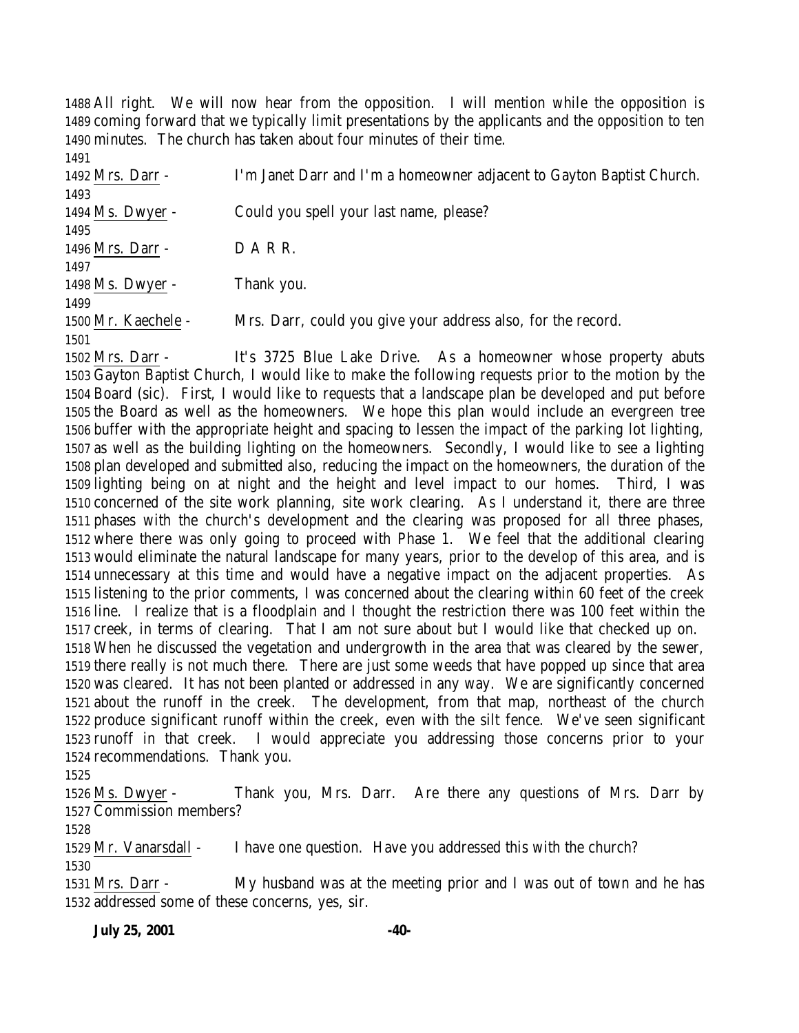1488 All right. We will now hear from the opposition. I will mention while the opposition is
1489 coming forward that we typically limit presentations by the applicants and the opposition to ten
1490 minutes. The church has taken about four minutes of their time.
1491
1492 Mrs. Darr - I'm Janet Darr and I'm a homeowner adjacent to Gayton Baptist Church.
1493
1494 Ms. Dwyer - Could you spell your last name, please?
1495
1496 Mrs. Darr - D A R R.
1497
1498 Ms. Dwyer - Thank you.
1499
1500 Mr. Kaechele - Mrs. Darr, could you give your address also, for the record.
1501
1502 Mrs. Darr - It's 3725 Blue Lake Drive. As a homeowner whose property abuts
1503 Gayton Baptist Church, I would like to make the following requests prior to the motion by the
1504 Board (sic). First, I would like to requests that a landscape plan be developed and put before
1505 the Board as well as the homeowners. We hope this plan would include an evergreen tree
1506 buffer with the appropriate height and spacing to lessen the impact of the parking lot lighting,
1507 as well as the building lighting on the homeowners. Secondly, I would like to see a lighting
1508 plan developed and submitted also, reducing the impact on the homeowners, the duration of the
1509 lighting being on at night and the height and level impact to our homes. Third, I was
1510 concerned of the site work planning, site work clearing. As I understand it, there are three
1511 phases with the church's development and the clearing was proposed for all three phases,
1512 where there was only going to proceed with Phase 1. We feel that the additional clearing
1513 would eliminate the natural landscape for many years, prior to the develop of this area, and is
1514 unnecessary at this time and would have a negative impact on the adjacent properties. As
1515 listening to the prior comments, I was concerned about the clearing within 60 feet of the creek
1516 line. I realize that is a floodplain and I thought the restriction there was 100 feet within the
1517 creek, in terms of clearing. That I am not sure about but I would like that checked up on.
1518 When he discussed the vegetation and undergrowth in the area that was cleared by the sewer,
1519 there really is not much there. There are just some weeds that have popped up since that area
1520 was cleared. It has not been planted or addressed in any way. We are significantly concerned
1521 about the runoff in the creek. The development, from that map, northeast of the church
1522 produce significant runoff within the creek, even with the silt fence. We've seen significant
1523 runoff in that creek. I would appreciate you addressing those concerns prior to your
1524 recommendations. Thank you.
1525
1526 Ms. Dwyer - Thank you, Mrs. Darr. Are there any questions of Mrs. Darr by
1527 Commission members?
1528
1529 Mr. Vanarsdall - I have one question. Have you addressed this with the church?
1530
1531 Mrs. Darr - My husband was at the meeting prior and I was out of town and he has
1532 addressed some of these concerns, yes, sir.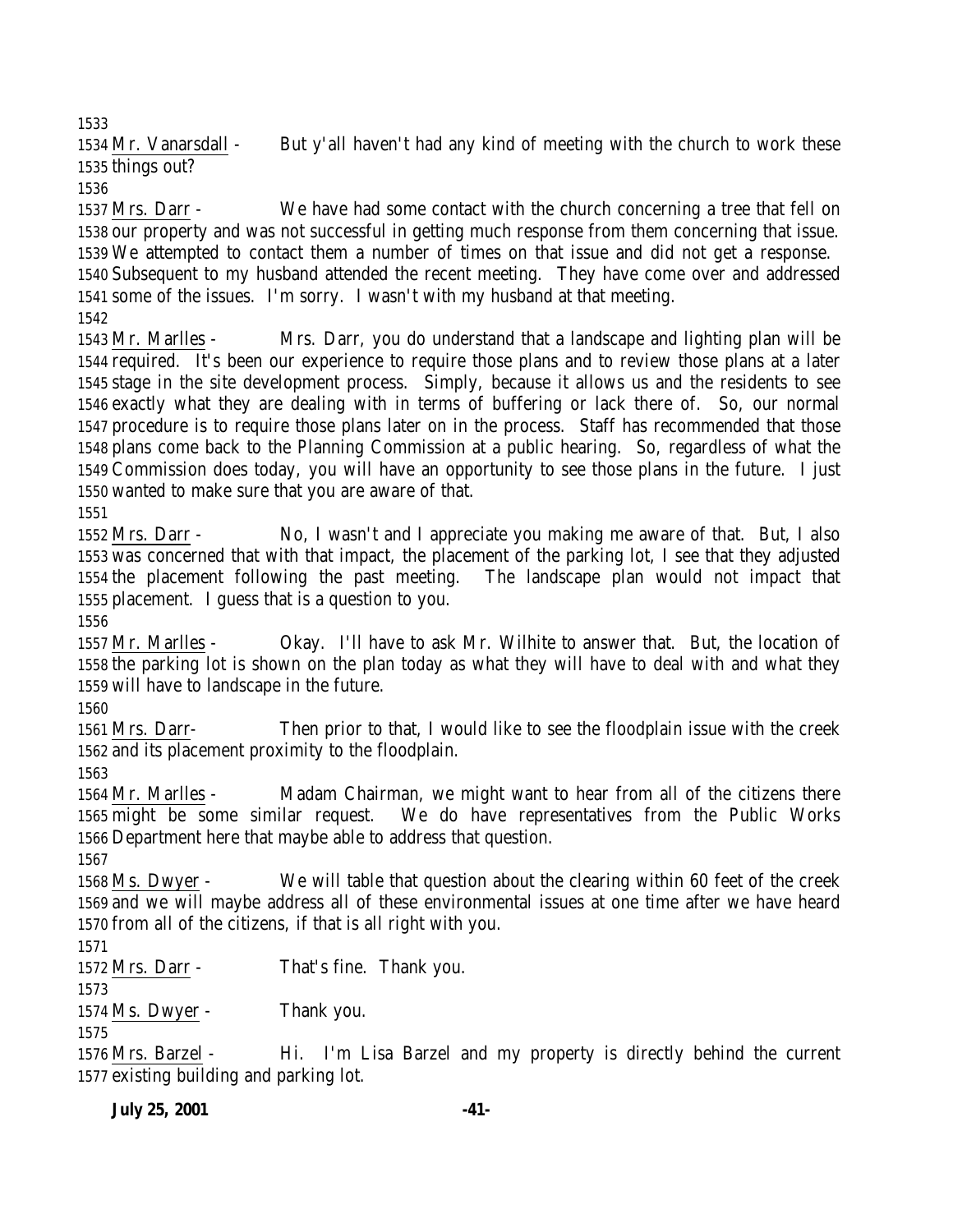Mr. Vanarsdall - But y'all haven't had any kind of meeting with the church to work these things out?

Mrs. Darr - We have had some contact with the church concerning a tree that fell on our property and was not successful in getting much response from them concerning that issue. We attempted to contact them a number of times on that issue and did not get a response. Subsequent to my husband attended the recent meeting. They have come over and addressed some of the issues. I'm sorry. I wasn't with my husband at that meeting.

Mr. Marlles - Mrs. Darr, you do understand that a landscape and lighting plan will be required. It's been our experience to require those plans and to review those plans at a later stage in the site development process. Simply, because it allows us and the residents to see exactly what they are dealing with in terms of buffering or lack there of. So, our normal procedure is to require those plans later on in the process. Staff has recommended that those plans come back to the Planning Commission at a public hearing. So, regardless of what the Commission does today, you will have an opportunity to see those plans in the future. I just wanted to make sure that you are aware of that.

Mrs. Darr - No, I wasn't and I appreciate you making me aware of that. But, I also was concerned that with that impact, the placement of the parking lot, I see that they adjusted the placement following the past meeting. The landscape plan would not impact that placement. I guess that is a question to you.

Mr. Marlles - Okay. I'll have to ask Mr. Wilhite to answer that. But, the location of the parking lot is shown on the plan today as what they will have to deal with and what they will have to landscape in the future.

Mrs. Darr- Then prior to that, I would like to see the floodplain issue with the creek and its placement proximity to the floodplain.

Mr. Marlles - Madam Chairman, we might want to hear from all of the citizens there might be some similar request. We do have representatives from the Public Works Department here that maybe able to address that question.

Ms. Dwyer - We will table that question about the clearing within 60 feet of the creek and we will maybe address all of these environmental issues at one time after we have heard from all of the citizens, if that is all right with you.

Mrs. Darr - That's fine. Thank you.

Ms. Dwyer - Thank you.

Mrs. Barzel - Hi. I'm Lisa Barzel and my property is directly behind the current existing building and parking lot.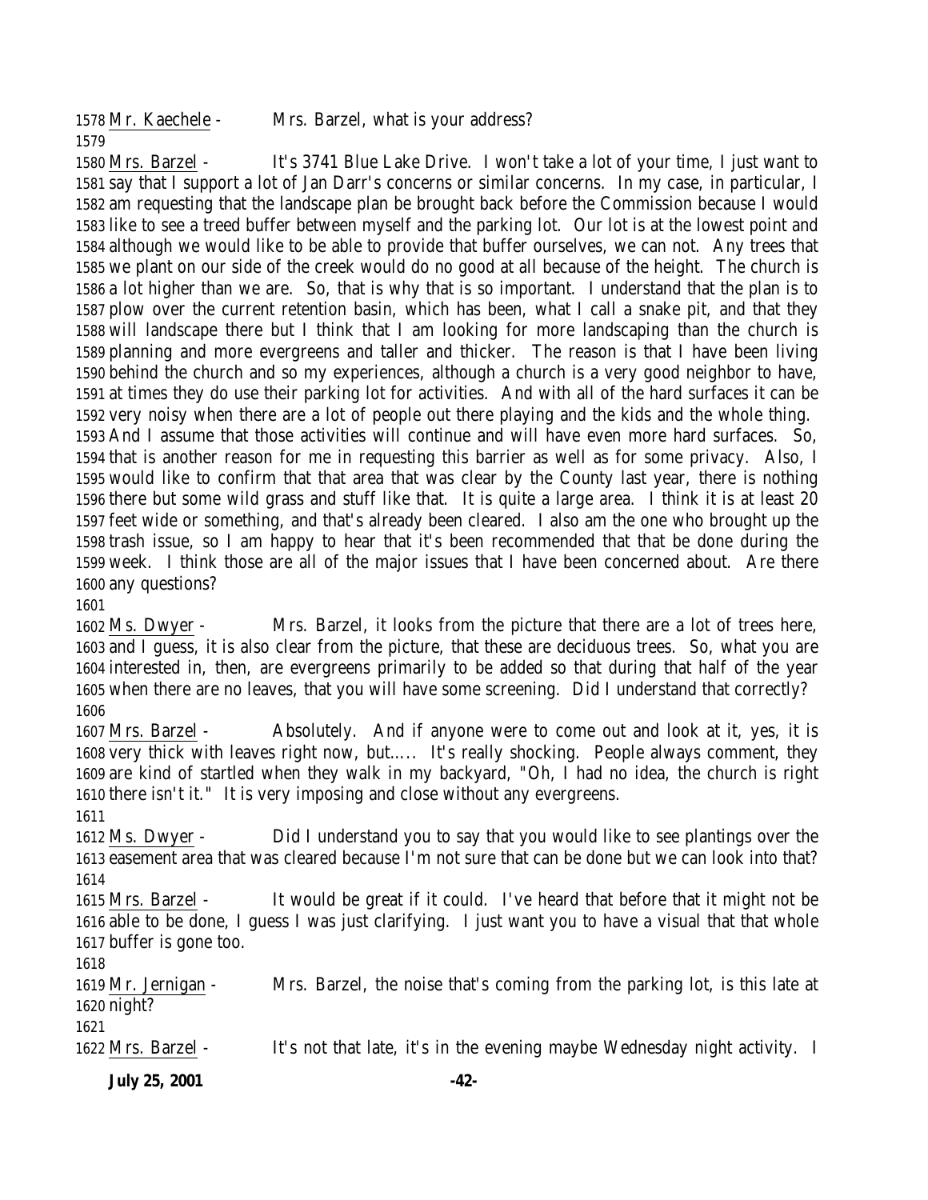Mr. Kaechele - Mrs. Barzel, what is your address?

Mrs. Barzel - It's 3741 Blue Lake Drive. I won't take a lot of your time, I just want to say that I support a lot of Jan Darr's concerns or similar concerns. In my case, in particular, I am requesting that the landscape plan be brought back before the Commission because I would like to see a treed buffer between myself and the parking lot. Our lot is at the lowest point and although we would like to be able to provide that buffer ourselves, we can not. Any trees that we plant on our side of the creek would do no good at all because of the height. The church is a lot higher than we are. So, that is why that is so important. I understand that the plan is to plow over the current retention basin, which has been, what I call a snake pit, and that they will landscape there but I think that I am looking for more landscaping than the church is planning and more evergreens and taller and thicker. The reason is that I have been living behind the church and so my experiences, although a church is a very good neighbor to have, at times they do use their parking lot for activities. And with all of the hard surfaces it can be very noisy when there are a lot of people out there playing and the kids and the whole thing. And I assume that those activities will continue and will have even more hard surfaces. So, that is another reason for me in requesting this barrier as well as for some privacy. Also, I would like to confirm that that area that was clear by the County last year, there is nothing there but some wild grass and stuff like that. It is quite a large area. I think it is at least 20 feet wide or something, and that's already been cleared. I also am the one who brought up the trash issue, so I am happy to hear that it's been recommended that that be done during the week. I think those are all of the major issues that I have been concerned about. Are there any questions?

Ms. Dwyer - Mrs. Barzel, it looks from the picture that there are a lot of trees here, and I guess, it is also clear from the picture, that these are deciduous trees. So, what you are interested in, then, are evergreens primarily to be added so that during that half of the year when there are no leaves, that you will have some screening. Did I understand that correctly?

Mrs. Barzel - Absolutely. And if anyone were to come out and look at it, yes, it is very thick with leaves right now, but..... It's really shocking. People always comment, they are kind of startled when they walk in my backyard, "Oh, I had no idea, the church is right there isn't it." It is very imposing and close without any evergreens.

Ms. Dwyer - Did I understand you to say that you would like to see plantings over the easement area that was cleared because I'm not sure that can be done but we can look into that?

Mrs. Barzel - It would be great if it could. I've heard that before that it might not be able to be done, I guess I was just clarifying. I just want you to have a visual that that whole buffer is gone too.

Mr. Jernigan - Mrs. Barzel, the noise that's coming from the parking lot, is this late at night?

Mrs. Barzel - It's not that late, it's in the evening maybe Wednesday night activity. I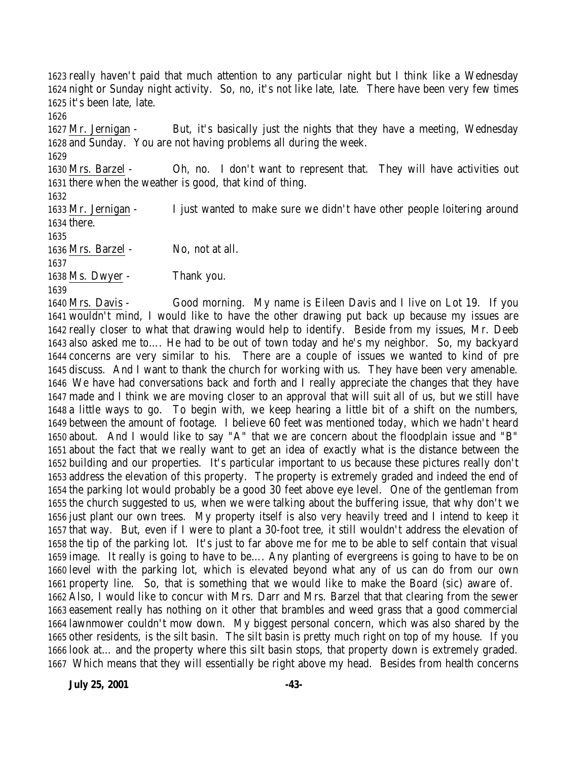really haven't paid that much attention to any particular night but I think like a Wednesday night or Sunday night activity. So, no, it's not like late, late. There have been very few times it's been late, late.

Mr. Jernigan - But, it's basically just the nights that they have a meeting, Wednesday and Sunday. You are not having problems all during the week.

Mrs. Barzel - Oh, no. I don't want to represent that. They will have activities out there when the weather is good, that kind of thing.

Mr. Jernigan - I just wanted to make sure we didn't have other people loitering around there.

Mrs. Barzel - No, not at all.

Ms. Dwyer - Thank you.

Mrs. Davis - Good morning. My name is Eileen Davis and I live on Lot 19. If you wouldn't mind, I would like to have the other drawing put back up because my issues are really closer to what that drawing would help to identify. Beside from my issues, Mr. Deeb also asked me to…. He had to be out of town today and he's my neighbor. So, my backyard concerns are very similar to his. There are a couple of issues we wanted to kind of pre discuss. And I want to thank the church for working with us. They have been very amenable. We have had conversations back and forth and I really appreciate the changes that they have made and I think we are moving closer to an approval that will suit all of us, but we still have a little ways to go. To begin with, we keep hearing a little bit of a shift on the numbers, between the amount of footage. I believe 60 feet was mentioned today, which we hadn't heard about. And I would like to say "A" that we are concern about the floodplain issue and "B" about the fact that we really want to get an idea of exactly what is the distance between the building and our properties. It's particular important to us because these pictures really don't address the elevation of this property. The property is extremely graded and indeed the end of the parking lot would probably be a good 30 feet above eye level. One of the gentleman from the church suggested to us, when we were talking about the buffering issue, that why don't we just plant our own trees. My property itself is also very heavily treed and I intend to keep it that way. But, even if I were to plant a 30-foot tree, it still wouldn't address the elevation of the tip of the parking lot. It's just to far above me for me to be able to self contain that visual image. It really is going to have to be…. Any planting of evergreens is going to have to be on level with the parking lot, which is elevated beyond what any of us can do from our own property line. So, that is something that we would like to make the Board (sic) aware of. Also, I would like to concur with Mrs. Darr and Mrs. Barzel that that clearing from the sewer easement really has nothing on it other that brambles and weed grass that a good commercial lawnmower couldn't mow down. My biggest personal concern, which was also shared by the other residents, is the silt basin. The silt basin is pretty much right on top of my house. If you look at… and the property where this silt basin stops, that property down is extremely graded. Which means that they will essentially be right above my head. Besides from health concerns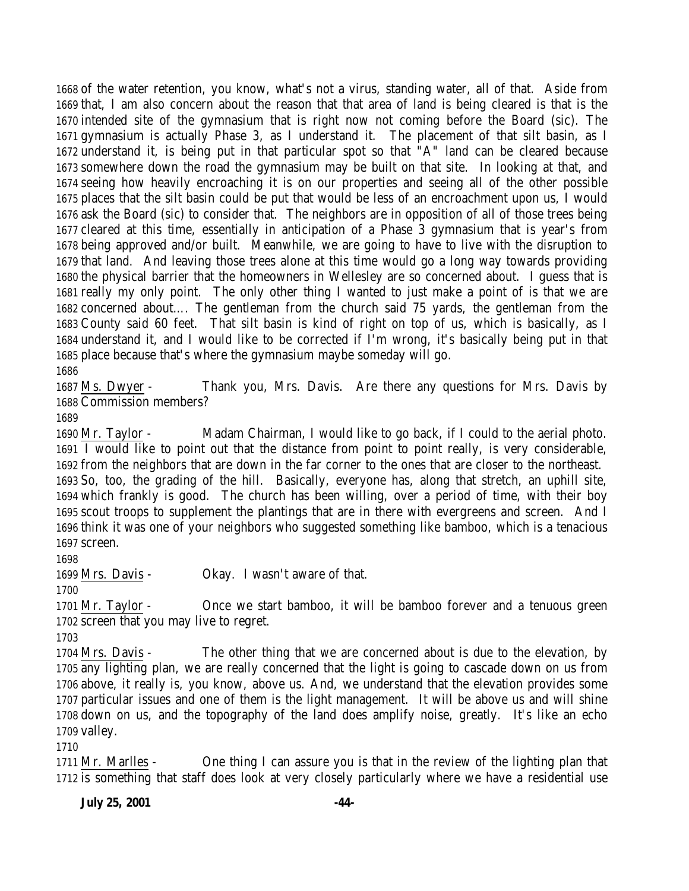of the water retention, you know, what's not a virus, standing water, all of that. Aside from that, I am also concern about the reason that that area of land is being cleared is that is the intended site of the gymnasium that is right now not coming before the Board (sic). The gymnasium is actually Phase 3, as I understand it. The placement of that silt basin, as I understand it, is being put in that particular spot so that "A" land can be cleared because somewhere down the road the gymnasium may be built on that site. In looking at that, and seeing how heavily encroaching it is on our properties and seeing all of the other possible places that the silt basin could be put that would be less of an encroachment upon us, I would ask the Board (sic) to consider that. The neighbors are in opposition of all of those trees being cleared at this time, essentially in anticipation of a Phase 3 gymnasium that is year's from being approved and/or built. Meanwhile, we are going to have to live with the disruption to that land. And leaving those trees alone at this time would go a long way towards providing the physical barrier that the homeowners in Wellesley are so concerned about. I guess that is really my only point. The only other thing I wanted to just make a point of is that we are concerned about…. The gentleman from the church said 75 yards, the gentleman from the County said 60 feet. That silt basin is kind of right on top of us, which is basically, as I understand it, and I would like to be corrected if I'm wrong, it's basically being put in that place because that's where the gymnasium maybe someday will go.

Ms. Dwyer - Thank you, Mrs. Davis. Are there any questions for Mrs. Davis by Commission members?

Mr. Taylor - Madam Chairman, I would like to go back, if I could to the aerial photo. I would like to point out that the distance from point to point really, is very considerable, from the neighbors that are down in the far corner to the ones that are closer to the northeast. So, too, the grading of the hill. Basically, everyone has, along that stretch, an uphill site, which frankly is good. The church has been willing, over a period of time, with their boy scout troops to supplement the plantings that are in there with evergreens and screen. And I think it was one of your neighbors who suggested something like bamboo, which is a tenacious screen.

Mrs. Davis - Okay. I wasn't aware of that.

Mr. Taylor - Once we start bamboo, it will be bamboo forever and a tenuous green screen that you may live to regret.

Mrs. Davis - The other thing that we are concerned about is due to the elevation, by any lighting plan, we are really concerned that the light is going to cascade down on us from above, it really is, you know, above us. And, we understand that the elevation provides some particular issues and one of them is the light management. It will be above us and will shine down on us, and the topography of the land does amplify noise, greatly. It's like an echo valley.

Mr. Marlles - One thing I can assure you is that in the review of the lighting plan that is something that staff does look at very closely particularly where we have a residential use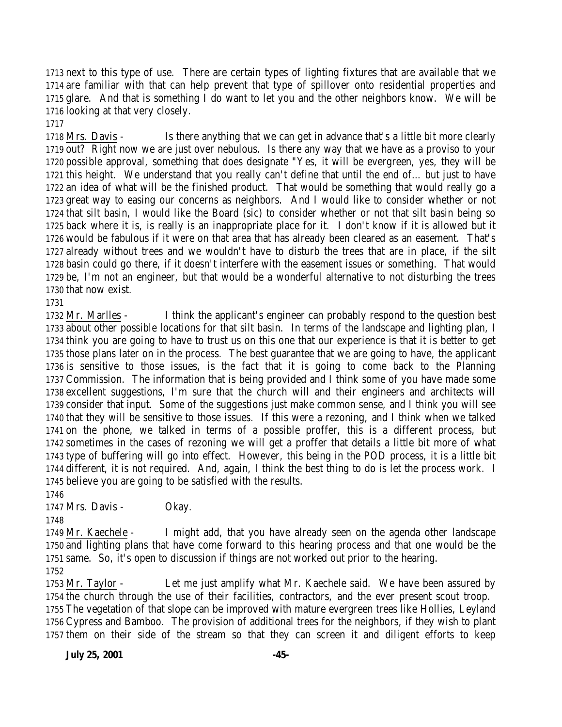1713 next to this type of use. There are certain types of lighting fixtures that are available that we 1714 are familiar with that can help prevent that type of spillover onto residential properties and 1715 glare. And that is something I do want to let you and the other neighbors know. We will be 1716 looking at that very closely.

1717

1718 Mrs. Davis - Is there anything that we can get in advance that's a little bit more clearly 1719 out? Right now we are just over nebulous. Is there any way that we have as a proviso to your 1720 possible approval, something that does designate "Yes, it will be evergreen, yes, they will be 1721 this height. We understand that you really can't define that until the end of… but just to have 1722 an idea of what will be the finished product. That would be something that would really go a 1723 great way to easing our concerns as neighbors. And I would like to consider whether or not 1724 that silt basin, I would like the Board (sic) to consider whether or not that silt basin being so 1725 back where it is, is really is an inappropriate place for it. I don't know if it is allowed but it 1726 would be fabulous if it were on that area that has already been cleared as an easement. That's 1727 already without trees and we wouldn't have to disturb the trees that are in place, if the silt 1728 basin could go there, if it doesn't interfere with the easement issues or something. That would 1729 be, I'm not an engineer, but that would be a wonderful alternative to not disturbing the trees 1730 that now exist.

1731

1732 Mr. Marlles - I think the applicant's engineer can probably respond to the question best 1733 about other possible locations for that silt basin. In terms of the landscape and lighting plan, I 1734 think you are going to have to trust us on this one that our experience is that it is better to get 1735 those plans later on in the process. The best guarantee that we are going to have, the applicant 1736 is sensitive to those issues, is the fact that it is going to come back to the Planning 1737 Commission. The information that is being provided and I think some of you have made some 1738 excellent suggestions, I'm sure that the church will and their engineers and architects will 1739 consider that input. Some of the suggestions just make common sense, and I think you will see 1740 that they will be sensitive to those issues. If this were a rezoning, and I think when we talked 1741 on the phone, we talked in terms of a possible proffer, this is a different process, but 1742 sometimes in the cases of rezoning we will get a proffer that details a little bit more of what 1743 type of buffering will go into effect. However, this being in the POD process, it is a little bit 1744 different, it is not required. And, again, I think the best thing to do is let the process work. I 1745 believe you are going to be satisfied with the results.

1746

1747 Mrs. Davis - Okay.

1748

1749 Mr. Kaechele - I might add, that you have already seen on the agenda other landscape 1750 and lighting plans that have come forward to this hearing process and that one would be the 1751 same. So, it's open to discussion if things are not worked out prior to the hearing.

1752

1753 Mr. Taylor - Let me just amplify what Mr. Kaechele said. We have been assured by 1754 the church through the use of their facilities, contractors, and the ever present scout troop. 1755 The vegetation of that slope can be improved with mature evergreen trees like Hollies, Leyland 1756 Cypress and Bamboo. The provision of additional trees for the neighbors, if they wish to plant 1757 them on their side of the stream so that they can screen it and diligent efforts to keep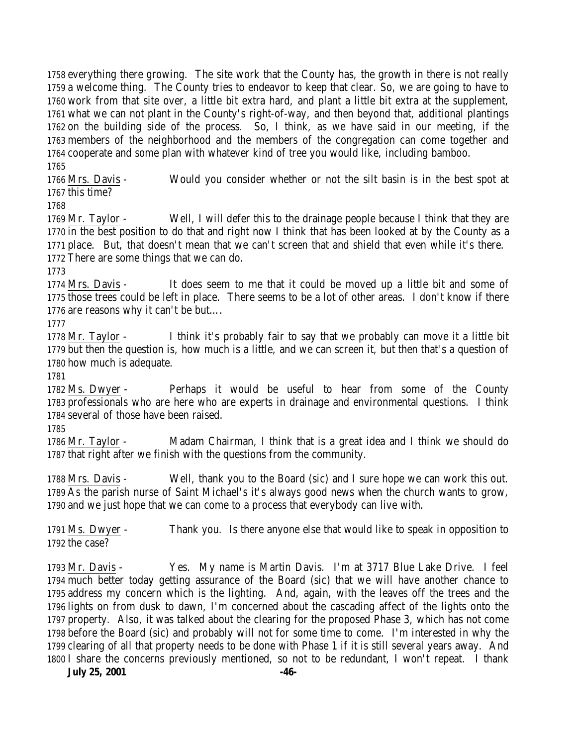everything there growing. The site work that the County has, the growth in there is not really a welcome thing. The County tries to endeavor to keep that clear. So, we are going to have to work from that site over, a little bit extra hard, and plant a little bit extra at the supplement, what we can not plant in the County's right-of-way, and then beyond that, additional plantings on the building side of the process. So, I think, as we have said in our meeting, if the members of the neighborhood and the members of the congregation can come together and cooperate and some plan with whatever kind of tree you would like, including bamboo.

Mrs. Davis - Would you consider whether or not the silt basin is in the best spot at this time?

Mr. Taylor - Well, I will defer this to the drainage people because I think that they are in the best position to do that and right now I think that has been looked at by the County as a place. But, that doesn't mean that we can't screen that and shield that even while it's there. There are some things that we can do.

Mrs. Davis - It does seem to me that it could be moved up a little bit and some of those trees could be left in place. There seems to be a lot of other areas. I don't know if there are reasons why it can't be but….

Mr. Taylor - I think it's probably fair to say that we probably can move it a little bit but then the question is, how much is a little, and we can screen it, but then that's a question of how much is adequate.

Ms. Dwyer - Perhaps it would be useful to hear from some of the County professionals who are here who are experts in drainage and environmental questions. I think several of those have been raised.

Mr. Taylor - Madam Chairman, I think that is a great idea and I think we should do that right after we finish with the questions from the community.

Mrs. Davis - Well, thank you to the Board (sic) and I sure hope we can work this out. As the parish nurse of Saint Michael's it's always good news when the church wants to grow, and we just hope that we can come to a process that everybody can live with.

Ms. Dwyer - Thank you. Is there anyone else that would like to speak in opposition to the case?

Mr. Davis - Yes. My name is Martin Davis. I'm at 3717 Blue Lake Drive. I feel much better today getting assurance of the Board (sic) that we will have another chance to address my concern which is the lighting. And, again, with the leaves off the trees and the lights on from dusk to dawn, I'm concerned about the cascading affect of the lights onto the property. Also, it was talked about the clearing for the proposed Phase 3, which has not come before the Board (sic) and probably will not for some time to come. I'm interested in why the clearing of all that property needs to be done with Phase 1 if it is still several years away. And I share the concerns previously mentioned, so not to be redundant, I won't repeat. I thank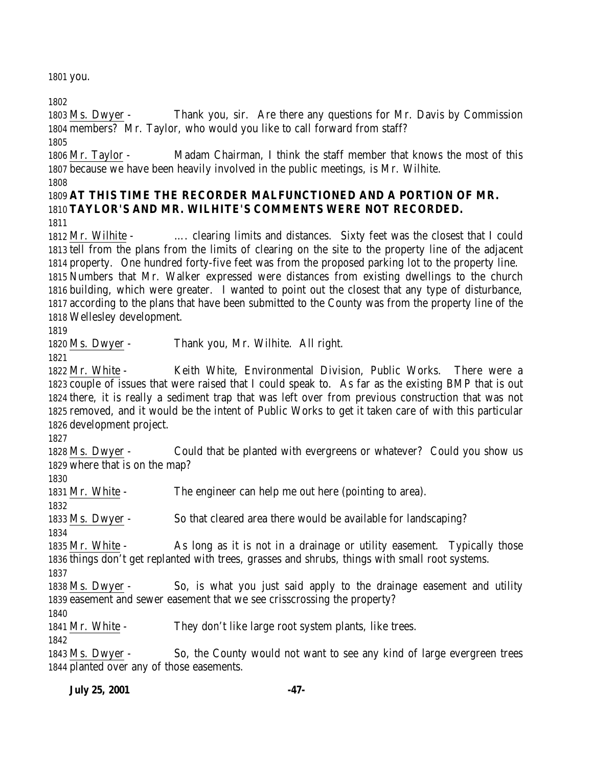you.

Ms. Dwyer - Thank you, sir. Are there any questions for Mr. Davis by Commission members? Mr. Taylor, who would you like to call forward from staff?

Mr. Taylor - Madam Chairman, I think the staff member that knows the most of this because we have been heavily involved in the public meetings, is Mr. Wilhite.

**AT THIS TIME THE RECORDER MALFUNCTIONED AND A PORTION OF MR. TAYLOR'S AND MR. WILHITE'S COMMENTS WERE NOT RECORDED.**

Mr. Wilhite - …. clearing limits and distances. Sixty feet was the closest that I could tell from the plans from the limits of clearing on the site to the property line of the adjacent property. One hundred forty-five feet was from the proposed parking lot to the property line. Numbers that Mr. Walker expressed were distances from existing dwellings to the church building, which were greater. I wanted to point out the closest that any type of disturbance, according to the plans that have been submitted to the County was from the property line of the Wellesley development.

Ms. Dwyer - Thank you, Mr. Wilhite. All right.

Mr. White - Keith White, Environmental Division, Public Works. There were a couple of issues that were raised that I could speak to. As far as the existing BMP that is out there, it is really a sediment trap that was left over from previous construction that was not removed, and it would be the intent of Public Works to get it taken care of with this particular development project.

Ms. Dwyer - Could that be planted with evergreens or whatever? Could you show us where that is on the map?

Mr. White - The engineer can help me out here (pointing to area).

Ms. Dwyer - So that cleared area there would be available for landscaping?

Mr. White - As long as it is not in a drainage or utility easement. Typically those things don't get replanted with trees, grasses and shrubs, things with small root systems.

Ms. Dwyer - So, is what you just said apply to the drainage easement and utility easement and sewer easement that we see crisscrossing the property?

Mr. White - They don't like large root system plants, like trees.

Ms. Dwyer - So, the County would not want to see any kind of large evergreen trees planted over any of those easements.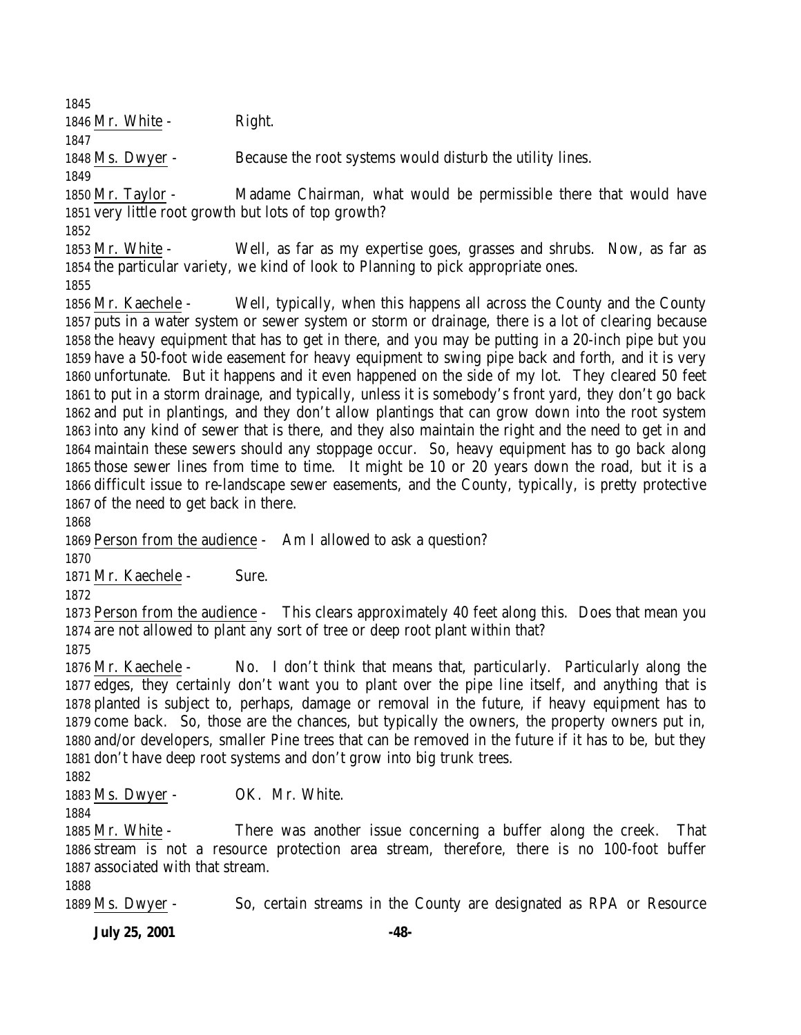1845

1846 Mr. White - Right.

1847

1848 Ms. Dwyer - Because the root systems would disturb the utility lines.

1849

1850 Mr. Taylor - Madame Chairman, what would be permissible there that would have
1851 very little root growth but lots of top growth?

1852

1853 Mr. White - Well, as far as my expertise goes, grasses and shrubs. Now, as far as
1854 the particular variety, we kind of look to Planning to pick appropriate ones.

1855

1856 Mr. Kaechele - Well, typically, when this happens all across the County and the County
1857 puts in a water system or sewer system or storm or drainage, there is a lot of clearing because
1858 the heavy equipment that has to get in there, and you may be putting in a 20-inch pipe but you
1859 have a 50-foot wide easement for heavy equipment to swing pipe back and forth, and it is very
1860 unfortunate. But it happens and it even happened on the side of my lot. They cleared 50 feet
1861 to put in a storm drainage, and typically, unless it is somebody's front yard, they don't go back
1862 and put in plantings, and they don't allow plantings that can grow down into the root system
1863 into any kind of sewer that is there, and they also maintain the right and the need to get in and
1864 maintain these sewers should any stoppage occur. So, heavy equipment has to go back along
1865 those sewer lines from time to time. It might be 10 or 20 years down the road, but it is a
1866 difficult issue to re-landscape sewer easements, and the County, typically, is pretty protective
1867 of the need to get back in there.

1868

1869 Person from the audience - Am I allowed to ask a question?

1870

1871 Mr. Kaechele - Sure.

1872

1873 Person from the audience - This clears approximately 40 feet along this. Does that mean you
1874 are not allowed to plant any sort of tree or deep root plant within that?

1875

1876 Mr. Kaechele - No. I don't think that means that, particularly. Particularly along the
1877 edges, they certainly don't want you to plant over the pipe line itself, and anything that is
1878 planted is subject to, perhaps, damage or removal in the future, if heavy equipment has to
1879 come back. So, those are the chances, but typically the owners, the property owners put in,
1880 and/or developers, smaller Pine trees that can be removed in the future if it has to be, but they
1881 don't have deep root systems and don't grow into big trunk trees.

1882

1883 Ms. Dwyer - OK. Mr. White.

1884

1885 Mr. White - There was another issue concerning a buffer along the creek. That
1886 stream is not a resource protection area stream, therefore, there is no 100-foot buffer
1887 associated with that stream.

1888

1889 Ms. Dwyer - So, certain streams in the County are designated as RPA or Resource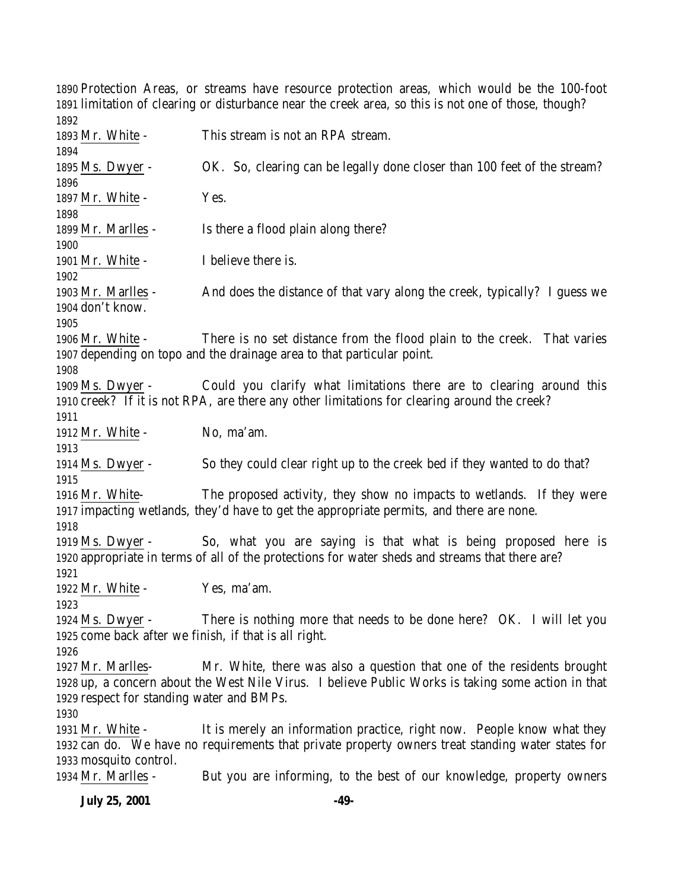1890 Protection Areas, or streams have resource protection areas, which would be the 100-foot
1891 limitation of clearing or disturbance near the creek area, so this is not one of those, though?
1892
1893 Mr. White - This stream is not an RPA stream.
1894
1895 Ms. Dwyer - OK. So, clearing can be legally done closer than 100 feet of the stream?
1896
1897 Mr. White - Yes.
1898
1899 Mr. Marlles - Is there a flood plain along there?
1900
1901 Mr. White - I believe there is.
1902
1903 Mr. Marlles - And does the distance of that vary along the creek, typically? I guess we
1904 don't know.
1905
1906 Mr. White - There is no set distance from the flood plain to the creek. That varies
1907 depending on topo and the drainage area to that particular point.
1908
1909 Ms. Dwyer - Could you clarify what limitations there are to clearing around this
1910 creek? If it is not RPA, are there any other limitations for clearing around the creek?
1911
1912 Mr. White - No, ma'am.
1913
1914 Ms. Dwyer - So they could clear right up to the creek bed if they wanted to do that?
1915
1916 Mr. White- The proposed activity, they show no impacts to wetlands. If they were
1917 impacting wetlands, they'd have to get the appropriate permits, and there are none.
1918
1919 Ms. Dwyer - So, what you are saying is that what is being proposed here is
1920 appropriate in terms of all of the protections for water sheds and streams that there are?
1921
1922 Mr. White - Yes, ma'am.
1923
1924 Ms. Dwyer - There is nothing more that needs to be done here? OK. I will let you
1925 come back after we finish, if that is all right.
1926
1927 Mr. Marlles- Mr. White, there was also a question that one of the residents brought
1928 up, a concern about the West Nile Virus. I believe Public Works is taking some action in that
1929 respect for standing water and BMPs.
1930
1931 Mr. White - It is merely an information practice, right now. People know what they
1932 can do. We have no requirements that private property owners treat standing water states for
1933 mosquito control.
1934 Mr. Marlles - But you are informing, to the best of our knowledge, property owners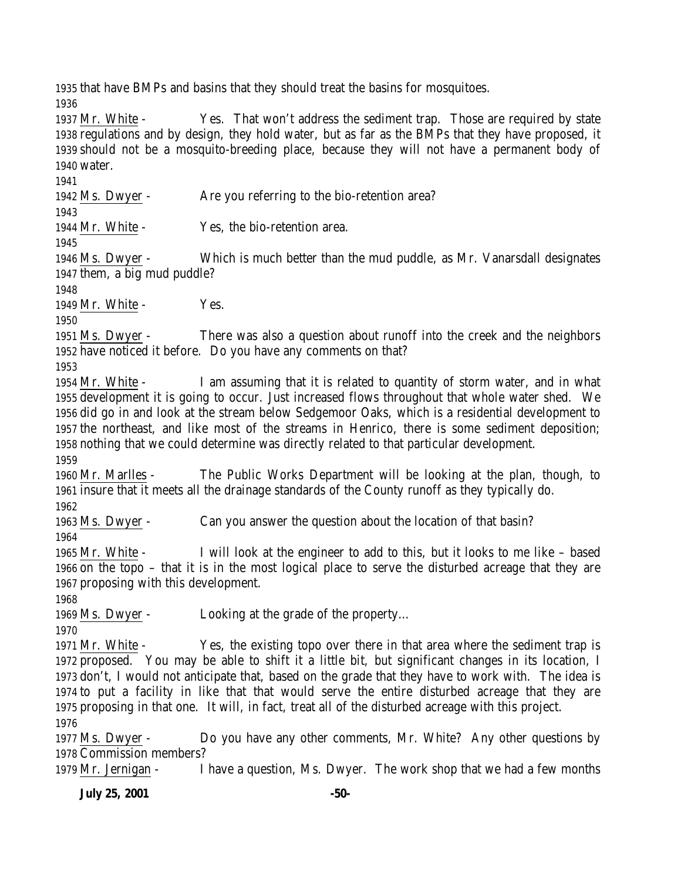that have BMPs and basins that they should treat the basins for mosquitoes.

Mr. White - Yes. That won't address the sediment trap. Those are required by state regulations and by design, they hold water, but as far as the BMPs that they have proposed, it should not be a mosquito-breeding place, because they will not have a permanent body of water.

Ms. Dwyer - Are you referring to the bio-retention area?

Mr. White - Yes, the bio-retention area.

Ms. Dwyer - Which is much better than the mud puddle, as Mr. Vanarsdall designates them, a big mud puddle?

Mr. White - Yes.

Ms. Dwyer - There was also a question about runoff into the creek and the neighbors have noticed it before. Do you have any comments on that?

Mr. White - I am assuming that it is related to quantity of storm water, and in what development it is going to occur. Just increased flows throughout that whole water shed. We did go in and look at the stream below Sedgemoor Oaks, which is a residential development to the northeast, and like most of the streams in Henrico, there is some sediment deposition; nothing that we could determine was directly related to that particular development.

Mr. Marlles - The Public Works Department will be looking at the plan, though, to insure that it meets all the drainage standards of the County runoff as they typically do.

Ms. Dwyer - Can you answer the question about the location of that basin?

Mr. White - I will look at the engineer to add to this, but it looks to me like – based on the topo – that it is in the most logical place to serve the disturbed acreage that they are proposing with this development.

Ms. Dwyer - Looking at the grade of the property…

Mr. White - Yes, the existing topo over there in that area where the sediment trap is proposed. You may be able to shift it a little bit, but significant changes in its location, I don't, I would not anticipate that, based on the grade that they have to work with. The idea is to put a facility in like that that would serve the entire disturbed acreage that they are proposing in that one. It will, in fact, treat all of the disturbed acreage with this project.

Ms. Dwyer - Do you have any other comments, Mr. White? Any other questions by Commission members?

Mr. Jernigan - I have a question, Ms. Dwyer. The work shop that we had a few months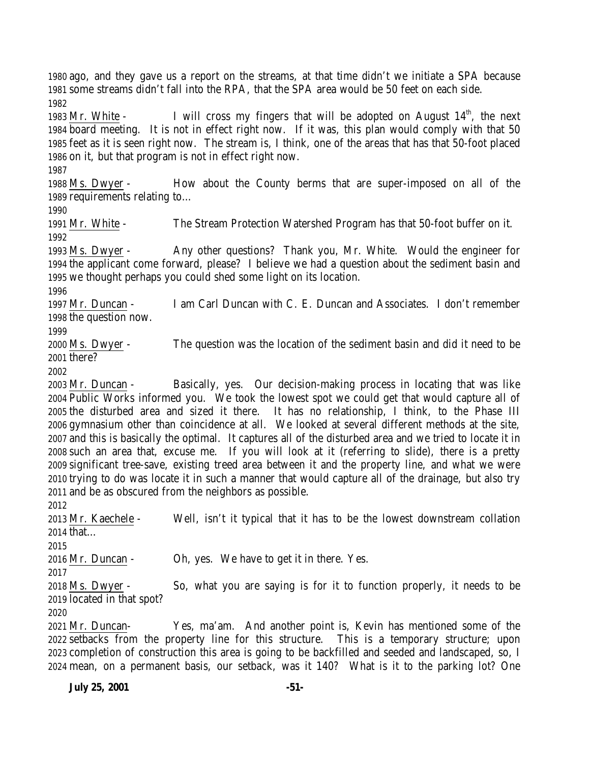ago, and they gave us a report on the streams, at that time didn't we initiate a SPA because some streams didn't fall into the RPA, that the SPA area would be 50 feet on each side.

Mr. White - I will cross my fingers that will be adopted on August 14th, the next board meeting. It is not in effect right now. If it was, this plan would comply with that 50 feet as it is seen right now. The stream is, I think, one of the areas that has that 50-foot placed on it, but that program is not in effect right now.

Ms. Dwyer - How about the County berms that are super-imposed on all of the requirements relating to…

Mr. White - The Stream Protection Watershed Program has that 50-foot buffer on it.

Ms. Dwyer - Any other questions? Thank you, Mr. White. Would the engineer for the applicant come forward, please? I believe we had a question about the sediment basin and we thought perhaps you could shed some light on its location.

Mr. Duncan - I am Carl Duncan with C. E. Duncan and Associates. I don't remember the question now.

Ms. Dwyer - The question was the location of the sediment basin and did it need to be there?

Mr. Duncan - Basically, yes. Our decision-making process in locating that was like Public Works informed you. We took the lowest spot we could get that would capture all of the disturbed area and sized it there. It has no relationship, I think, to the Phase III gymnasium other than coincidence at all. We looked at several different methods at the site, and this is basically the optimal. It captures all of the disturbed area and we tried to locate it in such an area that, excuse me. If you will look at it (referring to slide), there is a pretty significant tree-save, existing treed area between it and the property line, and what we were trying to do was locate it in such a manner that would capture all of the drainage, but also try and be as obscured from the neighbors as possible.

Mr. Kaechele - Well, isn't it typical that it has to be the lowest downstream collation that…

Mr. Duncan - Oh, yes. We have to get it in there. Yes.

Ms. Dwyer - So, what you are saying is for it to function properly, it needs to be located in that spot?

Mr. Duncan- Yes, ma'am. And another point is, Kevin has mentioned some of the setbacks from the property line for this structure. This is a temporary structure; upon completion of construction this area is going to be backfilled and seeded and landscaped, so, I mean, on a permanent basis, our setback, was it 140? What is it to the parking lot? One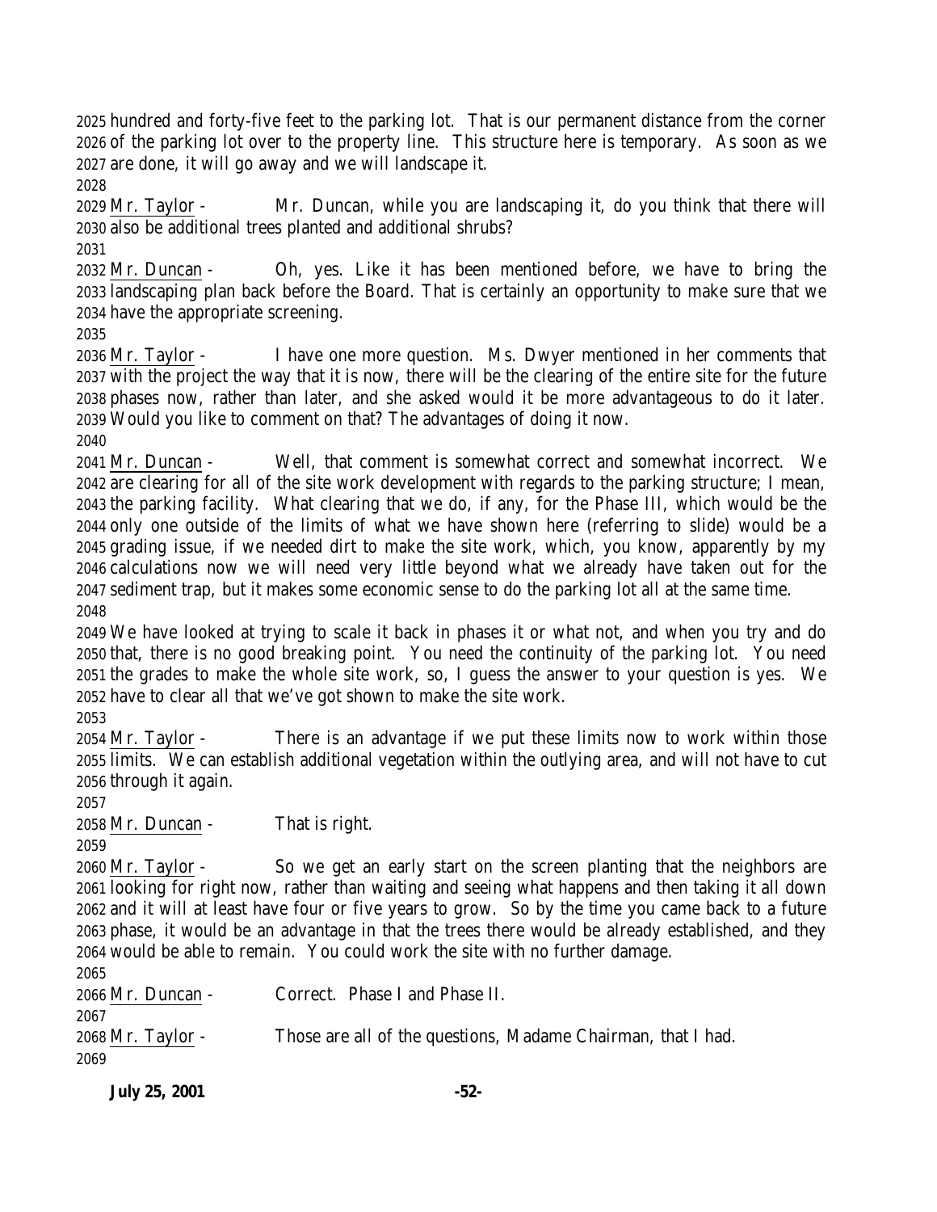hundred and forty-five feet to the parking lot. That is our permanent distance from the corner of the parking lot over to the property line. This structure here is temporary. As soon as we are done, it will go away and we will landscape it.

Mr. Taylor - Mr. Duncan, while you are landscaping it, do you think that there will also be additional trees planted and additional shrubs?

Mr. Duncan - Oh, yes. Like it has been mentioned before, we have to bring the landscaping plan back before the Board. That is certainly an opportunity to make sure that we have the appropriate screening.

Mr. Taylor - I have one more question. Ms. Dwyer mentioned in her comments that with the project the way that it is now, there will be the clearing of the entire site for the future phases now, rather than later, and she asked would it be more advantageous to do it later. Would you like to comment on that? The advantages of doing it now.

Mr. Duncan - Well, that comment is somewhat correct and somewhat incorrect. We are clearing for all of the site work development with regards to the parking structure; I mean, the parking facility. What clearing that we do, if any, for the Phase III, which would be the only one outside of the limits of what we have shown here (referring to slide) would be a grading issue, if we needed dirt to make the site work, which, you know, apparently by my calculations now we will need very little beyond what we already have taken out for the sediment trap, but it makes some economic sense to do the parking lot all at the same time.

We have looked at trying to scale it back in phases it or what not, and when you try and do that, there is no good breaking point. You need the continuity of the parking lot. You need the grades to make the whole site work, so, I guess the answer to your question is yes. We have to clear all that we've got shown to make the site work.

Mr. Taylor - There is an advantage if we put these limits now to work within those limits. We can establish additional vegetation within the outlying area, and will not have to cut through it again.

Mr. Duncan - That is right.

Mr. Taylor - So we get an early start on the screen planting that the neighbors are looking for right now, rather than waiting and seeing what happens and then taking it all down and it will at least have four or five years to grow. So by the time you came back to a future phase, it would be an advantage in that the trees there would be already established, and they would be able to remain. You could work the site with no further damage.

Mr. Duncan - Correct. Phase I and Phase II.

Mr. Taylor - Those are all of the questions, Madame Chairman, that I had.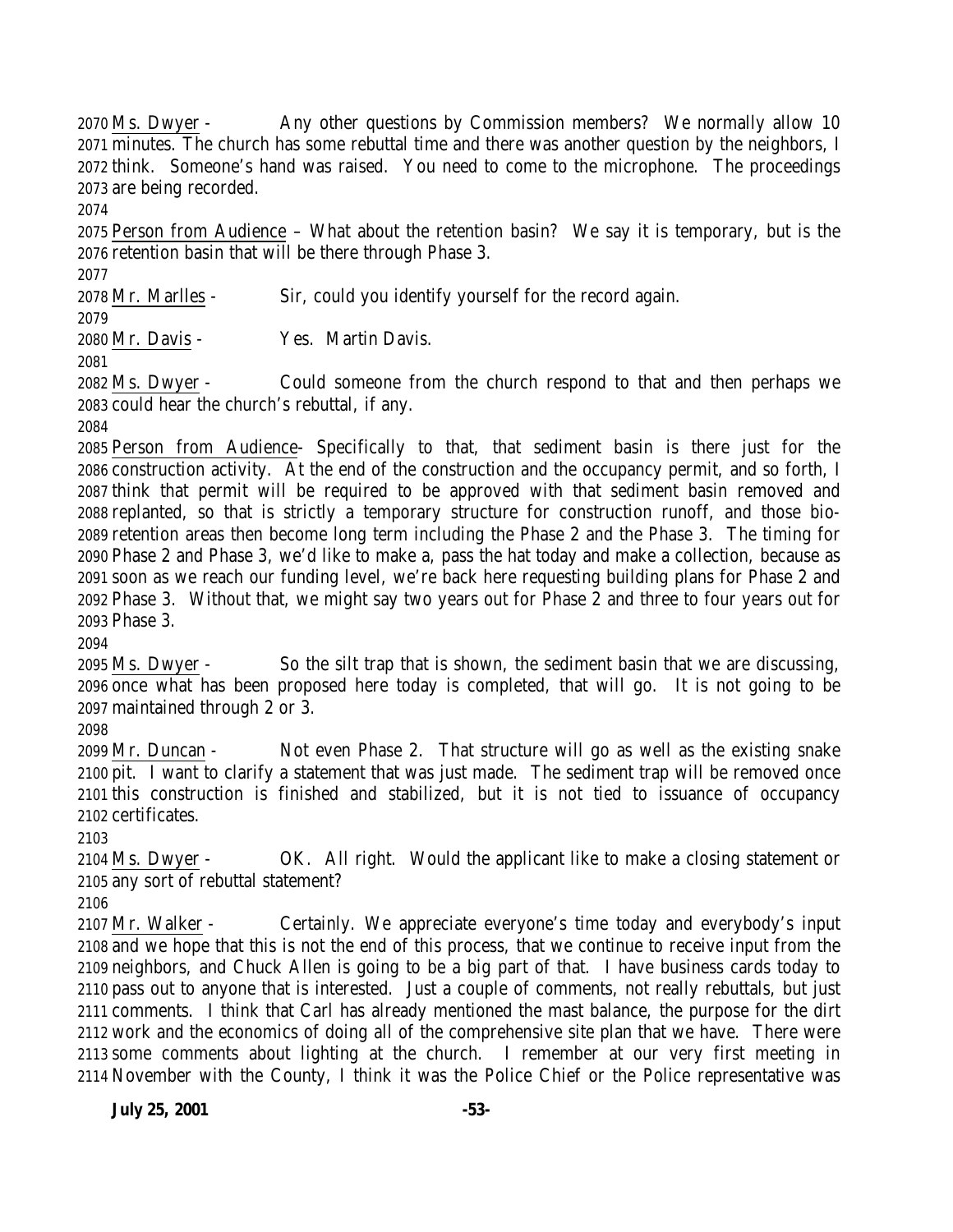2070 Ms. Dwyer - Any other questions by Commission members? We normally allow 10
2071 minutes. The church has some rebuttal time and there was another question by the neighbors, I
2072 think. Someone's hand was raised. You need to come to the microphone. The proceedings
2073 are being recorded.
2074
2075 Person from Audience – What about the retention basin? We say it is temporary, but is the
2076 retention basin that will be there through Phase 3.
2077
2078 Mr. Marlles - Sir, could you identify yourself for the record again.
2079
2080 Mr. Davis - Yes. Martin Davis.
2081
2082 Ms. Dwyer - Could someone from the church respond to that and then perhaps we
2083 could hear the church's rebuttal, if any.
2084
2085 Person from Audience- Specifically to that, that sediment basin is there just for the
2086 construction activity. At the end of the construction and the occupancy permit, and so forth, I
2087 think that permit will be required to be approved with that sediment basin removed and
2088 replanted, so that is strictly a temporary structure for construction runoff, and those bio-
2089 retention areas then become long term including the Phase 2 and the Phase 3. The timing for
2090 Phase 2 and Phase 3, we'd like to make a, pass the hat today and make a collection, because as
2091 soon as we reach our funding level, we're back here requesting building plans for Phase 2 and
2092 Phase 3. Without that, we might say two years out for Phase 2 and three to four years out for
2093 Phase 3.
2094
2095 Ms. Dwyer - So the silt trap that is shown, the sediment basin that we are discussing,
2096 once what has been proposed here today is completed, that will go. It is not going to be
2097 maintained through 2 or 3.
2098
2099 Mr. Duncan - Not even Phase 2. That structure will go as well as the existing snake
2100 pit. I want to clarify a statement that was just made. The sediment trap will be removed once
2101 this construction is finished and stabilized, but it is not tied to issuance of occupancy
2102 certificates.
2103
2104 Ms. Dwyer - OK. All right. Would the applicant like to make a closing statement or
2105 any sort of rebuttal statement?
2106
2107 Mr. Walker - Certainly. We appreciate everyone's time today and everybody's input
2108 and we hope that this is not the end of this process, that we continue to receive input from the
2109 neighbors, and Chuck Allen is going to be a big part of that. I have business cards today to
2110 pass out to anyone that is interested. Just a couple of comments, not really rebuttals, but just
2111 comments. I think that Carl has already mentioned the mast balance, the purpose for the dirt
2112 work and the economics of doing all of the comprehensive site plan that we have. There were
2113 some comments about lighting at the church. I remember at our very first meeting in
2114 November with the County, I think it was the Police Chief or the Police representative was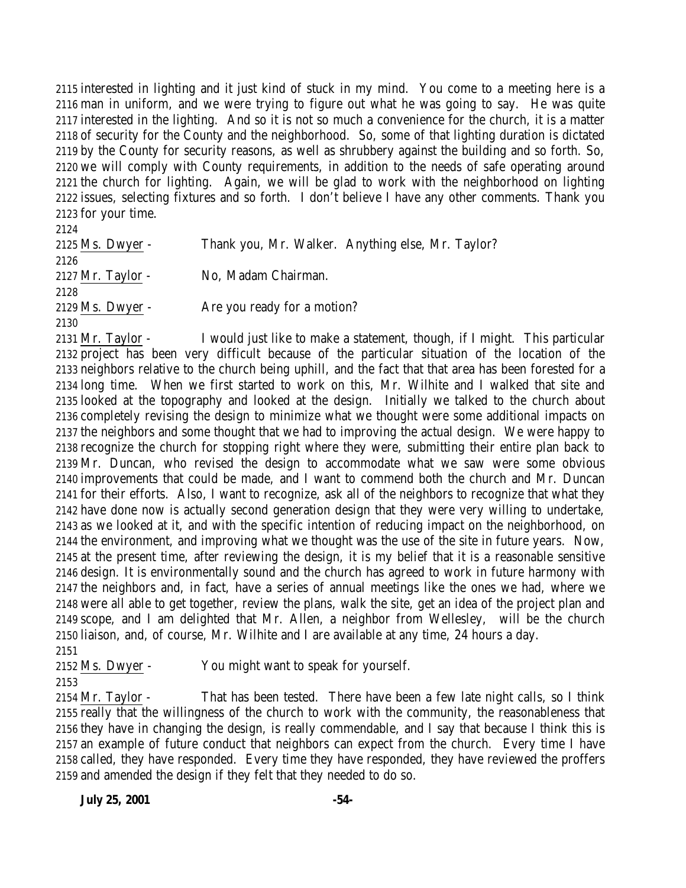interested in lighting and it just kind of stuck in my mind. You come to a meeting here is a man in uniform, and we were trying to figure out what he was going to say. He was quite interested in the lighting. And so it is not so much a convenience for the church, it is a matter of security for the County and the neighborhood. So, some of that lighting duration is dictated by the County for security reasons, as well as shrubbery against the building and so forth. So, we will comply with County requirements, in addition to the needs of safe operating around the church for lighting. Again, we will be glad to work with the neighborhood on lighting issues, selecting fixtures and so forth. I don't believe I have any other comments. Thank you for your time.

Ms. Dwyer - Thank you, Mr. Walker. Anything else, Mr. Taylor?

Mr. Taylor - No, Madam Chairman.

Ms. Dwyer - Are you ready for a motion?

Mr. Taylor - I would just like to make a statement, though, if I might. This particular project has been very difficult because of the particular situation of the location of the neighbors relative to the church being uphill, and the fact that that area has been forested for a long time. When we first started to work on this, Mr. Wilhite and I walked that site and looked at the topography and looked at the design. Initially we talked to the church about completely revising the design to minimize what we thought were some additional impacts on the neighbors and some thought that we had to improving the actual design. We were happy to recognize the church for stopping right where they were, submitting their entire plan back to Mr. Duncan, who revised the design to accommodate what we saw were some obvious improvements that could be made, and I want to commend both the church and Mr. Duncan for their efforts. Also, I want to recognize, ask all of the neighbors to recognize that what they have done now is actually second generation design that they were very willing to undertake, as we looked at it, and with the specific intention of reducing impact on the neighborhood, on the environment, and improving what we thought was the use of the site in future years. Now, at the present time, after reviewing the design, it is my belief that it is a reasonable sensitive design. It is environmentally sound and the church has agreed to work in future harmony with the neighbors and, in fact, have a series of annual meetings like the ones we had, where we were all able to get together, review the plans, walk the site, get an idea of the project plan and scope, and I am delighted that Mr. Allen, a neighbor from Wellesley, will be the church liaison, and, of course, Mr. Wilhite and I are available at any time, 24 hours a day.

Ms. Dwyer - You might want to speak for yourself.

Mr. Taylor - That has been tested. There have been a few late night calls, so I think really that the willingness of the church to work with the community, the reasonableness that they have in changing the design, is really commendable, and I say that because I think this is an example of future conduct that neighbors can expect from the church. Every time I have called, they have responded. Every time they have responded, they have reviewed the proffers and amended the design if they felt that they needed to do so.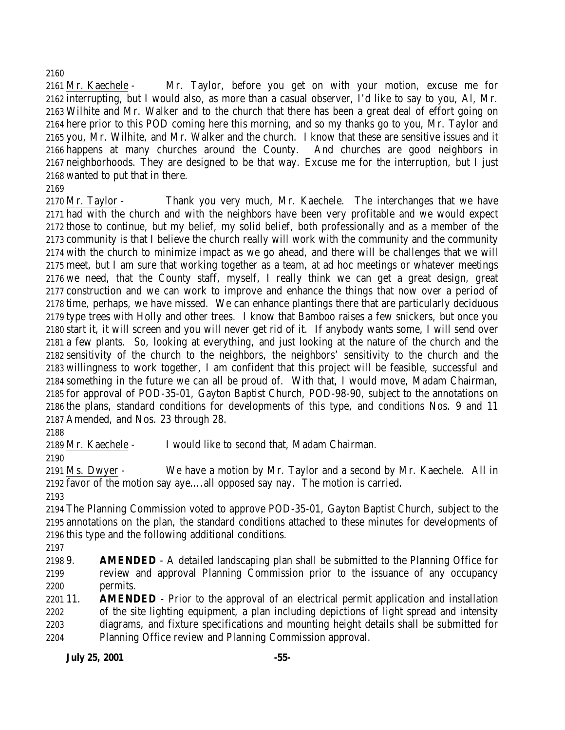Mr. Kaechele - Mr. Taylor, before you get on with your motion, excuse me for interrupting, but I would also, as more than a casual observer, I'd like to say to you, Al, Mr. Wilhite and Mr. Walker and to the church that there has been a great deal of effort going on here prior to this POD coming here this morning, and so my thanks go to you, Mr. Taylor and you, Mr. Wilhite, and Mr. Walker and the church. I know that these are sensitive issues and it happens at many churches around the County. And churches are good neighbors in neighborhoods. They are designed to be that way. Excuse me for the interruption, but I just wanted to put that in there.

Mr. Taylor - Thank you very much, Mr. Kaechele. The interchanges that we have had with the church and with the neighbors have been very profitable and we would expect those to continue, but my belief, my solid belief, both professionally and as a member of the community is that I believe the church really will work with the community and the community with the church to minimize impact as we go ahead, and there will be challenges that we will meet, but I am sure that working together as a team, at ad hoc meetings or whatever meetings we need, that the County staff, myself, I really think we can get a great design, great construction and we can work to improve and enhance the things that now over a period of time, perhaps, we have missed. We can enhance plantings there that are particularly deciduous type trees with Holly and other trees. I know that Bamboo raises a few snickers, but once you start it, it will screen and you will never get rid of it. If anybody wants some, I will send over a few plants. So, looking at everything, and just looking at the nature of the church and the sensitivity of the church to the neighbors, the neighbors' sensitivity to the church and the willingness to work together, I am confident that this project will be feasible, successful and something in the future we can all be proud of. With that, I would move, Madam Chairman, for approval of POD-35-01, Gayton Baptist Church, POD-98-90, subject to the annotations on the plans, standard conditions for developments of this type, and conditions Nos. 9 and 11 Amended, and Nos. 23 through 28.

Mr. Kaechele - I would like to second that, Madam Chairman.

Ms. Dwyer - We have a motion by Mr. Taylor and a second by Mr. Kaechele. All in favor of the motion say aye….all opposed say nay. The motion is carried.

The Planning Commission voted to approve POD-35-01, Gayton Baptist Church, subject to the annotations on the plan, the standard conditions attached to these minutes for developments of this type and the following additional conditions.

9. **AMENDED** - A detailed landscaping plan shall be submitted to the Planning Office for review and approval Planning Commission prior to the issuance of any occupancy permits.

11. **AMENDED** - Prior to the approval of an electrical permit application and installation of the site lighting equipment, a plan including depictions of light spread and intensity diagrams, and fixture specifications and mounting height details shall be submitted for Planning Office review and Planning Commission approval.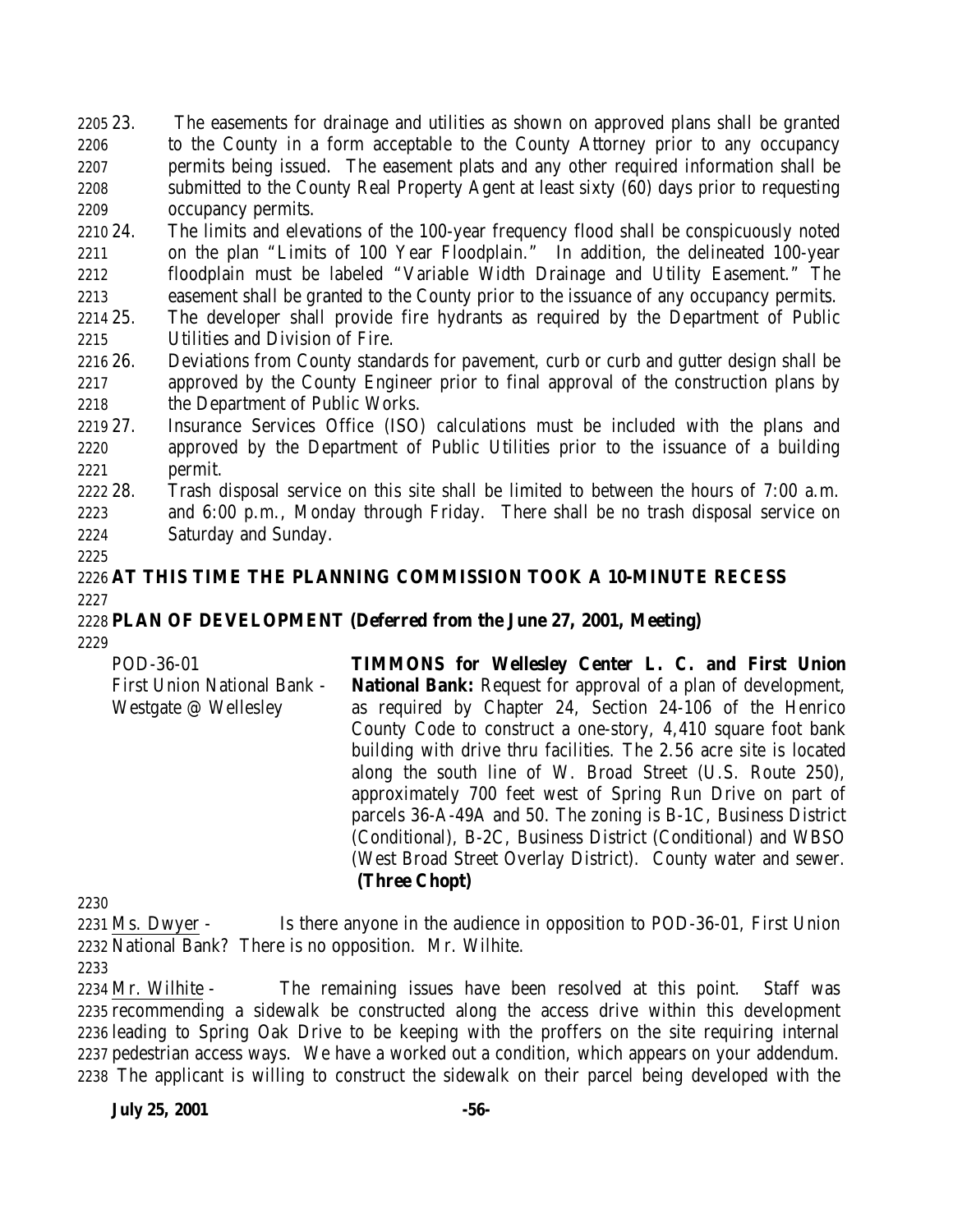23. The easements for drainage and utilities as shown on approved plans shall be granted to the County in a form acceptable to the County Attorney prior to any occupancy permits being issued. The easement plats and any other required information shall be submitted to the County Real Property Agent at least sixty (60) days prior to requesting occupancy permits.
24. The limits and elevations of the 100-year frequency flood shall be conspicuously noted on the plan "Limits of 100 Year Floodplain." In addition, the delineated 100-year floodplain must be labeled "Variable Width Drainage and Utility Easement." The easement shall be granted to the County prior to the issuance of any occupancy permits.
25. The developer shall provide fire hydrants as required by the Department of Public Utilities and Division of Fire.
26. Deviations from County standards for pavement, curb or curb and gutter design shall be approved by the County Engineer prior to final approval of the construction plans by the Department of Public Works.
27. Insurance Services Office (ISO) calculations must be included with the plans and approved by the Department of Public Utilities prior to the issuance of a building permit.
28. Trash disposal service on this site shall be limited to between the hours of 7:00 a.m. and 6:00 p.m., Monday through Friday. There shall be no trash disposal service on Saturday and Sunday.

**AT THIS TIME THE PLANNING COMMISSION TOOK A 10-MINUTE RECESS**

**PLAN OF DEVELOPMENT (Deferred from the June 27, 2001, Meeting)**

POD-36-01
First Union National Bank - Westgate @ Wellesley

**TIMMONS for Wellesley Center L. C. and First Union National Bank:** Request for approval of a plan of development, as required by Chapter 24, Section 24-106 of the Henrico County Code to construct a one-story, 4,410 square foot bank building with drive thru facilities. The 2.56 acre site is located along the south line of W. Broad Street (U.S. Route 250), approximately 700 feet west of Spring Run Drive on part of parcels 36-A-49A and 50. The zoning is B-1C, Business District (Conditional), B-2C, Business District (Conditional) and WBSO (West Broad Street Overlay District). County water and sewer. **(Three Chopt)**

Ms. Dwyer - Is there anyone in the audience in opposition to POD-36-01, First Union National Bank? There is no opposition. Mr. Wilhite.

Mr. Wilhite - The remaining issues have been resolved at this point. Staff was recommending a sidewalk be constructed along the access drive within this development leading to Spring Oak Drive to be keeping with the proffers on the site requiring internal pedestrian access ways. We have a worked out a condition, which appears on your addendum. The applicant is willing to construct the sidewalk on their parcel being developed with the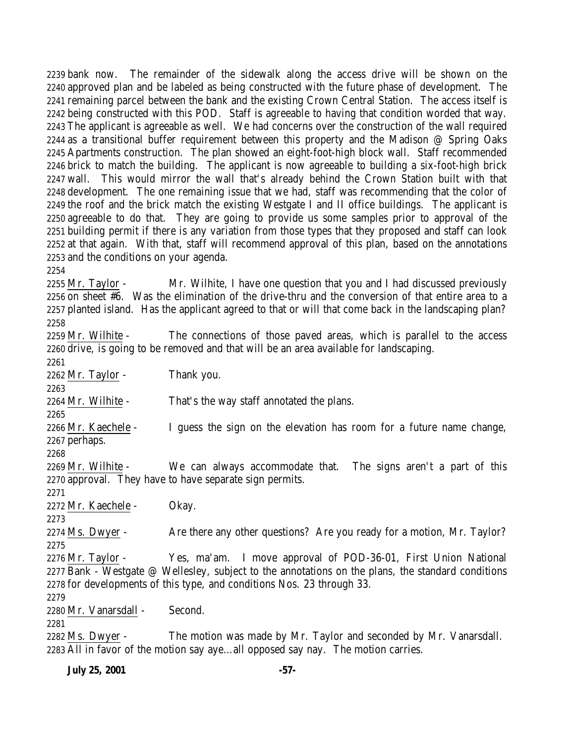bank now. The remainder of the sidewalk along the access drive will be shown on the approved plan and be labeled as being constructed with the future phase of development. The remaining parcel between the bank and the existing Crown Central Station. The access itself is being constructed with this POD. Staff is agreeable to having that condition worded that way. The applicant is agreeable as well. We had concerns over the construction of the wall required as a transitional buffer requirement between this property and the Madison @ Spring Oaks Apartments construction. The plan showed an eight-foot-high block wall. Staff recommended brick to match the building. The applicant is now agreeable to building a six-foot-high brick wall. This would mirror the wall that's already behind the Crown Station built with that development. The one remaining issue that we had, staff was recommending that the color of the roof and the brick match the existing Westgate I and II office buildings. The applicant is agreeable to do that. They are going to provide us some samples prior to approval of the building permit if there is any variation from those types that they proposed and staff can look at that again. With that, staff will recommend approval of this plan, based on the annotations and the conditions on your agenda.

Mr. Taylor - Mr. Wilhite, I have one question that you and I had discussed previously on sheet #6. Was the elimination of the drive-thru and the conversion of that entire area to a planted island. Has the applicant agreed to that or will that come back in the landscaping plan?

Mr. Wilhite - The connections of those paved areas, which is parallel to the access drive, is going to be removed and that will be an area available for landscaping.

Mr. Taylor - Thank you.

Mr. Wilhite - That's the way staff annotated the plans.

Mr. Kaechele - I guess the sign on the elevation has room for a future name change, perhaps.

Mr. Wilhite - We can always accommodate that. The signs aren't a part of this approval. They have to have separate sign permits.

Mr. Kaechele - Okay.

Ms. Dwyer - Are there any other questions? Are you ready for a motion, Mr. Taylor?

Mr. Taylor - Yes, ma'am. I move approval of POD-36-01, First Union National Bank - Westgate @ Wellesley, subject to the annotations on the plans, the standard conditions for developments of this type, and conditions Nos. 23 through 33.

Mr. Vanarsdall - Second.

Ms. Dwyer - The motion was made by Mr. Taylor and seconded by Mr. Vanarsdall. All in favor of the motion say aye…all opposed say nay. The motion carries.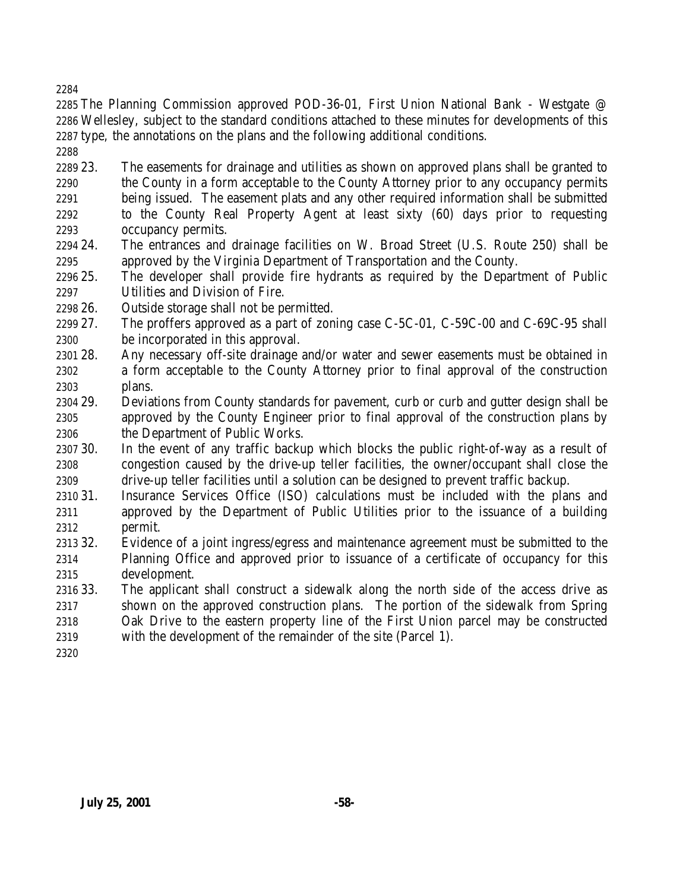The Planning Commission approved POD-36-01, First Union National Bank - Westgate @ Wellesley, subject to the standard conditions attached to these minutes for developments of this type, the annotations on the plans and the following additional conditions.

23. The easements for drainage and utilities as shown on approved plans shall be granted to the County in a form acceptable to the County Attorney prior to any occupancy permits being issued. The easement plats and any other required information shall be submitted to the County Real Property Agent at least sixty (60) days prior to requesting occupancy permits.
24. The entrances and drainage facilities on W. Broad Street (U.S. Route 250) shall be approved by the Virginia Department of Transportation and the County.
25. The developer shall provide fire hydrants as required by the Department of Public Utilities and Division of Fire.
26. Outside storage shall not be permitted.
27. The proffers approved as a part of zoning case C-5C-01, C-59C-00 and C-69C-95 shall be incorporated in this approval.
28. Any necessary off-site drainage and/or water and sewer easements must be obtained in a form acceptable to the County Attorney prior to final approval of the construction plans.
29. Deviations from County standards for pavement, curb or curb and gutter design shall be approved by the County Engineer prior to final approval of the construction plans by the Department of Public Works.
30. In the event of any traffic backup which blocks the public right-of-way as a result of congestion caused by the drive-up teller facilities, the owner/occupant shall close the drive-up teller facilities until a solution can be designed to prevent traffic backup.
31. Insurance Services Office (ISO) calculations must be included with the plans and approved by the Department of Public Utilities prior to the issuance of a building permit.
32. Evidence of a joint ingress/egress and maintenance agreement must be submitted to the Planning Office and approved prior to issuance of a certificate of occupancy for this development.
33. The applicant shall construct a sidewalk along the north side of the access drive as shown on the approved construction plans. The portion of the sidewalk from Spring Oak Drive to the eastern property line of the First Union parcel may be constructed with the development of the remainder of the site (Parcel 1).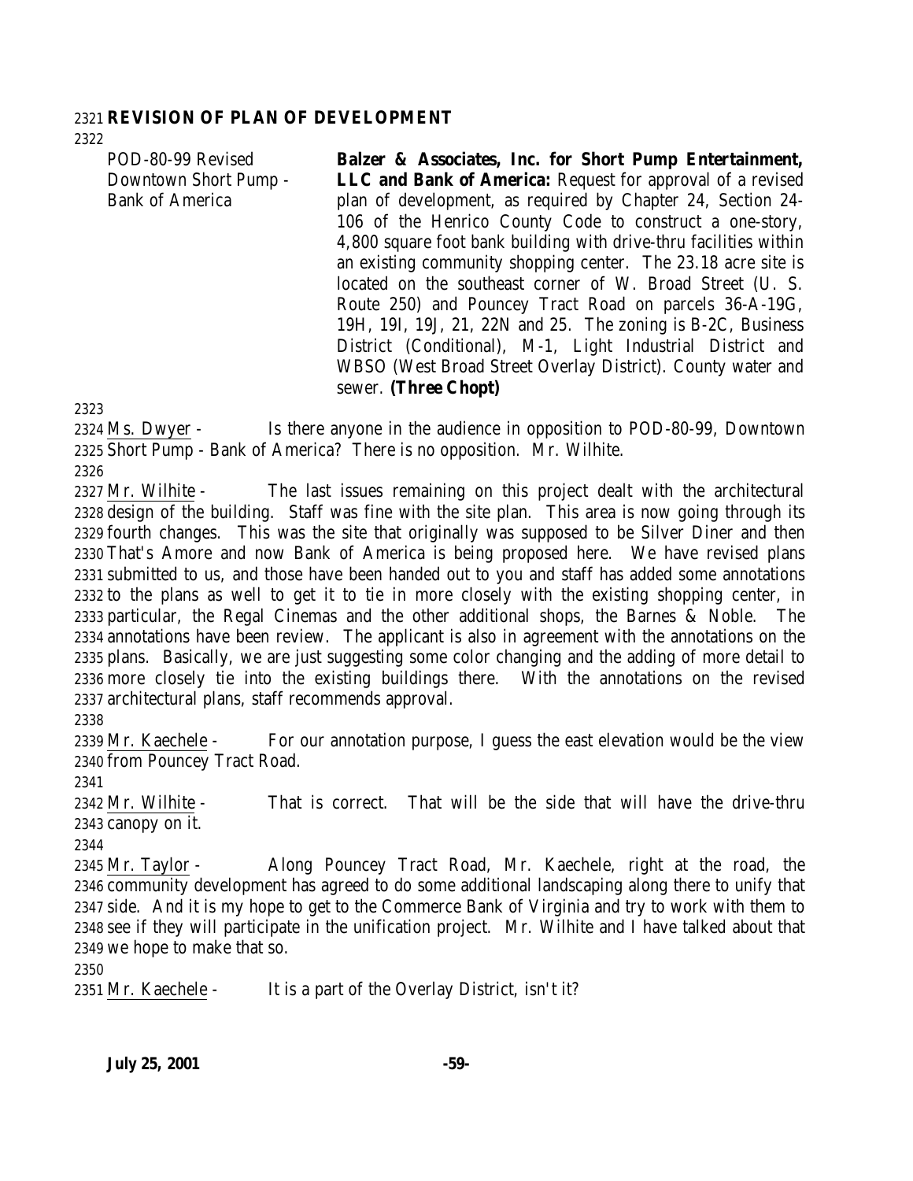**REVISION OF PLAN OF DEVELOPMENT**

POD-80-99 Revised
Downtown Short Pump -
Bank of America

**Balzer & Associates, Inc. for Short Pump Entertainment, LLC and Bank of America:** Request for approval of a revised plan of development, as required by Chapter 24, Section 24-106 of the Henrico County Code to construct a one-story, 4,800 square foot bank building with drive-thru facilities within an existing community shopping center. The 23.18 acre site is located on the southeast corner of W. Broad Street (U. S. Route 250) and Pouncey Tract Road on parcels 36-A-19G, 19H, 19I, 19J, 21, 22N and 25. The zoning is B-2C, Business District (Conditional), M-1, Light Industrial District and WBSO (West Broad Street Overlay District). County water and sewer. **(Three Chopt)**

Ms. Dwyer - Is there anyone in the audience in opposition to POD-80-99, Downtown Short Pump - Bank of America? There is no opposition. Mr. Wilhite.

Mr. Wilhite - The last issues remaining on this project dealt with the architectural design of the building. Staff was fine with the site plan. This area is now going through its fourth changes. This was the site that originally was supposed to be Silver Diner and then That's Amore and now Bank of America is being proposed here. We have revised plans submitted to us, and those have been handed out to you and staff has added some annotations to the plans as well to get it to tie in more closely with the existing shopping center, in particular, the Regal Cinemas and the other additional shops, the Barnes & Noble. The annotations have been review. The applicant is also in agreement with the annotations on the plans. Basically, we are just suggesting some color changing and the adding of more detail to more closely tie into the existing buildings there. With the annotations on the revised architectural plans, staff recommends approval.

Mr. Kaechele - For our annotation purpose, I guess the east elevation would be the view from Pouncey Tract Road.

Mr. Wilhite - That is correct. That will be the side that will have the drive-thru canopy on it.

Mr. Taylor - Along Pouncey Tract Road, Mr. Kaechele, right at the road, the community development has agreed to do some additional landscaping along there to unify that side. And it is my hope to get to the Commerce Bank of Virginia and try to work with them to see if they will participate in the unification project. Mr. Wilhite and I have talked about that we hope to make that so.

Mr. Kaechele - It is a part of the Overlay District, isn't it?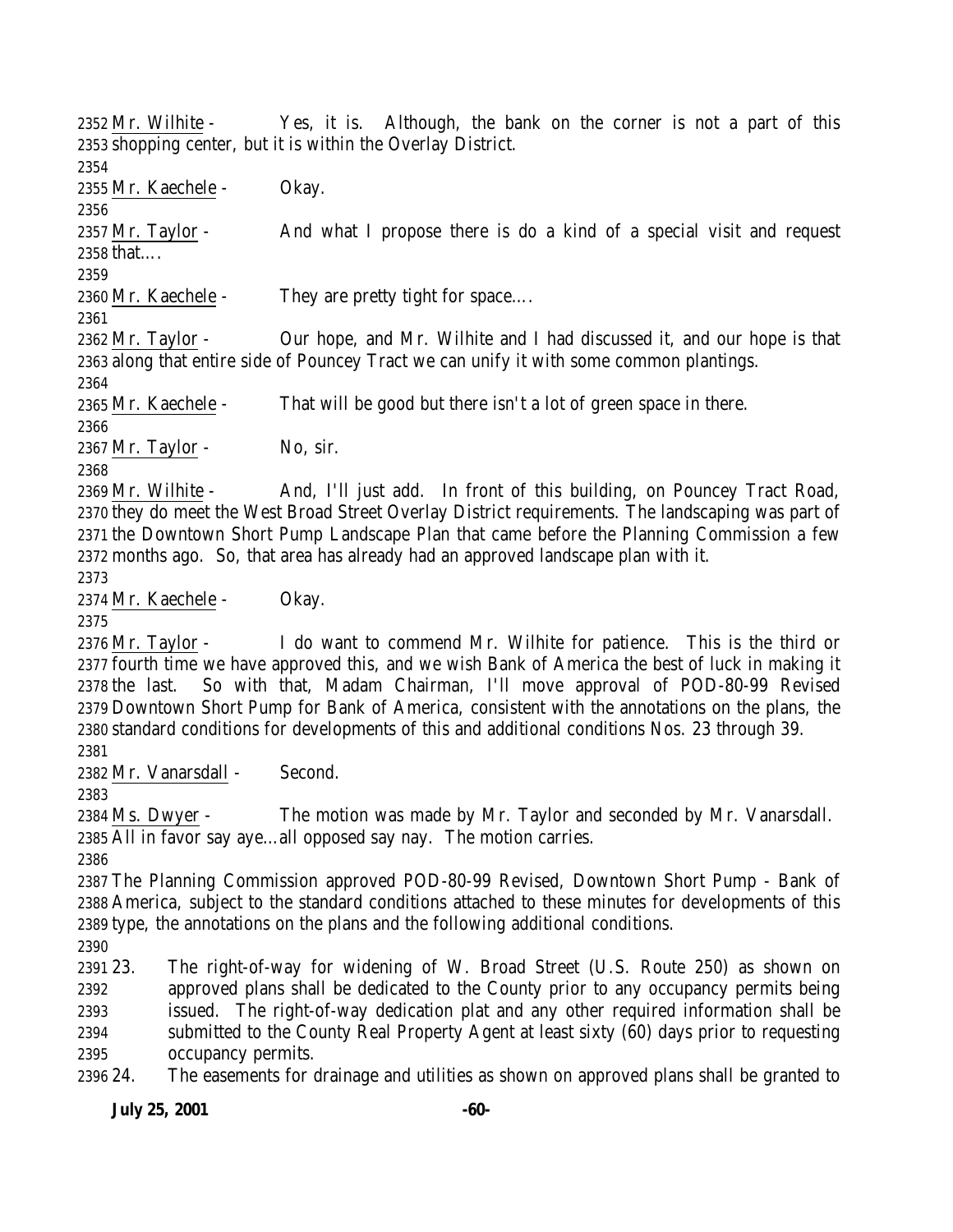Mr. Wilhite - Yes, it is. Although, the bank on the corner is not a part of this shopping center, but it is within the Overlay District.

Mr. Kaechele - Okay.

Mr. Taylor - And what I propose there is do a kind of a special visit and request that....

Mr. Kaechele - They are pretty tight for space....

Mr. Taylor - Our hope, and Mr. Wilhite and I had discussed it, and our hope is that along that entire side of Pouncey Tract we can unify it with some common plantings.

Mr. Kaechele - That will be good but there isn't a lot of green space in there.

Mr. Taylor - No, sir.

Mr. Wilhite - And, I'll just add. In front of this building, on Pouncey Tract Road, they do meet the West Broad Street Overlay District requirements. The landscaping was part of the Downtown Short Pump Landscape Plan that came before the Planning Commission a few months ago. So, that area has already had an approved landscape plan with it.

Mr. Kaechele - Okay.

Mr. Taylor - I do want to commend Mr. Wilhite for patience. This is the third or fourth time we have approved this, and we wish Bank of America the best of luck in making it the last. So with that, Madam Chairman, I'll move approval of POD-80-99 Revised Downtown Short Pump for Bank of America, consistent with the annotations on the plans, the standard conditions for developments of this and additional conditions Nos. 23 through 39.

Mr. Vanarsdall - Second.

Ms. Dwyer - The motion was made by Mr. Taylor and seconded by Mr. Vanarsdall. All in favor say aye…all opposed say nay. The motion carries.

The Planning Commission approved POD-80-99 Revised, Downtown Short Pump - Bank of America, subject to the standard conditions attached to these minutes for developments of this type, the annotations on the plans and the following additional conditions.

23. The right-of-way for widening of W. Broad Street (U.S. Route 250) as shown on approved plans shall be dedicated to the County prior to any occupancy permits being issued. The right-of-way dedication plat and any other required information shall be submitted to the County Real Property Agent at least sixty (60) days prior to requesting occupancy permits.
24. The easements for drainage and utilities as shown on approved plans shall be granted to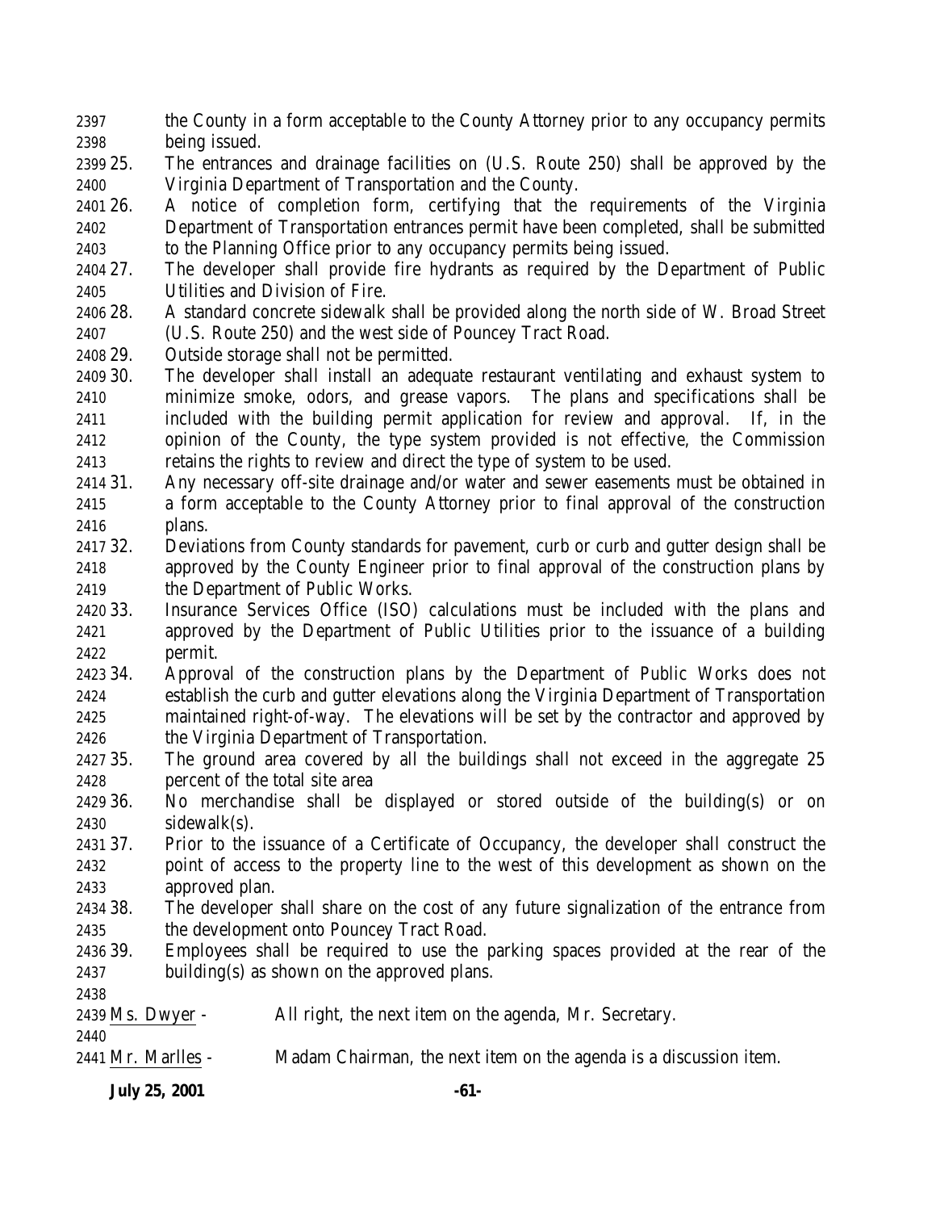the County in a form acceptable to the County Attorney prior to any occupancy permits being issued.

25. The entrances and drainage facilities on (U.S. Route 250) shall be approved by the Virginia Department of Transportation and the County.
26. A notice of completion form, certifying that the requirements of the Virginia Department of Transportation entrances permit have been completed, shall be submitted to the Planning Office prior to any occupancy permits being issued.
27. The developer shall provide fire hydrants as required by the Department of Public Utilities and Division of Fire.
28. A standard concrete sidewalk shall be provided along the north side of W. Broad Street (U.S. Route 250) and the west side of Pouncey Tract Road.
29. Outside storage shall not be permitted.
30. The developer shall install an adequate restaurant ventilating and exhaust system to minimize smoke, odors, and grease vapors. The plans and specifications shall be included with the building permit application for review and approval. If, in the opinion of the County, the type system provided is not effective, the Commission retains the rights to review and direct the type of system to be used.
31. Any necessary off-site drainage and/or water and sewer easements must be obtained in a form acceptable to the County Attorney prior to final approval of the construction plans.
32. Deviations from County standards for pavement, curb or curb and gutter design shall be approved by the County Engineer prior to final approval of the construction plans by the Department of Public Works.
33. Insurance Services Office (ISO) calculations must be included with the plans and approved by the Department of Public Utilities prior to the issuance of a building permit.
34. Approval of the construction plans by the Department of Public Works does not establish the curb and gutter elevations along the Virginia Department of Transportation maintained right-of-way. The elevations will be set by the contractor and approved by the Virginia Department of Transportation.
35. The ground area covered by all the buildings shall not exceed in the aggregate 25 percent of the total site area
36. No merchandise shall be displayed or stored outside of the building(s) or on sidewalk(s).
37. Prior to the issuance of a Certificate of Occupancy, the developer shall construct the point of access to the property line to the west of this development as shown on the approved plan.
38. The developer shall share on the cost of any future signalization of the entrance from the development onto Pouncey Tract Road.
39. Employees shall be required to use the parking spaces provided at the rear of the building(s) as shown on the approved plans.

Ms. Dwyer - All right, the next item on the agenda, Mr. Secretary.

Mr. Marlles - Madam Chairman, the next item on the agenda is a discussion item.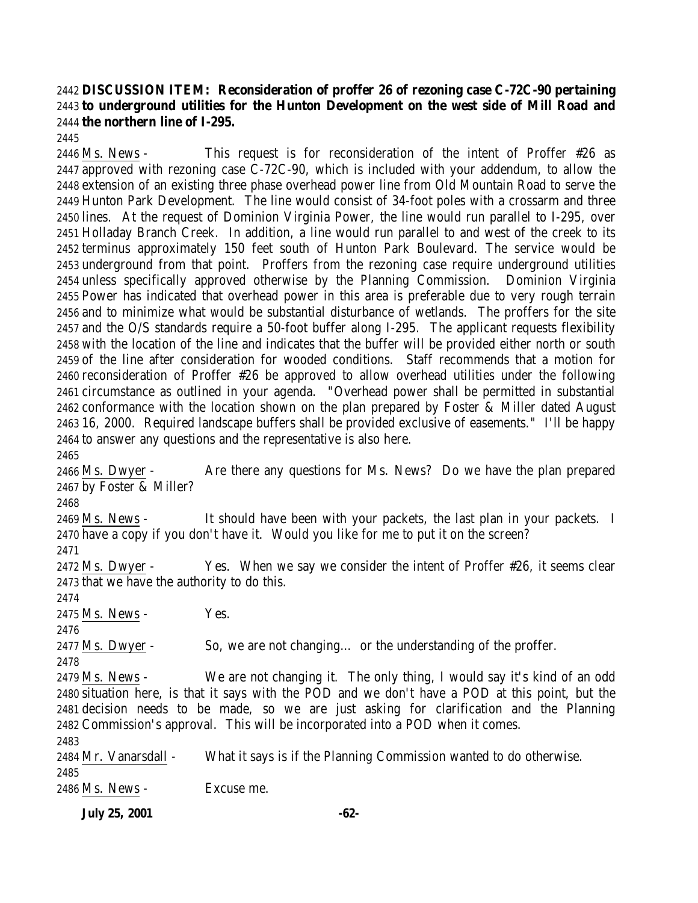**DISCUSSION ITEM: Reconsideration of proffer 26 of rezoning case C-72C-90 pertaining to underground utilities for the Hunton Development on the west side of Mill Road and the northern line of I-295.**

Ms. News - This request is for reconsideration of the intent of Proffer #26 as approved with rezoning case C-72C-90, which is included with your addendum, to allow the extension of an existing three phase overhead power line from Old Mountain Road to serve the Hunton Park Development. The line would consist of 34-foot poles with a crossarm and three lines. At the request of Dominion Virginia Power, the line would run parallel to I-295, over Holladay Branch Creek. In addition, a line would run parallel to and west of the creek to its terminus approximately 150 feet south of Hunton Park Boulevard. The service would be underground from that point. Proffers from the rezoning case require underground utilities unless specifically approved otherwise by the Planning Commission. Dominion Virginia Power has indicated that overhead power in this area is preferable due to very rough terrain and to minimize what would be substantial disturbance of wetlands. The proffers for the site and the O/S standards require a 50-foot buffer along I-295. The applicant requests flexibility with the location of the line and indicates that the buffer will be provided either north or south of the line after consideration for wooded conditions. Staff recommends that a motion for reconsideration of Proffer #26 be approved to allow overhead utilities under the following circumstance as outlined in your agenda. "Overhead power shall be permitted in substantial conformance with the location shown on the plan prepared by Foster & Miller dated August 16, 2000. Required landscape buffers shall be provided exclusive of easements." I'll be happy to answer any questions and the representative is also here.

Ms. Dwyer - Are there any questions for Ms. News? Do we have the plan prepared by Foster & Miller?

Ms. News - It should have been with your packets, the last plan in your packets. I have a copy if you don't have it. Would you like for me to put it on the screen?

Ms. Dwyer - Yes. When we say we consider the intent of Proffer #26, it seems clear that we have the authority to do this.

Ms. News - Yes.

Ms. Dwyer - So, we are not changing… or the understanding of the proffer.

Ms. News - We are not changing it. The only thing, I would say it's kind of an odd situation here, is that it says with the POD and we don't have a POD at this point, but the decision needs to be made, so we are just asking for clarification and the Planning Commission's approval. This will be incorporated into a POD when it comes.

Mr. Vanarsdall - What it says is if the Planning Commission wanted to do otherwise.

Ms. News - Excuse me.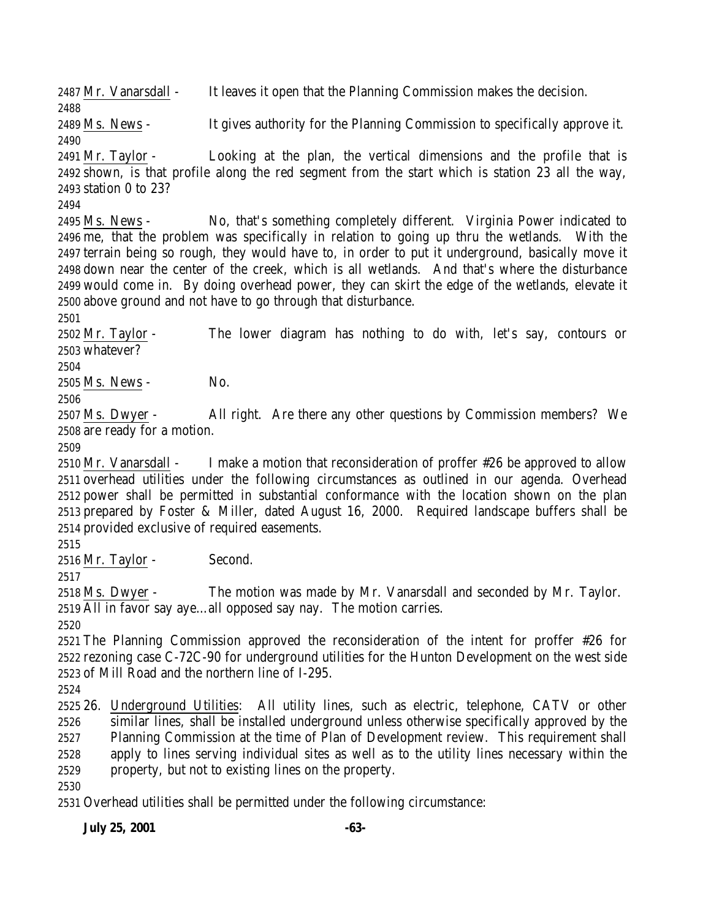Mr. Vanarsdall - It leaves it open that the Planning Commission makes the decision.

Ms. News - It gives authority for the Planning Commission to specifically approve it.

Mr. Taylor - Looking at the plan, the vertical dimensions and the profile that is shown, is that profile along the red segment from the start which is station 23 all the way, station 0 to 23?

Ms. News - No, that's something completely different. Virginia Power indicated to me, that the problem was specifically in relation to going up thru the wetlands. With the terrain being so rough, they would have to, in order to put it underground, basically move it down near the center of the creek, which is all wetlands. And that's where the disturbance would come in. By doing overhead power, they can skirt the edge of the wetlands, elevate it above ground and not have to go through that disturbance.

Mr. Taylor - The lower diagram has nothing to do with, let's say, contours or whatever?

Ms. News - No.

Ms. Dwyer - All right. Are there any other questions by Commission members? We are ready for a motion.

Mr. Vanarsdall - I make a motion that reconsideration of proffer #26 be approved to allow overhead utilities under the following circumstances as outlined in our agenda. Overhead power shall be permitted in substantial conformance with the location shown on the plan prepared by Foster & Miller, dated August 16, 2000. Required landscape buffers shall be provided exclusive of required easements.

Mr. Taylor - Second.

Ms. Dwyer - The motion was made by Mr. Vanarsdall and seconded by Mr. Taylor. All in favor say aye…all opposed say nay. The motion carries.

The Planning Commission approved the reconsideration of the intent for proffer #26 for rezoning case C-72C-90 for underground utilities for the Hunton Development on the west side of Mill Road and the northern line of I-295.

26. Underground Utilities: All utility lines, such as electric, telephone, CATV or other similar lines, shall be installed underground unless otherwise specifically approved by the Planning Commission at the time of Plan of Development review. This requirement shall apply to lines serving individual sites as well as to the utility lines necessary within the property, but not to existing lines on the property.

Overhead utilities shall be permitted under the following circumstance: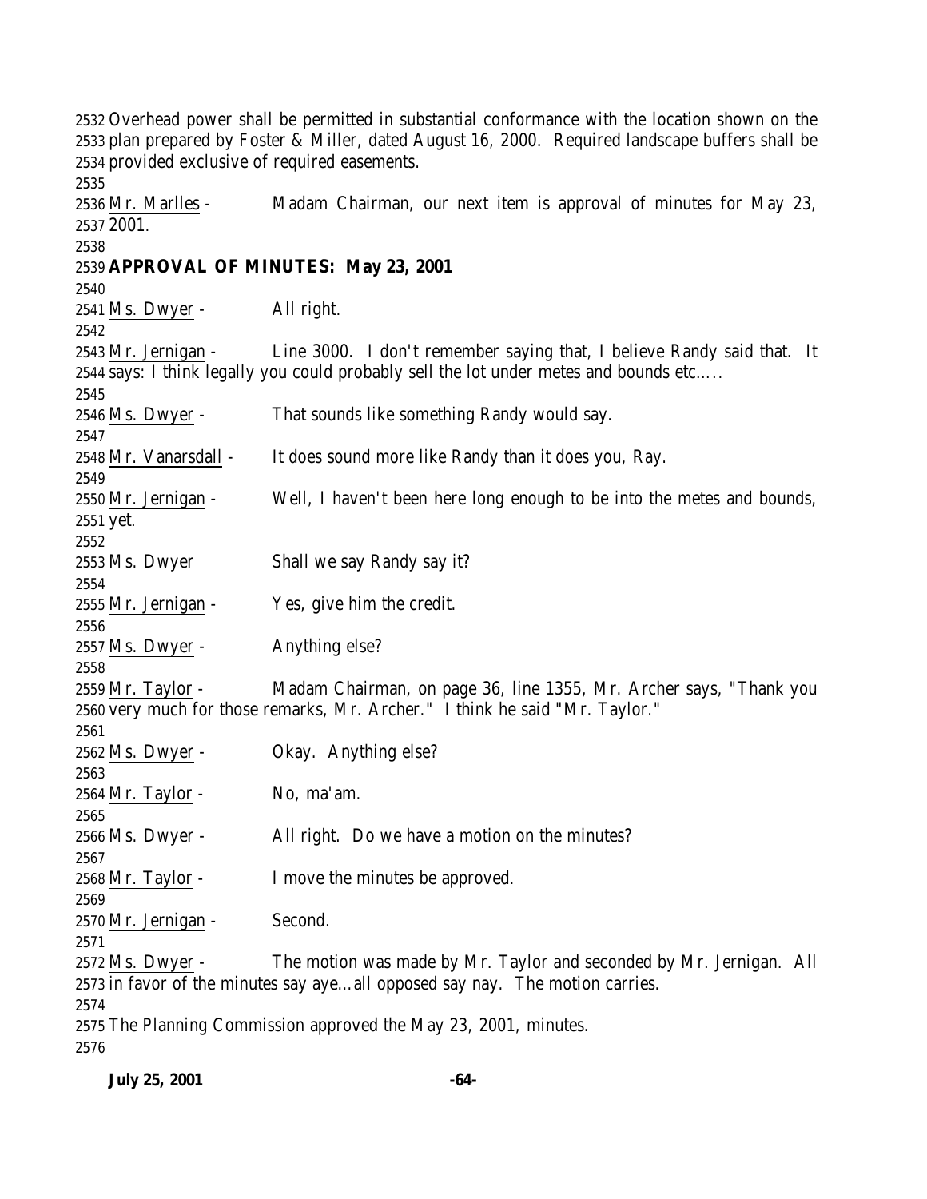Overhead power shall be permitted in substantial conformance with the location shown on the plan prepared by Foster & Miller, dated August 16, 2000. Required landscape buffers shall be provided exclusive of required easements.

Mr. Marlles - Madam Chairman, our next item is approval of minutes for May 23, 2001.

**APPROVAL OF MINUTES: May 23, 2001**

Ms. Dwyer - All right.

Mr. Jernigan - Line 3000. I don't remember saying that, I believe Randy said that. It says: I think legally you could probably sell the lot under metes and bounds etc.….

Ms. Dwyer - That sounds like something Randy would say.

Mr. Vanarsdall - It does sound more like Randy than it does you, Ray.

Mr. Jernigan - Well, I haven't been here long enough to be into the metes and bounds, yet.

Ms. Dwyer Shall we say Randy say it?

Mr. Jernigan - Yes, give him the credit.

Ms. Dwyer - Anything else?

Mr. Taylor - Madam Chairman, on page 36, line 1355, Mr. Archer says, "Thank you very much for those remarks, Mr. Archer." I think he said "Mr. Taylor."

Ms. Dwyer - Okay. Anything else?

Mr. Taylor - No, ma'am.

Ms. Dwyer - All right. Do we have a motion on the minutes?

Mr. Taylor - I move the minutes be approved.

Mr. Jernigan - Second.

Ms. Dwyer - The motion was made by Mr. Taylor and seconded by Mr. Jernigan. All in favor of the minutes say aye…all opposed say nay. The motion carries.

The Planning Commission approved the May 23, 2001, minutes.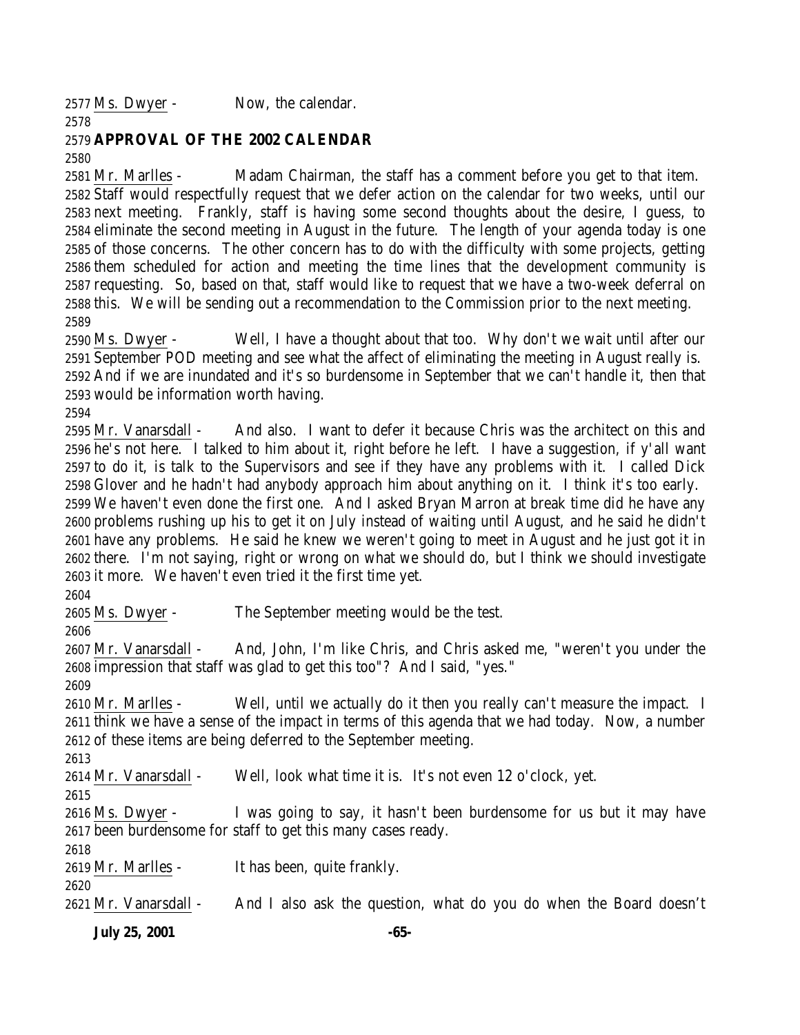Ms. Dwyer - Now, the calendar.

**APPROVAL OF THE 2002 CALENDAR**

Mr. Marlles - Madam Chairman, the staff has a comment before you get to that item. Staff would respectfully request that we defer action on the calendar for two weeks, until our next meeting. Frankly, staff is having some second thoughts about the desire, I guess, to eliminate the second meeting in August in the future. The length of your agenda today is one of those concerns. The other concern has to do with the difficulty with some projects, getting them scheduled for action and meeting the time lines that the development community is requesting. So, based on that, staff would like to request that we have a two-week deferral on this. We will be sending out a recommendation to the Commission prior to the next meeting.

Ms. Dwyer - Well, I have a thought about that too. Why don't we wait until after our September POD meeting and see what the affect of eliminating the meeting in August really is. And if we are inundated and it's so burdensome in September that we can't handle it, then that would be information worth having.

Mr. Vanarsdall - And also. I want to defer it because Chris was the architect on this and he's not here. I talked to him about it, right before he left. I have a suggestion, if y'all want to do it, is talk to the Supervisors and see if they have any problems with it. I called Dick Glover and he hadn't had anybody approach him about anything on it. I think it's too early. We haven't even done the first one. And I asked Bryan Marron at break time did he have any problems rushing up his to get it on July instead of waiting until August, and he said he didn't have any problems. He said he knew we weren't going to meet in August and he just got it in there. I'm not saying, right or wrong on what we should do, but I think we should investigate it more. We haven't even tried it the first time yet.

Ms. Dwyer - The September meeting would be the test.

Mr. Vanarsdall - And, John, I'm like Chris, and Chris asked me, "weren't you under the impression that staff was glad to get this too"? And I said, "yes."

Mr. Marlles - Well, until we actually do it then you really can't measure the impact. I think we have a sense of the impact in terms of this agenda that we had today. Now, a number of these items are being deferred to the September meeting.

Mr. Vanarsdall - Well, look what time it is. It's not even 12 o'clock, yet.

Ms. Dwyer - I was going to say, it hasn't been burdensome for us but it may have been burdensome for staff to get this many cases ready.

Mr. Marlles - It has been, quite frankly.

Mr. Vanarsdall - And I also ask the question, what do you do when the Board doesn't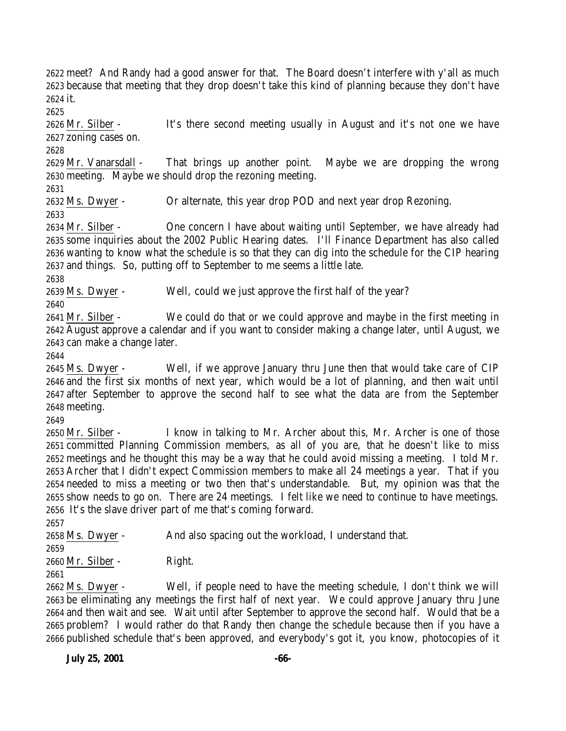2622 meet? And Randy had a good answer for that. The Board doesn't interfere with y'all as much
2623 because that meeting that they drop doesn't take this kind of planning because they don't have
2624 it.
2625
2626 Mr. Silber - It's there second meeting usually in August and it's not one we have
2627 zoning cases on.
2628
2629 Mr. Vanarsdall - That brings up another point. Maybe we are dropping the wrong
2630 meeting. Maybe we should drop the rezoning meeting.
2631
2632 Ms. Dwyer - Or alternate, this year drop POD and next year drop Rezoning.
2633
2634 Mr. Silber - One concern I have about waiting until September, we have already had
2635 some inquiries about the 2002 Public Hearing dates. I'll Finance Department has also called
2636 wanting to know what the schedule is so that they can dig into the schedule for the CIP hearing
2637 and things. So, putting off to September to me seems a little late.
2638
2639 Ms. Dwyer - Well, could we just approve the first half of the year?
2640
2641 Mr. Silber - We could do that or we could approve and maybe in the first meeting in
2642 August approve a calendar and if you want to consider making a change later, until August, we
2643 can make a change later.
2644
2645 Ms. Dwyer - Well, if we approve January thru June then that would take care of CIP
2646 and the first six months of next year, which would be a lot of planning, and then wait until
2647 after September to approve the second half to see what the data are from the September
2648 meeting.
2649
2650 Mr. Silber - I know in talking to Mr. Archer about this, Mr. Archer is one of those
2651 committed Planning Commission members, as all of you are, that he doesn't like to miss
2652 meetings and he thought this may be a way that he could avoid missing a meeting. I told Mr.
2653 Archer that I didn't expect Commission members to make all 24 meetings a year. That if you
2654 needed to miss a meeting or two then that's understandable. But, my opinion was that the
2655 show needs to go on. There are 24 meetings. I felt like we need to continue to have meetings.
2656 It's the slave driver part of me that's coming forward.
2657
2658 Ms. Dwyer - And also spacing out the workload, I understand that.
2659
2660 Mr. Silber - Right.
2661
2662 Ms. Dwyer - Well, if people need to have the meeting schedule, I don't think we will
2663 be eliminating any meetings the first half of next year. We could approve January thru June
2664 and then wait and see. Wait until after September to approve the second half. Would that be a
2665 problem? I would rather do that Randy then change the schedule because then if you have a
2666 published schedule that's been approved, and everybody's got it, you know, photocopies of it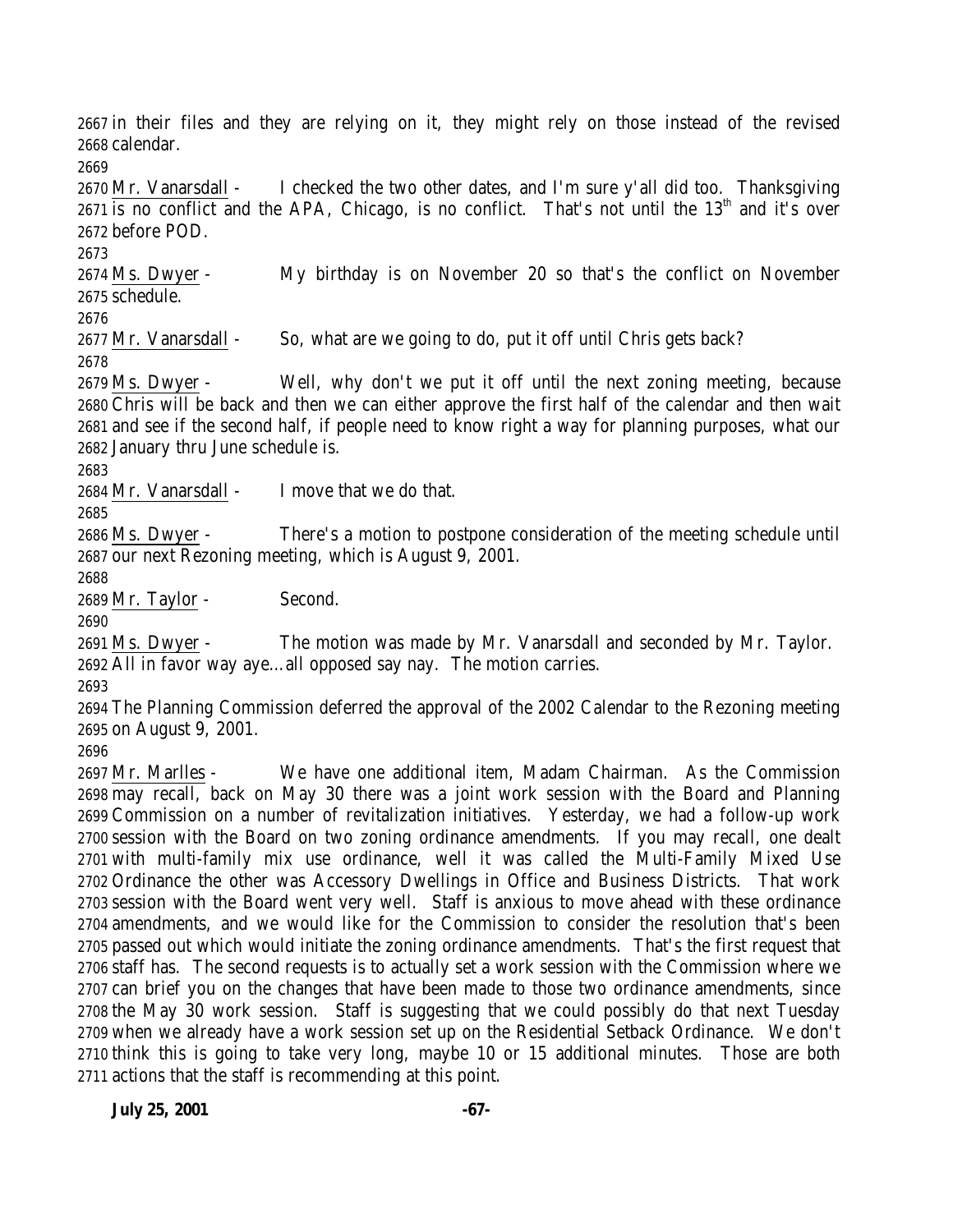in their files and they are relying on it, they might rely on those instead of the revised calendar.

Mr. Vanarsdall - I checked the two other dates, and I'm sure y'all did too. Thanksgiving is no conflict and the APA, Chicago, is no conflict. That's not until the 13th and it's over before POD.

Ms. Dwyer - My birthday is on November 20 so that's the conflict on November schedule.

Mr. Vanarsdall - So, what are we going to do, put it off until Chris gets back?

Ms. Dwyer - Well, why don't we put it off until the next zoning meeting, because Chris will be back and then we can either approve the first half of the calendar and then wait and see if the second half, if people need to know right a way for planning purposes, what our January thru June schedule is.

Mr. Vanarsdall - I move that we do that.

Ms. Dwyer - There's a motion to postpone consideration of the meeting schedule until our next Rezoning meeting, which is August 9, 2001.

Mr. Taylor - Second.

Ms. Dwyer - The motion was made by Mr. Vanarsdall and seconded by Mr. Taylor. All in favor way aye…all opposed say nay. The motion carries.

The Planning Commission deferred the approval of the 2002 Calendar to the Rezoning meeting on August 9, 2001.

Mr. Marlles - We have one additional item, Madam Chairman. As the Commission may recall, back on May 30 there was a joint work session with the Board and Planning Commission on a number of revitalization initiatives. Yesterday, we had a follow-up work session with the Board on two zoning ordinance amendments. If you may recall, one dealt with multi-family mix use ordinance, well it was called the Multi-Family Mixed Use Ordinance the other was Accessory Dwellings in Office and Business Districts. That work session with the Board went very well. Staff is anxious to move ahead with these ordinance amendments, and we would like for the Commission to consider the resolution that's been passed out which would initiate the zoning ordinance amendments. That's the first request that staff has. The second requests is to actually set a work session with the Commission where we can brief you on the changes that have been made to those two ordinance amendments, since the May 30 work session. Staff is suggesting that we could possibly do that next Tuesday when we already have a work session set up on the Residential Setback Ordinance. We don't think this is going to take very long, maybe 10 or 15 additional minutes. Those are both actions that the staff is recommending at this point.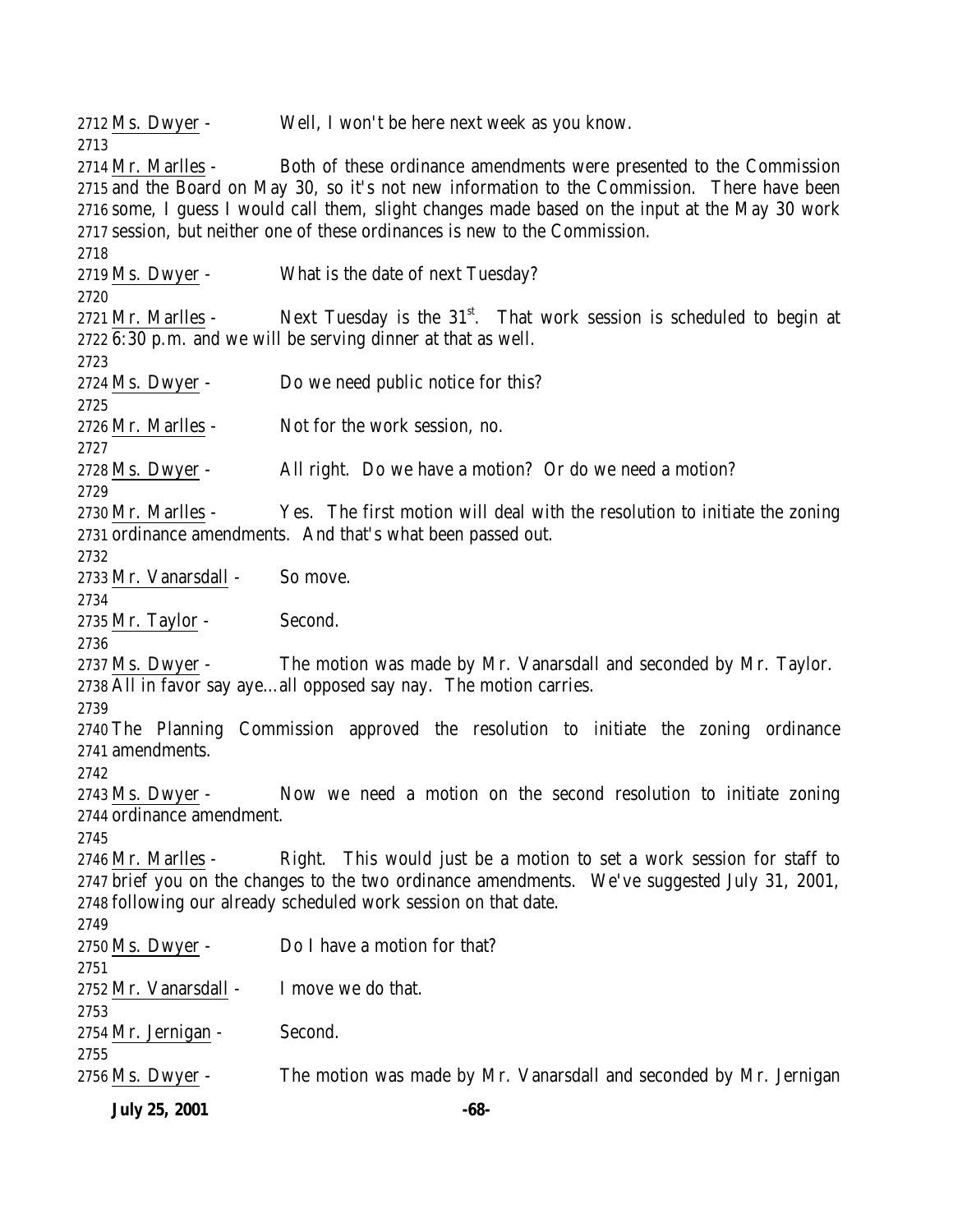Ms. Dwyer - Well, I won't be here next week as you know.

Mr. Marlles - Both of these ordinance amendments were presented to the Commission and the Board on May 30, so it's not new information to the Commission. There have been some, I guess I would call them, slight changes made based on the input at the May 30 work session, but neither one of these ordinances is new to the Commission.

Ms. Dwyer - What is the date of next Tuesday?

Mr. Marlles - Next Tuesday is the 31st. That work session is scheduled to begin at 6:30 p.m. and we will be serving dinner at that as well.

Ms. Dwyer - Do we need public notice for this?

Mr. Marlles - Not for the work session, no.

Ms. Dwyer - All right. Do we have a motion? Or do we need a motion?

Mr. Marlles - Yes. The first motion will deal with the resolution to initiate the zoning ordinance amendments. And that's what been passed out.

Mr. Vanarsdall - So move.

Mr. Taylor - Second.

Ms. Dwyer - The motion was made by Mr. Vanarsdall and seconded by Mr. Taylor. All in favor say aye…all opposed say nay. The motion carries.

The Planning Commission approved the resolution to initiate the zoning ordinance amendments.

Ms. Dwyer - Now we need a motion on the second resolution to initiate zoning ordinance amendment.

Mr. Marlles - Right. This would just be a motion to set a work session for staff to brief you on the changes to the two ordinance amendments. We've suggested July 31, 2001, following our already scheduled work session on that date.

Ms. Dwyer - Do I have a motion for that?

Mr. Vanarsdall - I move we do that.

Mr. Jernigan - Second.

Ms. Dwyer - The motion was made by Mr. Vanarsdall and seconded by Mr. Jernigan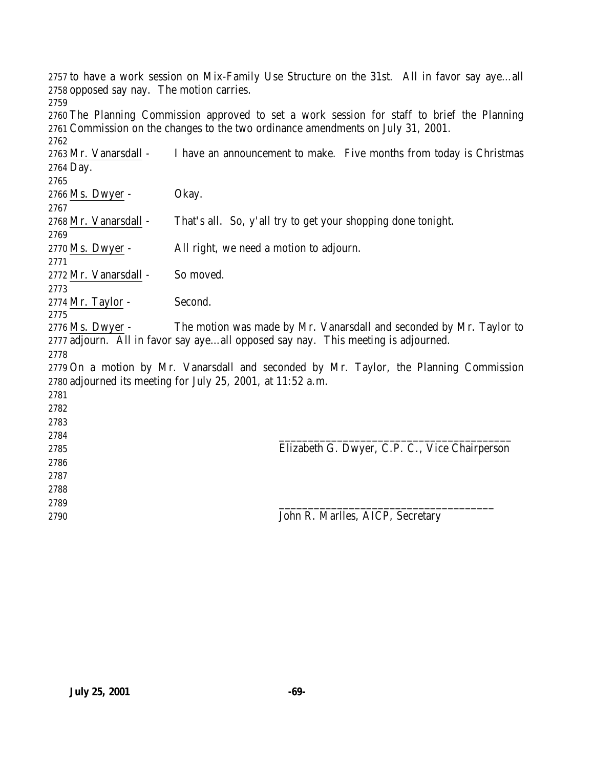to have a work session on Mix-Family Use Structure on the 31st. All in favor say aye…all opposed say nay. The motion carries.

The Planning Commission approved to set a work session for staff to brief the Planning Commission on the changes to the two ordinance amendments on July 31, 2001.

Mr. Vanarsdall - I have an announcement to make. Five months from today is Christmas Day.

Ms. Dwyer - Okay.

Mr. Vanarsdall - That's all. So, y'all try to get your shopping done tonight.

Ms. Dwyer - All right, we need a motion to adjourn.

Mr. Vanarsdall - So moved.

Mr. Taylor - Second.

Ms. Dwyer - The motion was made by Mr. Vanarsdall and seconded by Mr. Taylor to adjourn. All in favor say aye…all opposed say nay. This meeting is adjourned.

On a motion by Mr. Vanarsdall and seconded by Mr. Taylor, the Planning Commission adjourned its meeting for July 25, 2001, at 11:52 a.m.

\_\_\_\_\_\_\_\_\_\_\_\_\_\_\_\_\_\_\_\_\_\_\_\_\_\_\_\_\_\_\_\_\_\_\_\_\_\_\_\_
Elizabeth G. Dwyer, C.P. C., Vice Chairperson

\_\_\_\_\_\_\_\_\_\_\_\_\_\_\_\_\_\_\_\_\_\_\_\_\_\_\_\_\_\_\_\_\_\_\_\_\_\_
John R. Marlles, AICP, Secretary